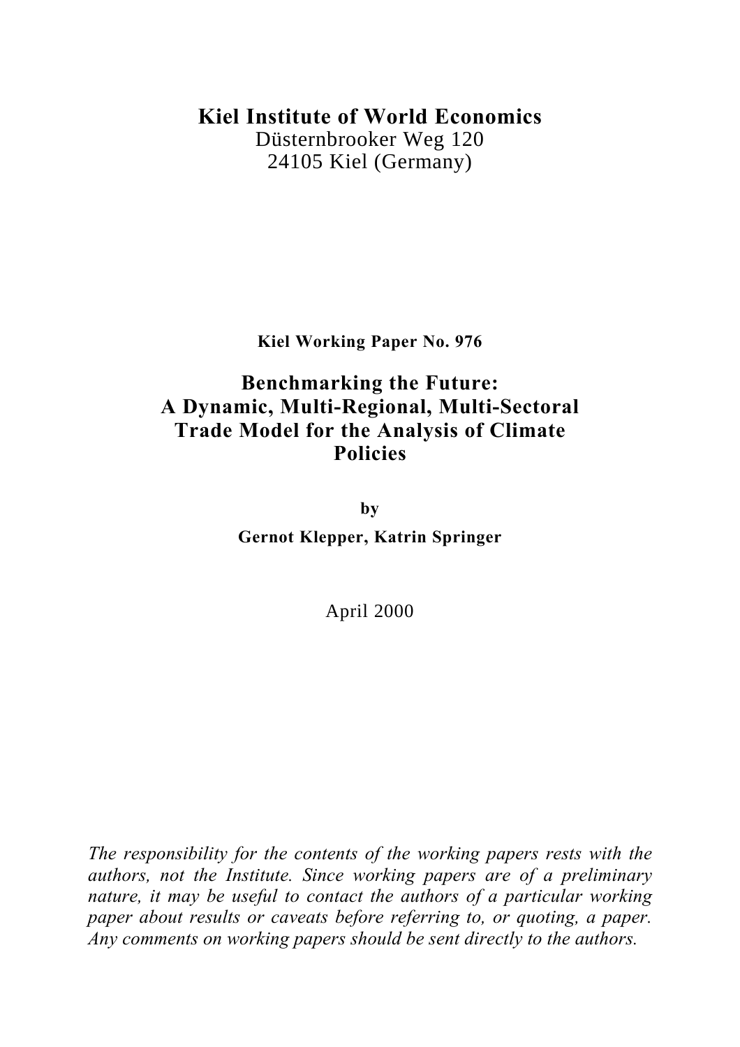# Kiel Institute of World Economics

Düsternbrooker Weg 120
24105 Kiel (Germany)

**Kiel Working Paper No. 976**

## Benchmarking the Future: A Dynamic, Multi-Regional, Multi-Sectoral Trade Model for the Analysis of Climate Policies

**by**

**Gernot Klepper, Katrin Springer**

April 2000

*The responsibility for the contents of the working papers rests with the authors, not the Institute. Since working papers are of a preliminary nature, it may be useful to contact the authors of a particular working paper about results or caveats before referring to, or quoting, a paper. Any comments on working papers should be sent directly to the authors.*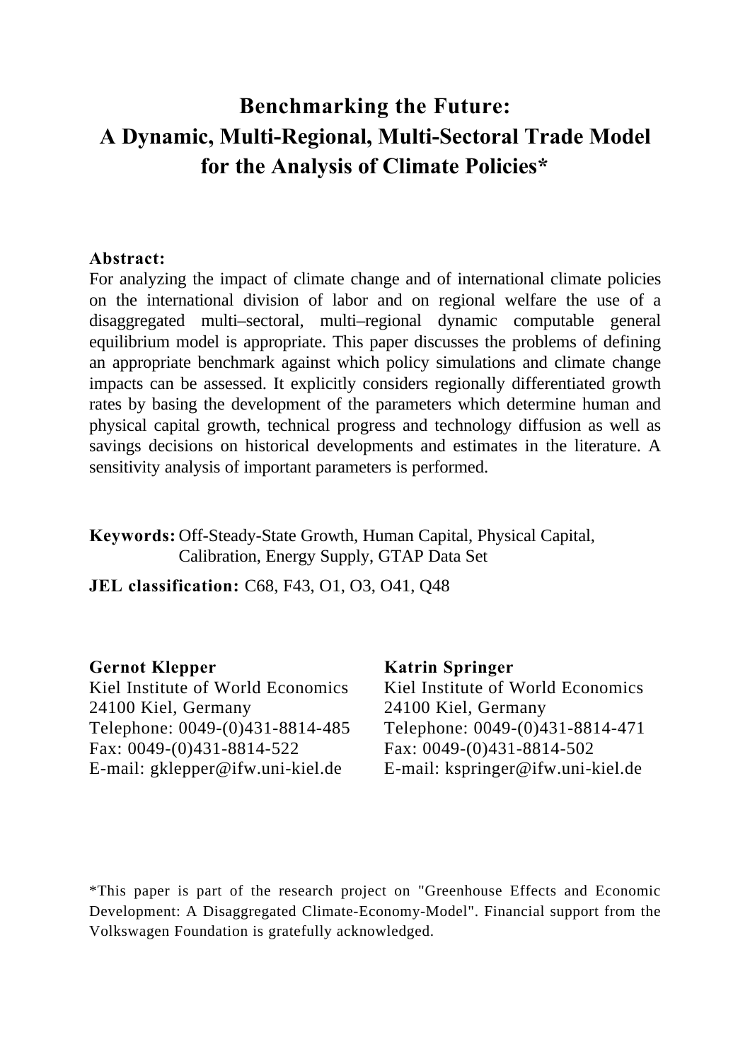# Benchmarking the Future: A Dynamic, Multi-Regional, Multi-Sectoral Trade Model for the Analysis of Climate Policies*

**Abstract:**

For analyzing the impact of climate change and of international climate policies on the international division of labor and on regional welfare the use of a disaggregated multi–sectoral, multi–regional dynamic computable general equilibrium model is appropriate. This paper discusses the problems of defining an appropriate benchmark against which policy simulations and climate change impacts can be assessed. It explicitly considers regionally differentiated growth rates by basing the development of the parameters which determine human and physical capital growth, technical progress and technology diffusion as well as savings decisions on historical developments and estimates in the literature. A sensitivity analysis of important parameters is performed.

**Keywords:** Off-Steady-State Growth, Human Capital, Physical Capital, Calibration, Energy Supply, GTAP Data Set

**JEL classification:** C68, F43, O1, O3, O41, Q48

**Gernot Klepper**
Kiel Institute of World Economics
24100 Kiel, Germany
Telephone: 0049-(0)431-8814-485
Fax: 0049-(0)431-8814-522
E-mail: gklepper@ifw.uni-kiel.de

**Katrin Springer**
Kiel Institute of World Economics
24100 Kiel, Germany
Telephone: 0049-(0)431-8814-471
Fax: 0049-(0)431-8814-502
E-mail: kspringer@ifw.uni-kiel.de

*This paper is part of the research project on "Greenhouse Effects and Economic Development: A Disaggregated Climate-Economy-Model". Financial support from the Volkswagen Foundation is gratefully acknowledged.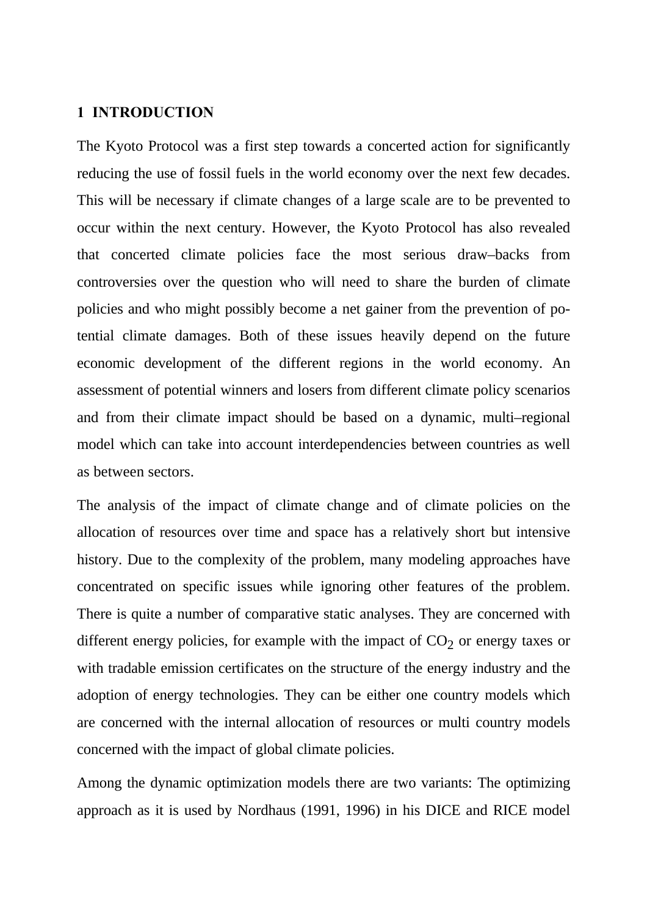## 1 INTRODUCTION

The Kyoto Protocol was a first step towards a concerted action for significantly reducing the use of fossil fuels in the world economy over the next few decades. This will be necessary if climate changes of a large scale are to be prevented to occur within the next century. However, the Kyoto Protocol has also revealed that concerted climate policies face the most serious draw–backs from controversies over the question who will need to share the burden of climate policies and who might possibly become a net gainer from the prevention of potential climate damages. Both of these issues heavily depend on the future economic development of the different regions in the world economy. An assessment of potential winners and losers from different climate policy scenarios and from their climate impact should be based on a dynamic, multi–regional model which can take into account interdependencies between countries as well as between sectors.

The analysis of the impact of climate change and of climate policies on the allocation of resources over time and space has a relatively short but intensive history. Due to the complexity of the problem, many modeling approaches have concentrated on specific issues while ignoring other features of the problem. There is quite a number of comparative static analyses. They are concerned with different energy policies, for example with the impact of $CO_2$ or energy taxes or with tradable emission certificates on the structure of the energy industry and the adoption of energy technologies. They can be either one country models which are concerned with the internal allocation of resources or multi country models concerned with the impact of global climate policies.

Among the dynamic optimization models there are two variants: The optimizing approach as it is used by Nordhaus (1991, 1996) in his DICE and RICE model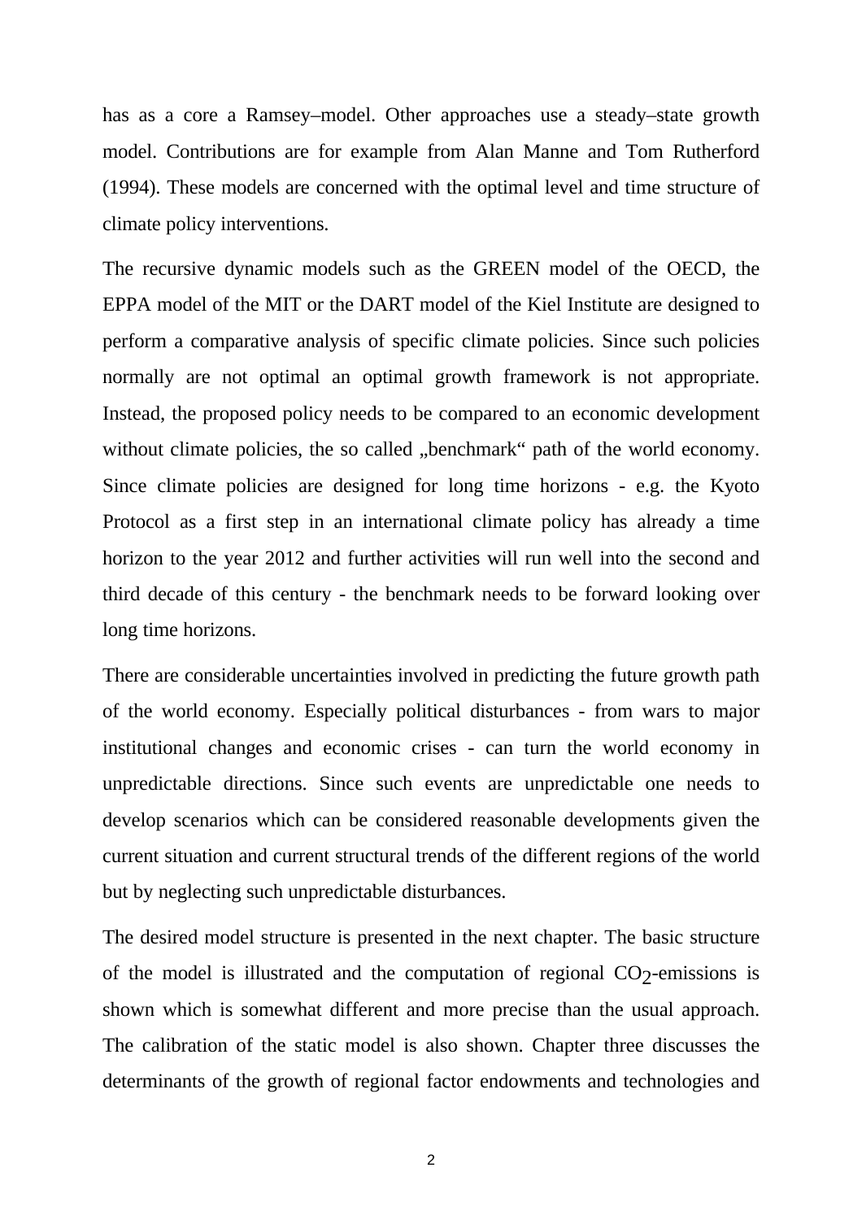has as a core a Ramsey–model. Other approaches use a steady–state growth model. Contributions are for example from Alan Manne and Tom Rutherford (1994). These models are concerned with the optimal level and time structure of climate policy interventions.

The recursive dynamic models such as the GREEN model of the OECD, the EPPA model of the MIT or the DART model of the Kiel Institute are designed to perform a comparative analysis of specific climate policies. Since such policies normally are not optimal an optimal growth framework is not appropriate. Instead, the proposed policy needs to be compared to an economic development without climate policies, the so called „benchmark" path of the world economy. Since climate policies are designed for long time horizons - e.g. the Kyoto Protocol as a first step in an international climate policy has already a time horizon to the year 2012 and further activities will run well into the second and third decade of this century - the benchmark needs to be forward looking over long time horizons.

There are considerable uncertainties involved in predicting the future growth path of the world economy. Especially political disturbances - from wars to major institutional changes and economic crises - can turn the world economy in unpredictable directions. Since such events are unpredictable one needs to develop scenarios which can be considered reasonable developments given the current situation and current structural trends of the different regions of the world but by neglecting such unpredictable disturbances.

The desired model structure is presented in the next chapter. The basic structure of the model is illustrated and the computation of regional $CO_2$-emissions is shown which is somewhat different and more precise than the usual approach. The calibration of the static model is also shown. Chapter three discusses the determinants of the growth of regional factor endowments and technologies and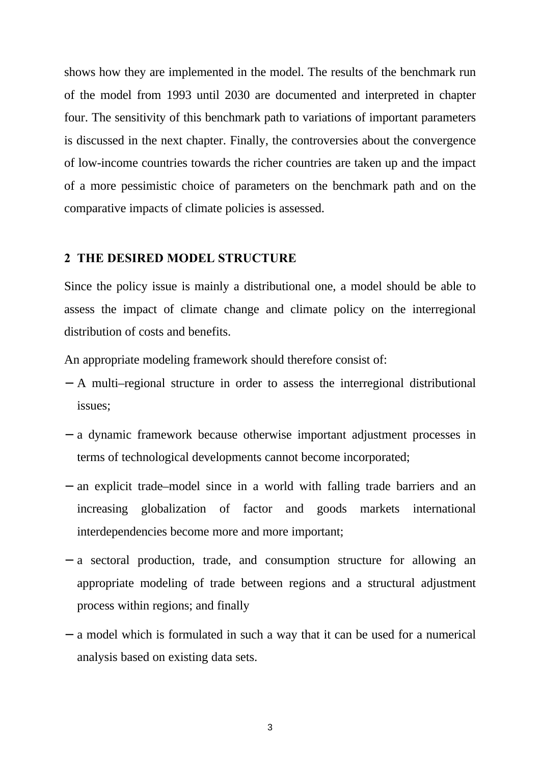shows how they are implemented in the model. The results of the benchmark run of the model from 1993 until 2030 are documented and interpreted in chapter four. The sensitivity of this benchmark path to variations of important parameters is discussed in the next chapter. Finally, the controversies about the convergence of low-income countries towards the richer countries are taken up and the impact of a more pessimistic choice of parameters on the benchmark path and on the comparative impacts of climate policies is assessed.

## 2 THE DESIRED MODEL STRUCTURE

Since the policy issue is mainly a distributional one, a model should be able to assess the impact of climate change and climate policy on the interregional distribution of costs and benefits.

An appropriate modeling framework should therefore consist of:

- A multi–regional structure in order to assess the interregional distributional issues;
- a dynamic framework because otherwise important adjustment processes in terms of technological developments cannot become incorporated;
- an explicit trade–model since in a world with falling trade barriers and an increasing globalization of factor and goods markets international interdependencies become more and more important;
- a sectoral production, trade, and consumption structure for allowing an appropriate modeling of trade between regions and a structural adjustment process within regions; and finally
- a model which is formulated in such a way that it can be used for a numerical analysis based on existing data sets.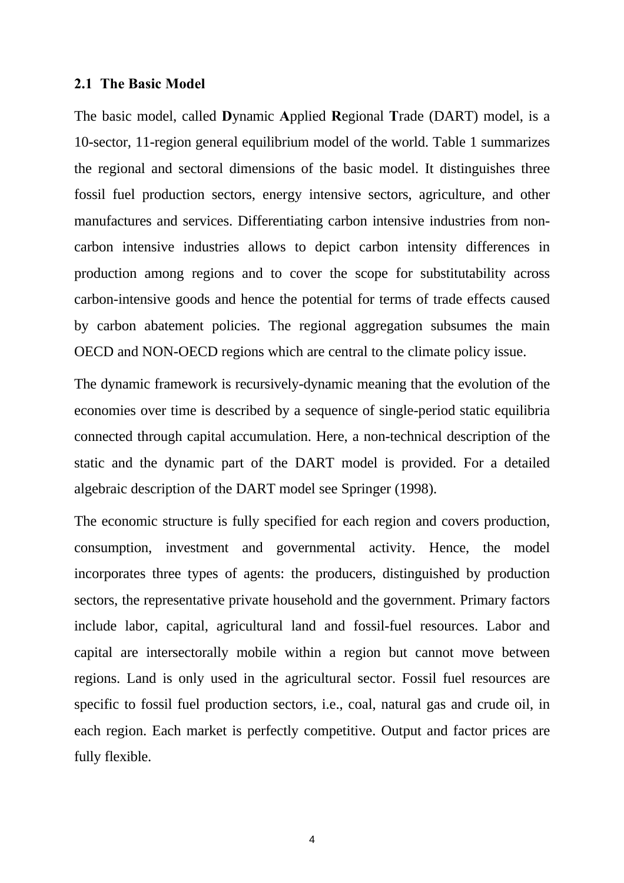### 2.1 The Basic Model

The basic model, called **D**ynamic **A**pplied **R**egional **T**rade (DART) model, is a 10-sector, 11-region general equilibrium model of the world. Table 1 summarizes the regional and sectoral dimensions of the basic model. It distinguishes three fossil fuel production sectors, energy intensive sectors, agriculture, and other manufactures and services. Differentiating carbon intensive industries from non-carbon intensive industries allows to depict carbon intensity differences in production among regions and to cover the scope for substitutability across carbon-intensive goods and hence the potential for terms of trade effects caused by carbon abatement policies. The regional aggregation subsumes the main OECD and NON-OECD regions which are central to the climate policy issue.

The dynamic framework is recursively-dynamic meaning that the evolution of the economies over time is described by a sequence of single-period static equilibria connected through capital accumulation. Here, a non-technical description of the static and the dynamic part of the DART model is provided. For a detailed algebraic description of the DART model see Springer (1998).

The economic structure is fully specified for each region and covers production, consumption, investment and governmental activity. Hence, the model incorporates three types of agents: the producers, distinguished by production sectors, the representative private household and the government. Primary factors include labor, capital, agricultural land and fossil-fuel resources. Labor and capital are intersectorally mobile within a region but cannot move between regions. Land is only used in the agricultural sector. Fossil fuel resources are specific to fossil fuel production sectors, i.e., coal, natural gas and crude oil, in each region. Each market is perfectly competitive. Output and factor prices are fully flexible.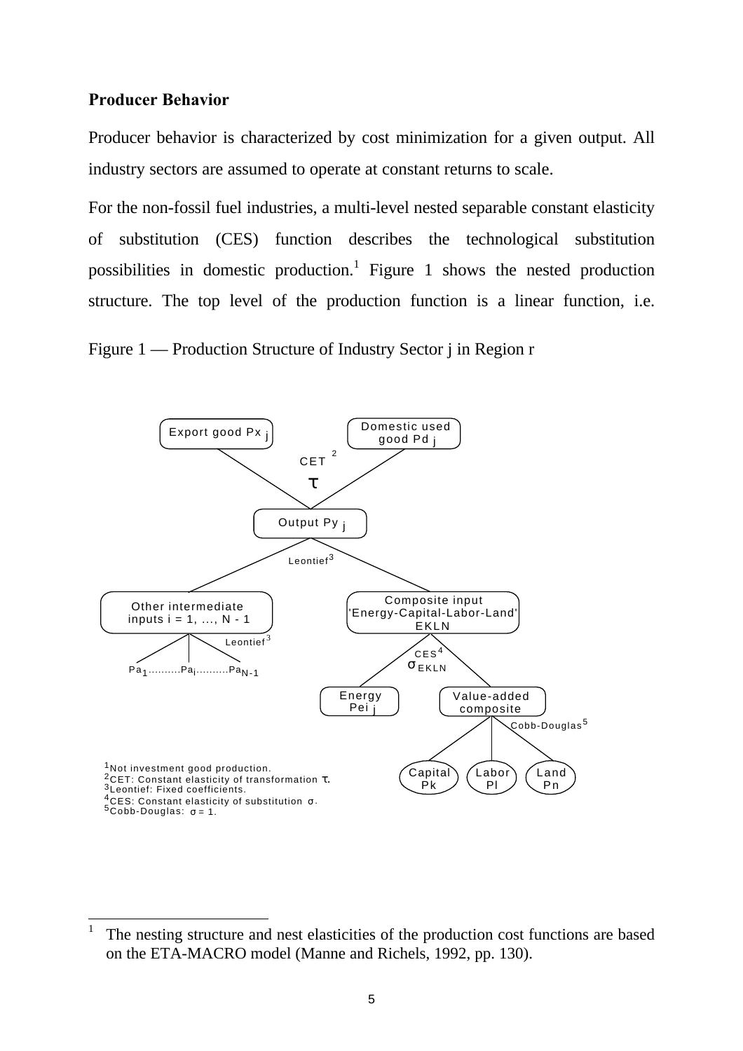### Producer Behavior

Producer behavior is characterized by cost minimization for a given output. All industry sectors are assumed to operate at constant returns to scale.

For the non-fossil fuel industries, a multi-level nested separable constant elasticity of substitution (CES) function describes the technological substitution possibilities in domestic production.[1] Figure 1 shows the nested production structure. The top level of the production function is a linear function, i.e.

Figure 1 — Production Structure of Industry Sector j in Region r

[1] The nesting structure and nest elasticities of the production cost functions are based on the ETA-MACRO model (Manne and Richels, 1992, pp. 130).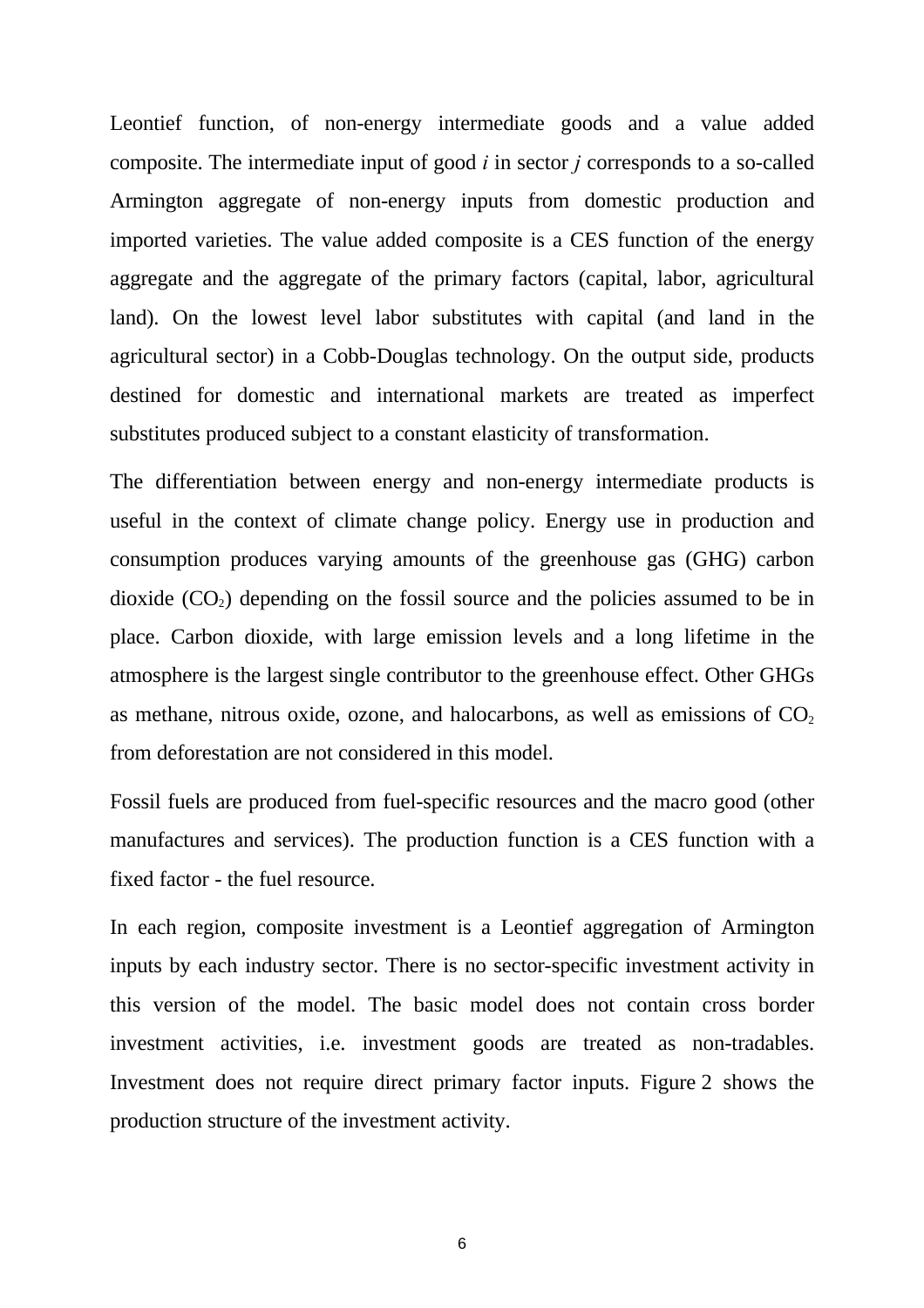Leontief function, of non-energy intermediate goods and a value added composite. The intermediate input of good *i* in sector *j* corresponds to a so-called Armington aggregate of non-energy inputs from domestic production and imported varieties. The value added composite is a CES function of the energy aggregate and the aggregate of the primary factors (capital, labor, agricultural land). On the lowest level labor substitutes with capital (and land in the agricultural sector) in a Cobb-Douglas technology. On the output side, products destined for domestic and international markets are treated as imperfect substitutes produced subject to a constant elasticity of transformation.

The differentiation between energy and non-energy intermediate products is useful in the context of climate change policy. Energy use in production and consumption produces varying amounts of the greenhouse gas (GHG) carbon dioxide ($CO_2$) depending on the fossil source and the policies assumed to be in place. Carbon dioxide, with large emission levels and a long lifetime in the atmosphere is the largest single contributor to the greenhouse effect. Other GHGs as methane, nitrous oxide, ozone, and halocarbons, as well as emissions of $CO_2$ from deforestation are not considered in this model.

Fossil fuels are produced from fuel-specific resources and the macro good (other manufactures and services). The production function is a CES function with a fixed factor - the fuel resource.

In each region, composite investment is a Leontief aggregation of Armington inputs by each industry sector. There is no sector-specific investment activity in this version of the model. The basic model does not contain cross border investment activities, i.e. investment goods are treated as non-tradables. Investment does not require direct primary factor inputs. Figure 2 shows the production structure of the investment activity.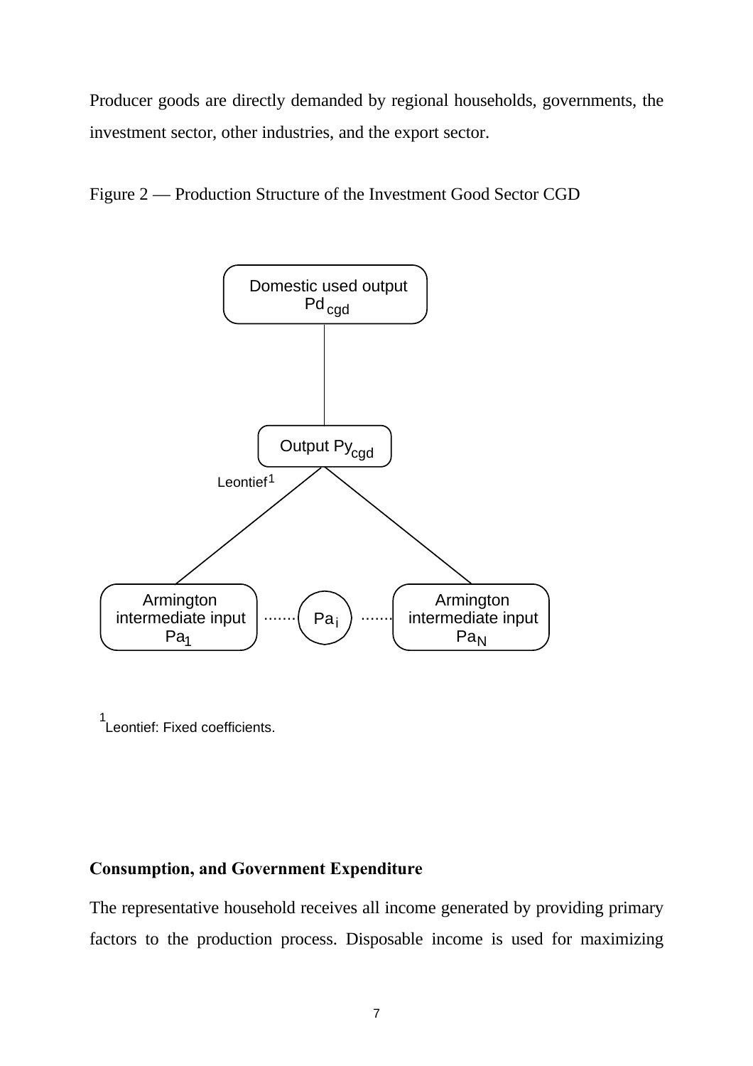Producer goods are directly demanded by regional households, governments, the investment sector, other industries, and the export sector.

Figure 2 — Production Structure of the Investment Good Sector CGD

Domestic used output $Pd_{cgd}$

Output $Py_{cgd}$

Leontief[1]

Armington intermediate input $Pa_1$ ....... $Pa_i$ ....... Armington intermediate input $Pa_N$

[1] Leontief: Fixed coefficients.

**Consumption, and Government Expenditure**

The representative household receives all income generated by providing primary factors to the production process. Disposable income is used for maximizing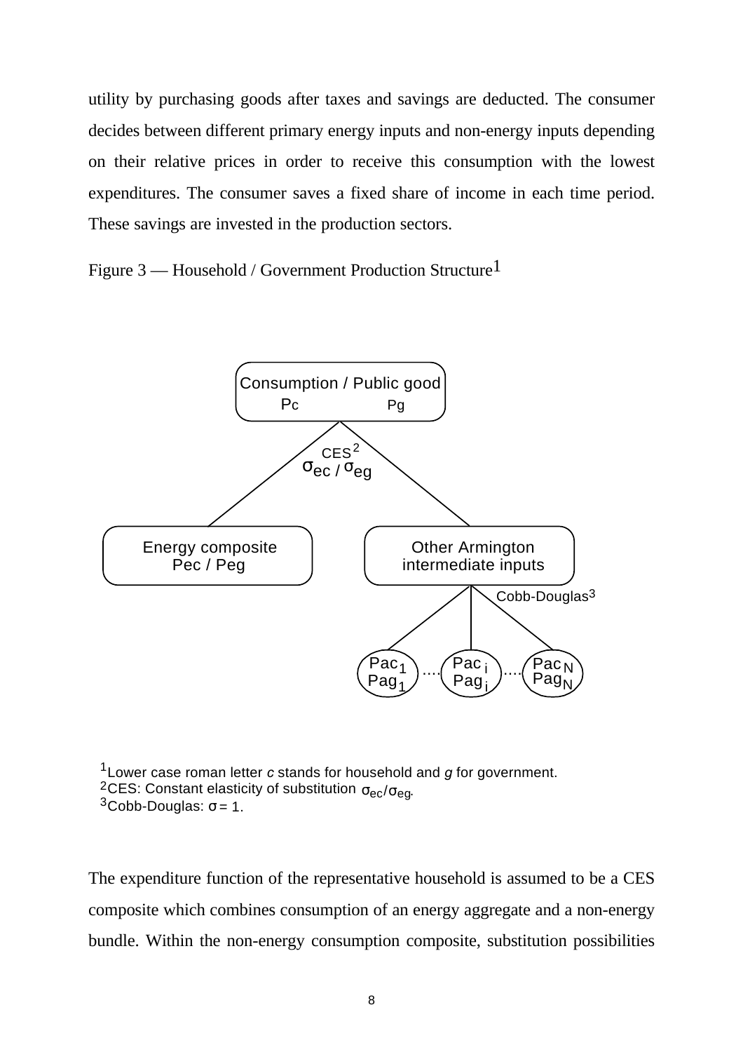utility by purchasing goods after taxes and savings are deducted. The consumer decides between different primary energy inputs and non-energy inputs depending on their relative prices in order to receive this consumption with the lowest expenditures. The consumer saves a fixed share of income in each time period. These savings are invested in the production sectors.

Figure 3 — Household / Government Production Structure[1]

Consumption / Public good
Pc Pg

CES[2]
$\sigma_{ec} / \sigma_{eg}$

Energy composite
Pec / Peg

Other Armington intermediate inputs

Cobb-Douglas[3]

$Pac_1$ $Pag_1$ .... $Pac_i$ $Pag_i$ .... $Pac_N$ $Pag_N$

[1]Lower case roman letter *c* stands for household and *g* for government.
[2]CES: Constant elasticity of substitution $\sigma_{ec}/\sigma_{eg}$.
[3]Cobb-Douglas: $\sigma = 1$.

The expenditure function of the representative household is assumed to be a CES composite which combines consumption of an energy aggregate and a non-energy bundle. Within the non-energy consumption composite, substitution possibilities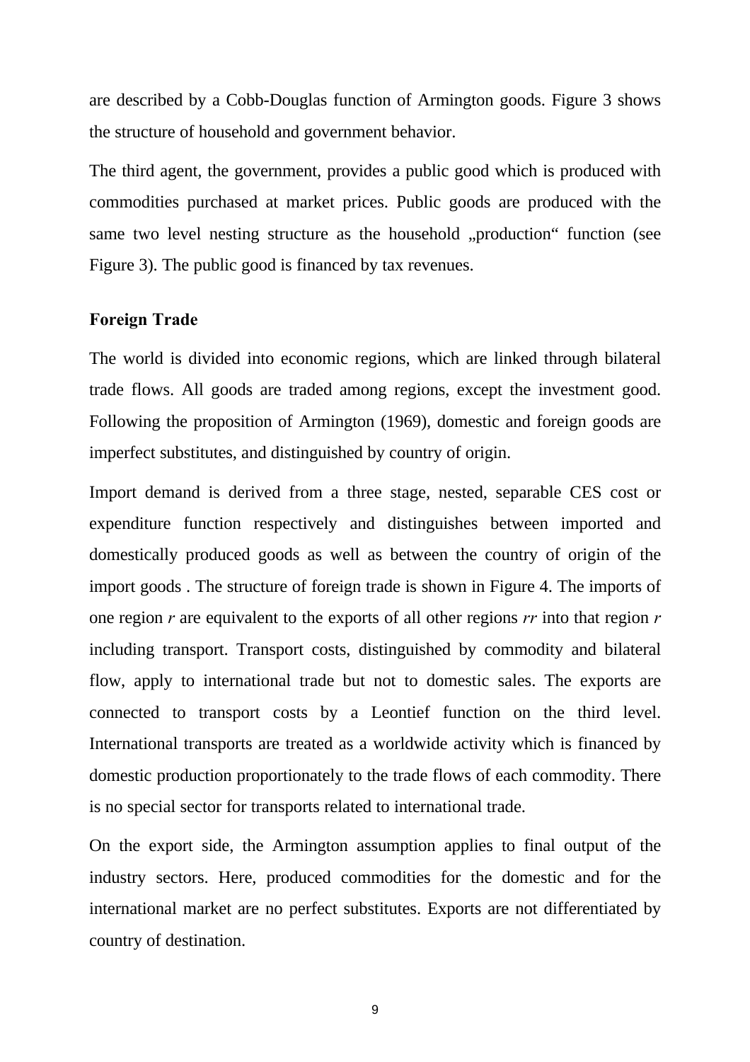are described by a Cobb-Douglas function of Armington goods. Figure 3 shows the structure of household and government behavior.

The third agent, the government, provides a public good which is produced with commodities purchased at market prices. Public goods are produced with the same two level nesting structure as the household „production" function (see Figure 3). The public good is financed by tax revenues.

**Foreign Trade**

The world is divided into economic regions, which are linked through bilateral trade flows. All goods are traded among regions, except the investment good. Following the proposition of Armington (1969), domestic and foreign goods are imperfect substitutes, and distinguished by country of origin.

Import demand is derived from a three stage, nested, separable CES cost or expenditure function respectively and distinguishes between imported and domestically produced goods as well as between the country of origin of the import goods . The structure of foreign trade is shown in Figure 4. The imports of one region *r* are equivalent to the exports of all other regions *rr* into that region *r* including transport. Transport costs, distinguished by commodity and bilateral flow, apply to international trade but not to domestic sales. The exports are connected to transport costs by a Leontief function on the third level. International transports are treated as a worldwide activity which is financed by domestic production proportionately to the trade flows of each commodity. There is no special sector for transports related to international trade.

On the export side, the Armington assumption applies to final output of the industry sectors. Here, produced commodities for the domestic and for the international market are no perfect substitutes. Exports are not differentiated by country of destination.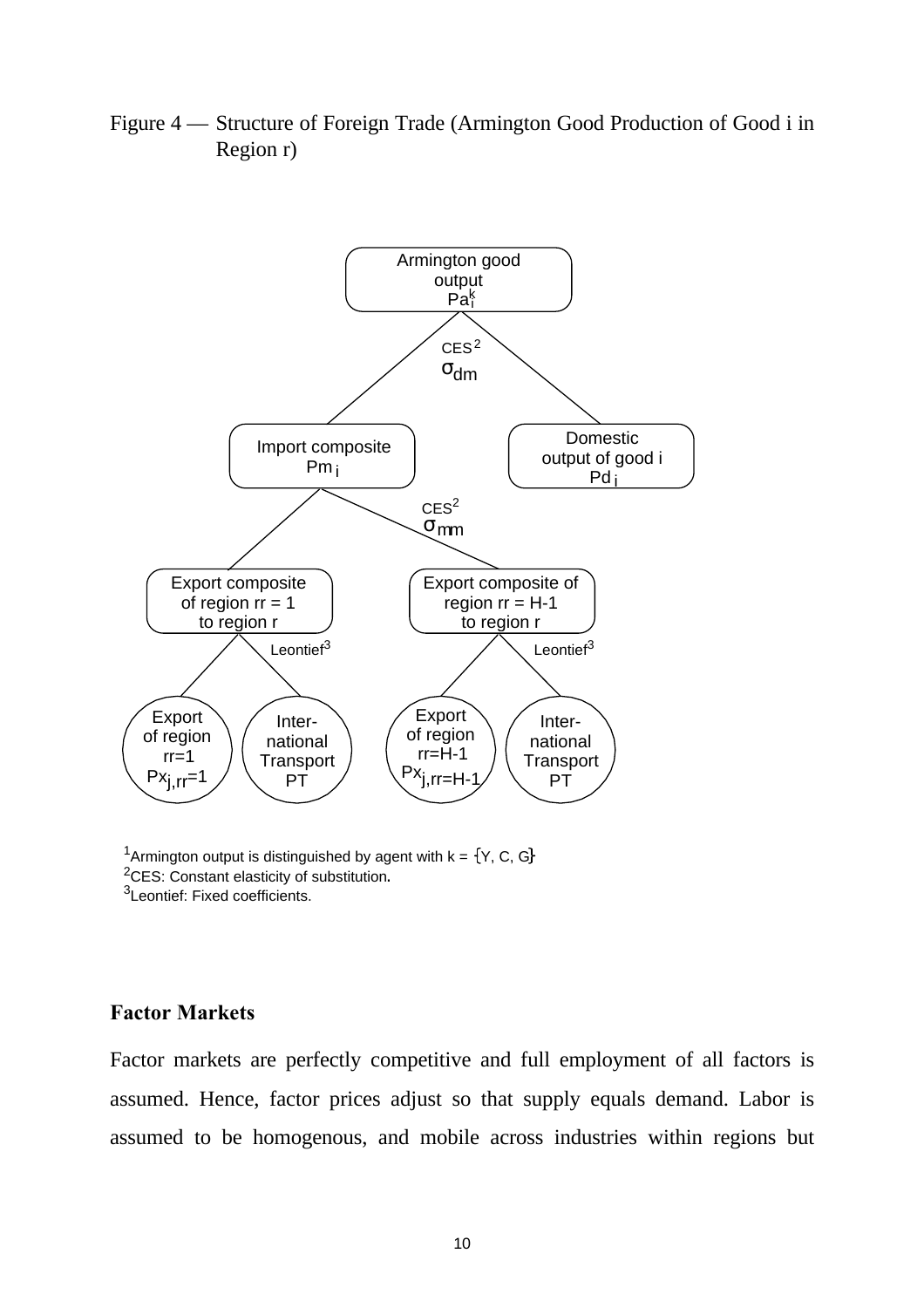Figure 4 — Structure of Foreign Trade (Armington Good Production of Good i in Region r)

Armington good output $Pa_i^k$

CES[2] $\sigma_{dm}$

Import composite $Pm_i$

Domestic output of good i $Pd_i$

CES[2] $\sigma_{mm}$

Export composite of region rr = 1 to region r

Export composite of region rr = H-1 to region r

Leontief[3]

Leontief[3]

Export of region rr=1 $Px_{j,rr=1}$

International Transport PT

Export of region rr=H-1 $Px_{j,rr=H-1}$

International Transport PT

[1]Armington output is distinguished by agent with k = {Y, C, G}
[2]CES: Constant elasticity of substitution.
[3]Leontief: Fixed coefficients.

### Factor Markets

Factor markets are perfectly competitive and full employment of all factors is assumed. Hence, factor prices adjust so that supply equals demand. Labor is assumed to be homogenous, and mobile across industries within regions but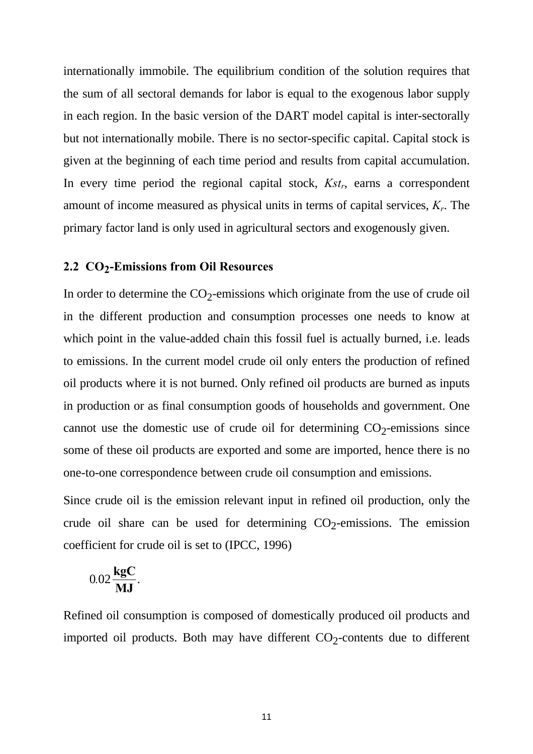internationally immobile. The equilibrium condition of the solution requires that the sum of all sectoral demands for labor is equal to the exogenous labor supply in each region. In the basic version of the DART model capital is inter-sectorally but not internationally mobile. There is no sector-specific capital. Capital stock is given at the beginning of each time period and results from capital accumulation. In every time period the regional capital stock, $Kst_r$, earns a correspondent amount of income measured as physical units in terms of capital services, $K_r$. The primary factor land is only used in agricultural sectors and exogenously given.

### 2.2 $CO_2$-Emissions from Oil Resources

In order to determine the $CO_2$-emissions which originate from the use of crude oil in the different production and consumption processes one needs to know at which point in the value-added chain this fossil fuel is actually burned, i.e. leads to emissions. In the current model crude oil only enters the production of refined oil products where it is not burned. Only refined oil products are burned as inputs in production or as final consumption goods of households and government. One cannot use the domestic use of crude oil for determining $CO_2$-emissions since some of these oil products are exported and some are imported, hence there is no one-to-one correspondence between crude oil consumption and emissions.

Since crude oil is the emission relevant input in refined oil production, only the crude oil share can be used for determining $CO_2$-emissions. The emission coefficient for crude oil is set to (IPCC, 1996)

$$0.02\,\frac{\mathbf{kgC}}{\mathbf{MJ}}.$$

Refined oil consumption is composed of domestically produced oil products and imported oil products. Both may have different $CO_2$-contents due to different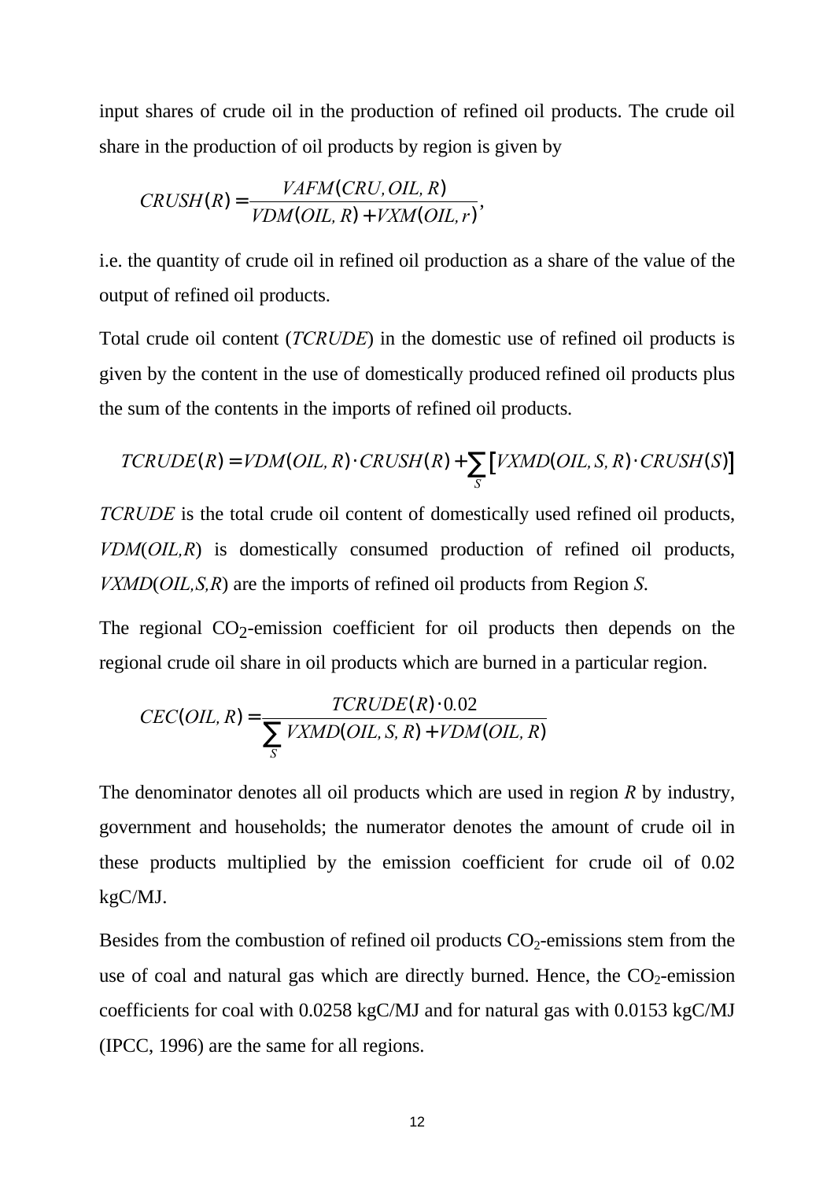input shares of crude oil in the production of refined oil products. The crude oil share in the production of oil products by region is given by

$$CRUSH(R) = \frac{VAFM(CRU, OIL, R)}{VDM(OIL, R) + VXM(OIL, r)},$$

i.e. the quantity of crude oil in refined oil production as a share of the value of the output of refined oil products.

Total crude oil content (*TCRUDE*) in the domestic use of refined oil products is given by the content in the use of domestically produced refined oil products plus the sum of the contents in the imports of refined oil products.

$$TCRUDE(R) = VDM(OIL, R) \cdot CRUSH(R) + \sum_{S} \left[VXMD(OIL, S, R) \cdot CRUSH(S)\right]$$

*TCRUDE* is the total crude oil content of domestically used refined oil products, *VDM*(*OIL,R*) is domestically consumed production of refined oil products, *VXMD*(*OIL,S,R*) are the imports of refined oil products from Region *S*.

The regional $CO_2$-emission coefficient for oil products then depends on the regional crude oil share in oil products which are burned in a particular region.

$$CEC(OIL, R) = \frac{TCRUDE(R) \cdot 0.02}{\sum_{S} VXMD(OIL, S, R) + VDM(OIL, R)}$$

The denominator denotes all oil products which are used in region *R* by industry, government and households; the numerator denotes the amount of crude oil in these products multiplied by the emission coefficient for crude oil of 0.02 kgC/MJ.

Besides from the combustion of refined oil products $CO_2$-emissions stem from the use of coal and natural gas which are directly burned. Hence, the $CO_2$-emission coefficients for coal with 0.0258 kgC/MJ and for natural gas with 0.0153 kgC/MJ (IPCC, 1996) are the same for all regions.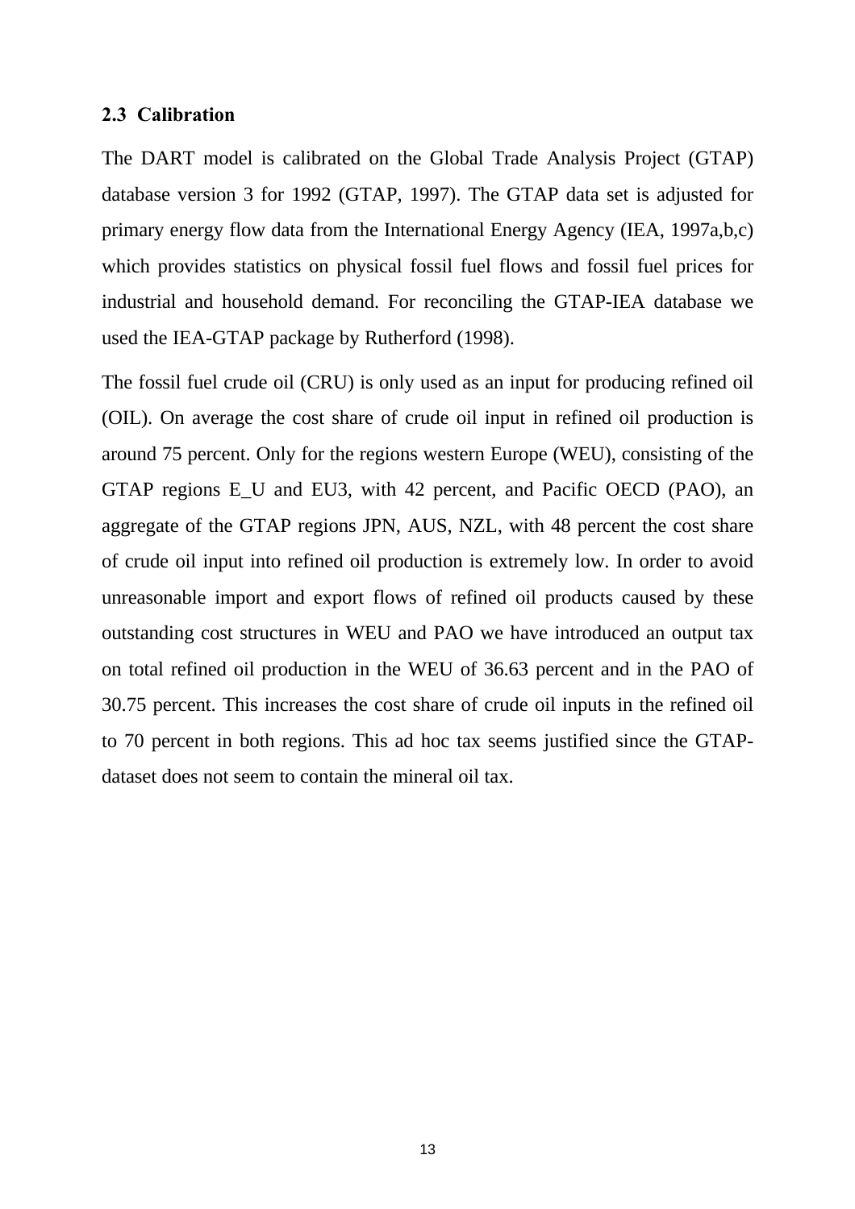### 2.3 Calibration

The DART model is calibrated on the Global Trade Analysis Project (GTAP) database version 3 for 1992 (GTAP, 1997). The GTAP data set is adjusted for primary energy flow data from the International Energy Agency (IEA, 1997a,b,c) which provides statistics on physical fossil fuel flows and fossil fuel prices for industrial and household demand. For reconciling the GTAP-IEA database we used the IEA-GTAP package by Rutherford (1998).

The fossil fuel crude oil (CRU) is only used as an input for producing refined oil (OIL). On average the cost share of crude oil input in refined oil production is around 75 percent. Only for the regions western Europe (WEU), consisting of the GTAP regions E_U and EU3, with 42 percent, and Pacific OECD (PAO), an aggregate of the GTAP regions JPN, AUS, NZL, with 48 percent the cost share of crude oil input into refined oil production is extremely low. In order to avoid unreasonable import and export flows of refined oil products caused by these outstanding cost structures in WEU and PAO we have introduced an output tax on total refined oil production in the WEU of 36.63 percent and in the PAO of 30.75 percent. This increases the cost share of crude oil inputs in the refined oil to 70 percent in both regions. This ad hoc tax seems justified since the GTAP-dataset does not seem to contain the mineral oil tax.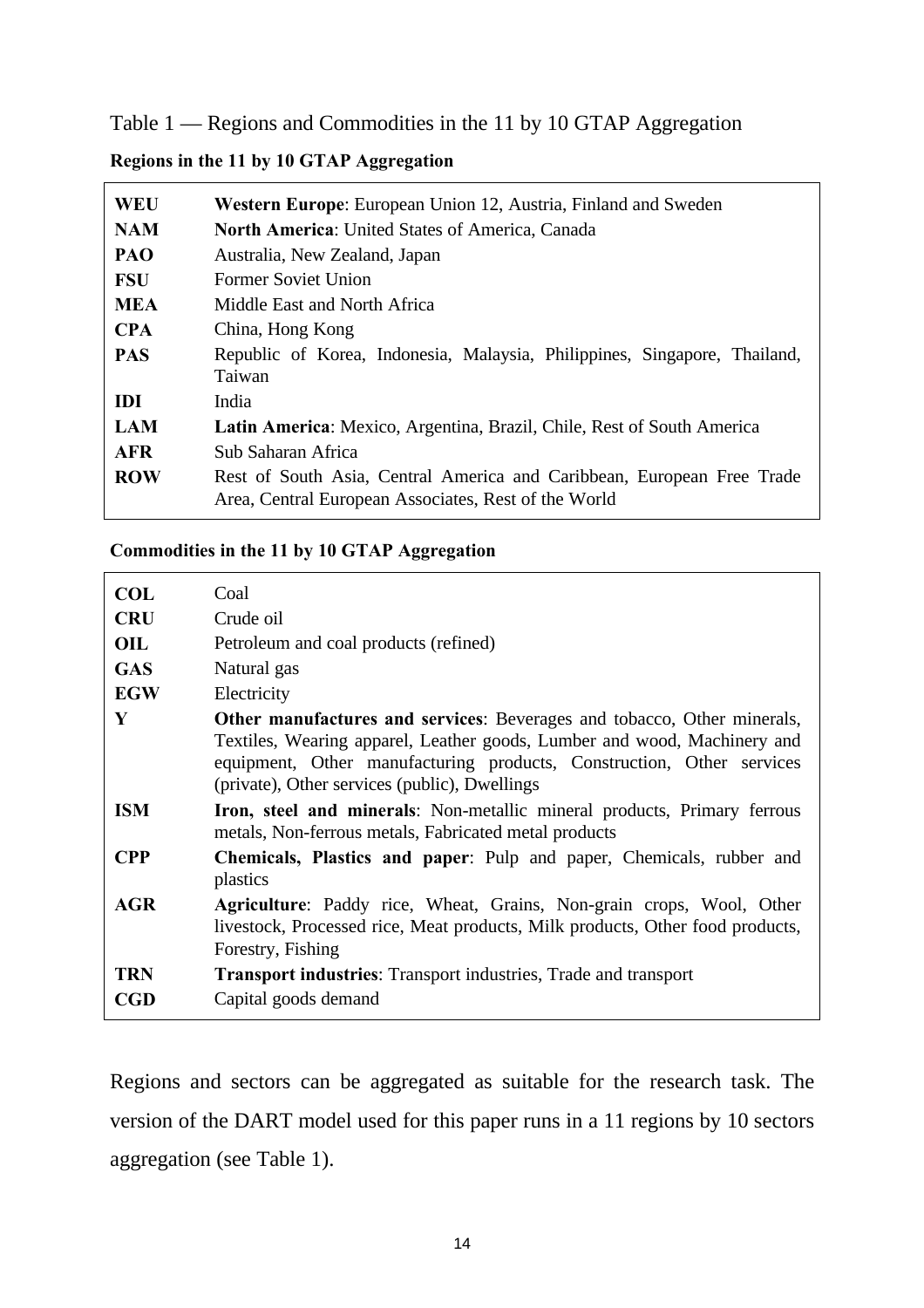Table 1 — Regions and Commodities in the 11 by 10 GTAP Aggregation

**Regions in the 11 by 10 GTAP Aggregation**

| | |
|---|---|
| **WEU** | **Western Europe**: European Union 12, Austria, Finland and Sweden |
| **NAM** | **North America**: United States of America, Canada |
| **PAO** | Australia, New Zealand, Japan |
| **FSU** | Former Soviet Union |
| **MEA** | Middle East and North Africa |
| **CPA** | China, Hong Kong |
| **PAS** | Republic of Korea, Indonesia, Malaysia, Philippines, Singapore, Thailand, Taiwan |
| **IDI** | India |
| **LAM** | **Latin America**: Mexico, Argentina, Brazil, Chile, Rest of South America |
| **AFR** | Sub Saharan Africa |
| **ROW** | Rest of South Asia, Central America and Caribbean, European Free Trade Area, Central European Associates, Rest of the World |

**Commodities in the 11 by 10 GTAP Aggregation**

| | |
|---|---|
| **COL** | Coal |
| **CRU** | Crude oil |
| **OIL** | Petroleum and coal products (refined) |
| **GAS** | Natural gas |
| **EGW** | Electricity |
| **Y** | **Other manufactures and services**: Beverages and tobacco, Other minerals, Textiles, Wearing apparel, Leather goods, Lumber and wood, Machinery and equipment, Other manufacturing products, Construction, Other services (private), Other services (public), Dwellings |
| **ISM** | **Iron, steel and minerals**: Non-metallic mineral products, Primary ferrous metals, Non-ferrous metals, Fabricated metal products |
| **CPP** | **Chemicals, Plastics and paper**: Pulp and paper, Chemicals, rubber and plastics |
| **AGR** | **Agriculture**: Paddy rice, Wheat, Grains, Non-grain crops, Wool, Other livestock, Processed rice, Meat products, Milk products, Other food products, Forestry, Fishing |
| **TRN** | **Transport industries**: Transport industries, Trade and transport |
| **CGD** | Capital goods demand |

Regions and sectors can be aggregated as suitable for the research task. The version of the DART model used for this paper runs in a 11 regions by 10 sectors aggregation (see Table 1).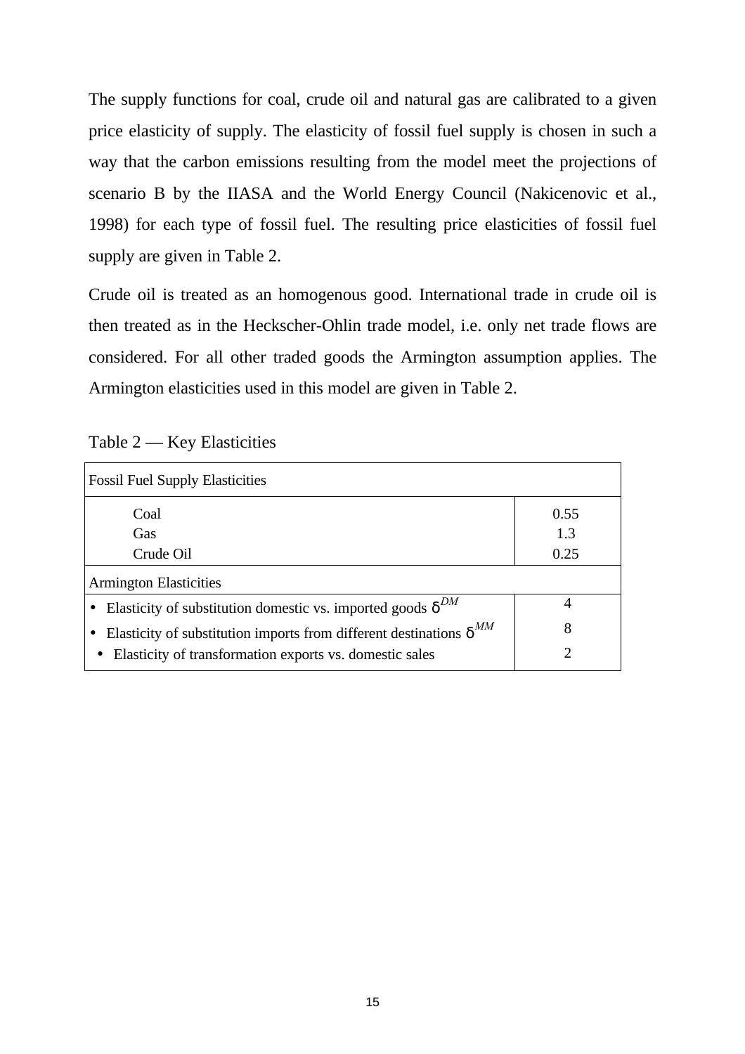The supply functions for coal, crude oil and natural gas are calibrated to a given price elasticity of supply. The elasticity of fossil fuel supply is chosen in such a way that the carbon emissions resulting from the model meet the projections of scenario B by the IIASA and the World Energy Council (Nakicenovic et al., 1998) for each type of fossil fuel. The resulting price elasticities of fossil fuel supply are given in Table 2.

Crude oil is treated as an homogenous good. International trade in crude oil is then treated as in the Heckscher-Ohlin trade model, i.e. only net trade flows are considered. For all other traded goods the Armington assumption applies. The Armington elasticities used in this model are given in Table 2.

Table 2 — Key Elasticities

| Fossil Fuel Supply Elasticities | |
|---|---|
| Coal | 0.55 |
| Gas | 1.3 |
| Crude Oil | 0.25 |
| **Armington Elasticities** | |
| • Elasticity of substitution domestic vs. imported goods $\delta^{DM}$ | 4 |
| • Elasticity of substitution imports from different destinations $\delta^{MM}$ | 8 |
| • Elasticity of transformation exports vs. domestic sales | 2 |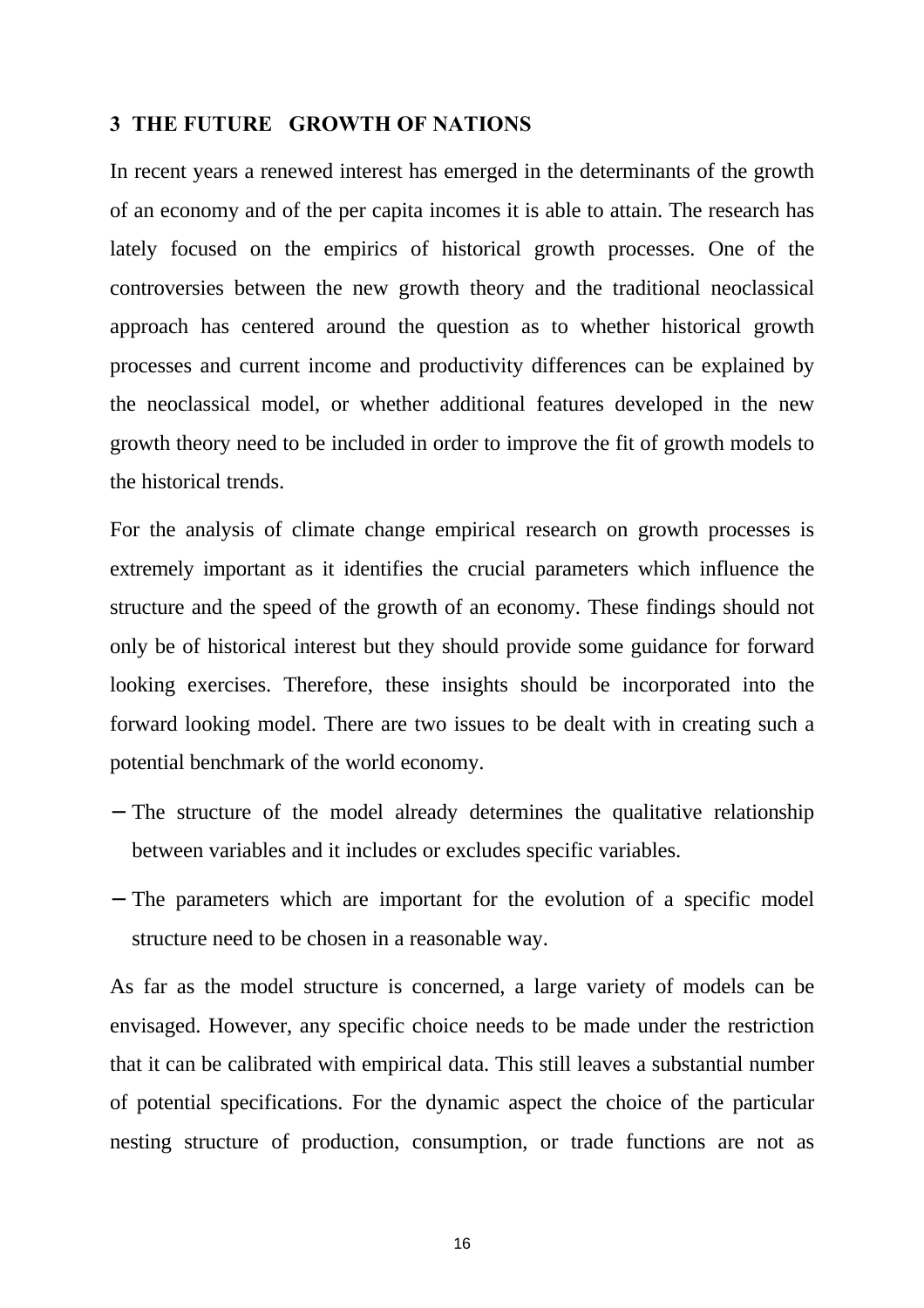## 3 THE FUTURE GROWTH OF NATIONS

In recent years a renewed interest has emerged in the determinants of the growth of an economy and of the per capita incomes it is able to attain. The research has lately focused on the empirics of historical growth processes. One of the controversies between the new growth theory and the traditional neoclassical approach has centered around the question as to whether historical growth processes and current income and productivity differences can be explained by the neoclassical model, or whether additional features developed in the new growth theory need to be included in order to improve the fit of growth models to the historical trends.

For the analysis of climate change empirical research on growth processes is extremely important as it identifies the crucial parameters which influence the structure and the speed of the growth of an economy. These findings should not only be of historical interest but they should provide some guidance for forward looking exercises. Therefore, these insights should be incorporated into the forward looking model. There are two issues to be dealt with in creating such a potential benchmark of the world economy.

- The structure of the model already determines the qualitative relationship between variables and it includes or excludes specific variables.
- The parameters which are important for the evolution of a specific model structure need to be chosen in a reasonable way.

As far as the model structure is concerned, a large variety of models can be envisaged. However, any specific choice needs to be made under the restriction that it can be calibrated with empirical data. This still leaves a substantial number of potential specifications. For the dynamic aspect the choice of the particular nesting structure of production, consumption, or trade functions are not as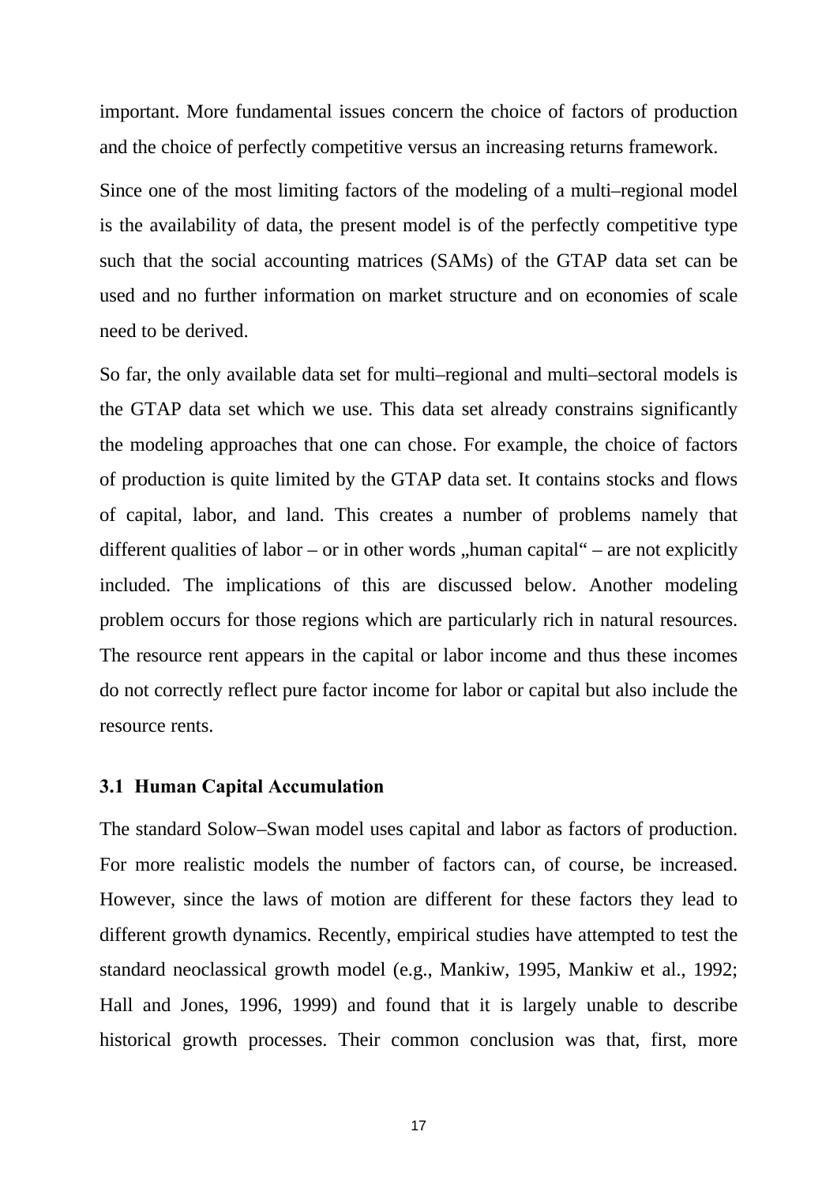important. More fundamental issues concern the choice of factors of production and the choice of perfectly competitive versus an increasing returns framework.

Since one of the most limiting factors of the modeling of a multi–regional model is the availability of data, the present model is of the perfectly competitive type such that the social accounting matrices (SAMs) of the GTAP data set can be used and no further information on market structure and on economies of scale need to be derived.

So far, the only available data set for multi–regional and multi–sectoral models is the GTAP data set which we use. This data set already constrains significantly the modeling approaches that one can chose. For example, the choice of factors of production is quite limited by the GTAP data set. It contains stocks and flows of capital, labor, and land. This creates a number of problems namely that different qualities of labor – or in other words „human capital" – are not explicitly included. The implications of this are discussed below. Another modeling problem occurs for those regions which are particularly rich in natural resources. The resource rent appears in the capital or labor income and thus these incomes do not correctly reflect pure factor income for labor or capital but also include the resource rents.

### 3.1 Human Capital Accumulation

The standard Solow–Swan model uses capital and labor as factors of production. For more realistic models the number of factors can, of course, be increased. However, since the laws of motion are different for these factors they lead to different growth dynamics. Recently, empirical studies have attempted to test the standard neoclassical growth model (e.g., Mankiw, 1995, Mankiw et al., 1992; Hall and Jones, 1996, 1999) and found that it is largely unable to describe historical growth processes. Their common conclusion was that, first, more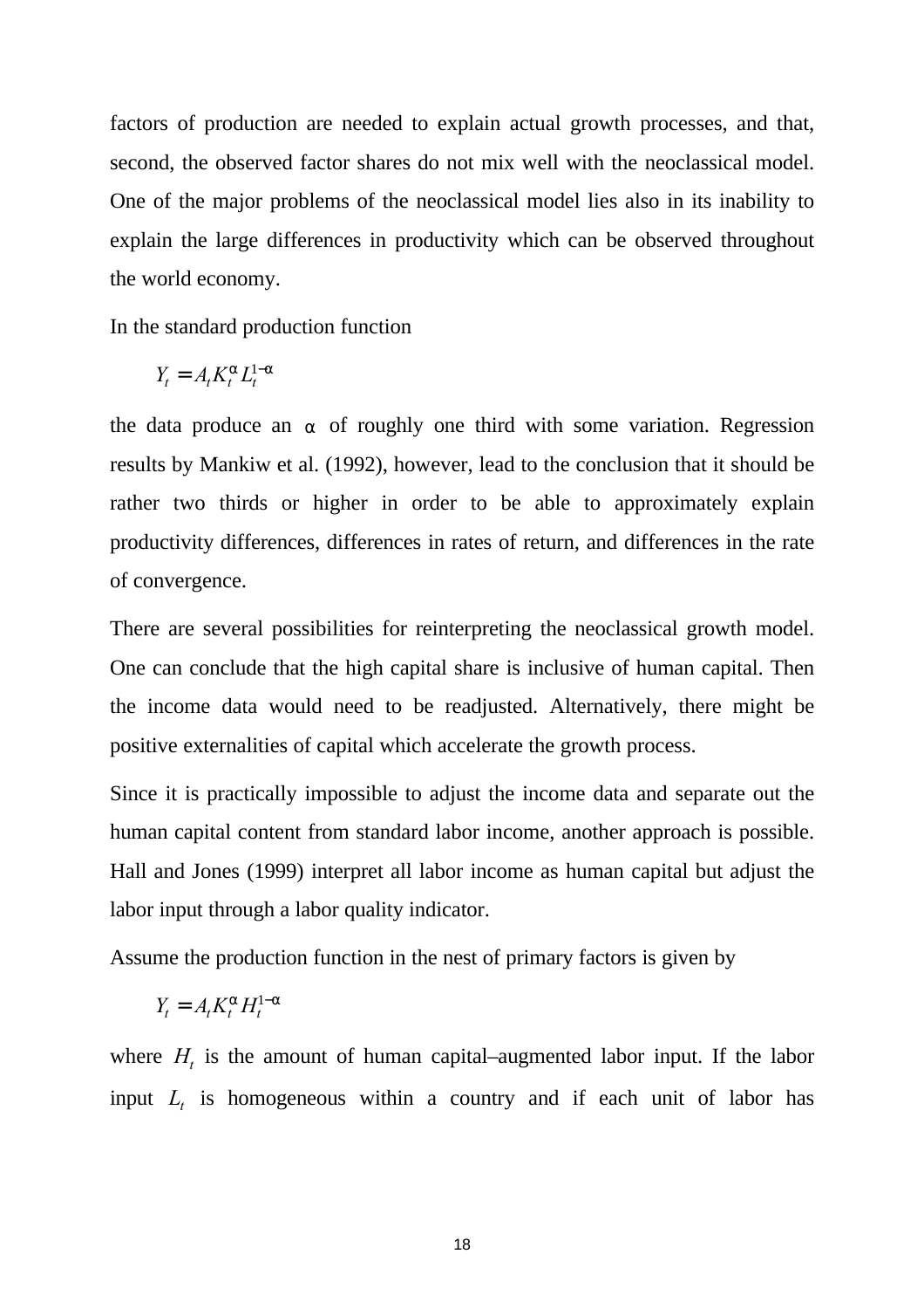factors of production are needed to explain actual growth processes, and that, second, the observed factor shares do not mix well with the neoclassical model. One of the major problems of the neoclassical model lies also in its inability to explain the large differences in productivity which can be observed throughout the world economy.

In the standard production function

$$Y_t = A_t K_t^{\alpha} L_t^{1-\alpha}$$

the data produce an $\alpha$ of roughly one third with some variation. Regression results by Mankiw et al. (1992), however, lead to the conclusion that it should be rather two thirds or higher in order to be able to approximately explain productivity differences, differences in rates of return, and differences in the rate of convergence.

There are several possibilities for reinterpreting the neoclassical growth model. One can conclude that the high capital share is inclusive of human capital. Then the income data would need to be readjusted. Alternatively, there might be positive externalities of capital which accelerate the growth process.

Since it is practically impossible to adjust the income data and separate out the human capital content from standard labor income, another approach is possible. Hall and Jones (1999) interpret all labor income as human capital but adjust the labor input through a labor quality indicator.

Assume the production function in the nest of primary factors is given by

$$Y_t = A_t K_t^{\alpha} H_t^{1-\alpha}$$

where $H_t$ is the amount of human capital–augmented labor input. If the labor input $L_t$ is homogeneous within a country and if each unit of labor has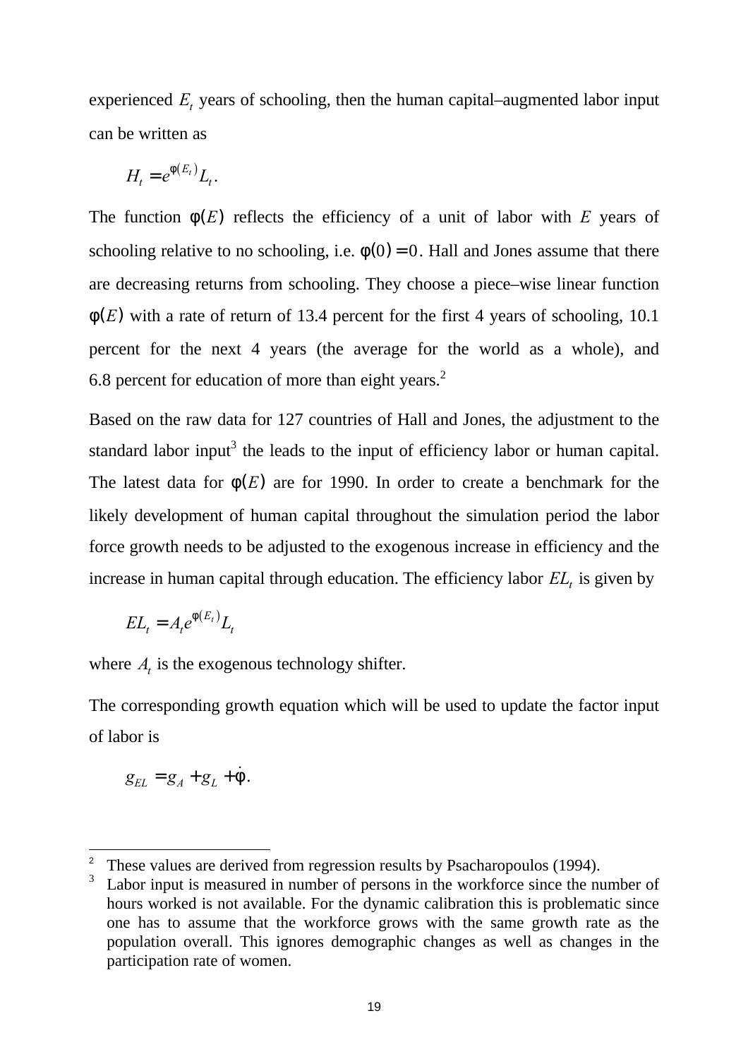experienced $E_t$ years of schooling, then the human capital–augmented labor input can be written as

$$H_t = e^{\phi(E_t)} L_t .$$

The function $\phi(E)$ reflects the efficiency of a unit of labor with $E$ years of schooling relative to no schooling, i.e. $\phi(0) = 0$. Hall and Jones assume that there are decreasing returns from schooling. They choose a piece–wise linear function $\phi(E)$ with a rate of return of 13.4 percent for the first 4 years of schooling, 10.1 percent for the next 4 years (the average for the world as a whole), and 6.8 percent for education of more than eight years.[2]

Based on the raw data for 127 countries of Hall and Jones, the adjustment to the standard labor input[3] the leads to the input of efficiency labor or human capital. The latest data for $\phi(E)$ are for 1990. In order to create a benchmark for the likely development of human capital throughout the simulation period the labor force growth needs to be adjusted to the exogenous increase in efficiency and the increase in human capital through education. The efficiency labor $EL_t$ is given by

$$EL_t = A_t e^{\phi(E_t)} L_t$$

where $A_t$ is the exogenous technology shifter.

The corresponding growth equation which will be used to update the factor input of labor is

$$g_{EL} = g_A + g_L + \dot{\phi}.$$

---

[2] These values are derived from regression results by Psacharopoulos (1994).

[3] Labor input is measured in number of persons in the workforce since the number of hours worked is not available. For the dynamic calibration this is problematic since one has to assume that the workforce grows with the same growth rate as the population overall. This ignores demographic changes as well as changes in the participation rate of women.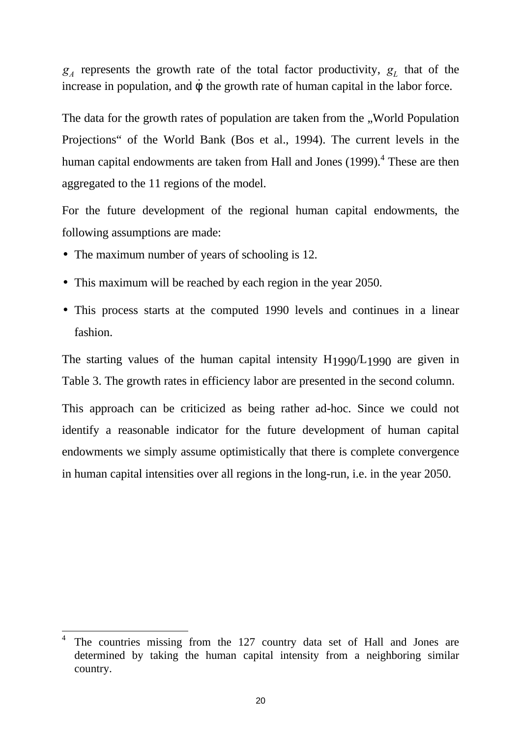$g_A$ represents the growth rate of the total factor productivity, $g_L$ that of the increase in population, and $\dot{\phi}$ the growth rate of human capital in the labor force.

The data for the growth rates of population are taken from the „World Population Projections" of the World Bank (Bos et al., 1994). The current levels in the human capital endowments are taken from Hall and Jones (1999).[4] These are then aggregated to the 11 regions of the model.

For the future development of the regional human capital endowments, the following assumptions are made:

- The maximum number of years of schooling is 12.
- This maximum will be reached by each region in the year 2050.
- This process starts at the computed 1990 levels and continues in a linear fashion.

The starting values of the human capital intensity $H_{1990}/L_{1990}$ are given in Table 3. The growth rates in efficiency labor are presented in the second column.

This approach can be criticized as being rather ad-hoc. Since we could not identify a reasonable indicator for the future development of human capital endowments we simply assume optimistically that there is complete convergence in human capital intensities over all regions in the long-run, i.e. in the year 2050.

---

[4] The countries missing from the 127 country data set of Hall and Jones are determined by taking the human capital intensity from a neighboring similar country.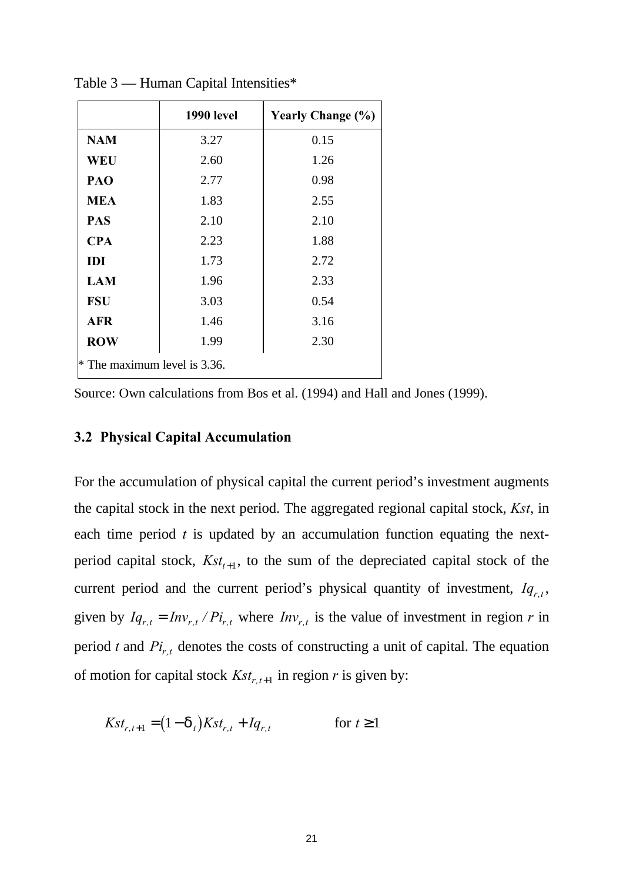Table 3 — Human Capital Intensities*

| | 1990 level | Yearly Change (%) |
|---|---|---|
| NAM | 3.27 | 0.15 |
| WEU | 2.60 | 1.26 |
| PAO | 2.77 | 0.98 |
| MEA | 1.83 | 2.55 |
| PAS | 2.10 | 2.10 |
| CPA | 2.23 | 1.88 |
| IDI | 1.73 | 2.72 |
| LAM | 1.96 | 2.33 |
| FSU | 3.03 | 0.54 |
| AFR | 1.46 | 3.16 |
| ROW | 1.99 | 2.30 |

* The maximum level is 3.36.

Source: Own calculations from Bos et al. (1994) and Hall and Jones (1999).

### 3.2 Physical Capital Accumulation

For the accumulation of physical capital the current period's investment augments the capital stock in the next period. The aggregated regional capital stock, *Kst*, in each time period *t* is updated by an accumulation function equating the next-period capital stock, $Kst_{t+1}$, to the sum of the depreciated capital stock of the current period and the current period's physical quantity of investment, $Iq_{r,t}$, given by $Iq_{r,t} = Inv_{r,t} / Pi_{r,t}$ where $Inv_{r,t}$ is the value of investment in region *r* in period *t* and $Pi_{r,t}$ denotes the costs of constructing a unit of capital. The equation of motion for capital stock $Kst_{r,t+1}$ in region *r* is given by:

$$Kst_{r,t+1} = (1-\delta_t)Kst_{r,t} + Iq_{r,t} \qquad \text{for } t \geq 1$$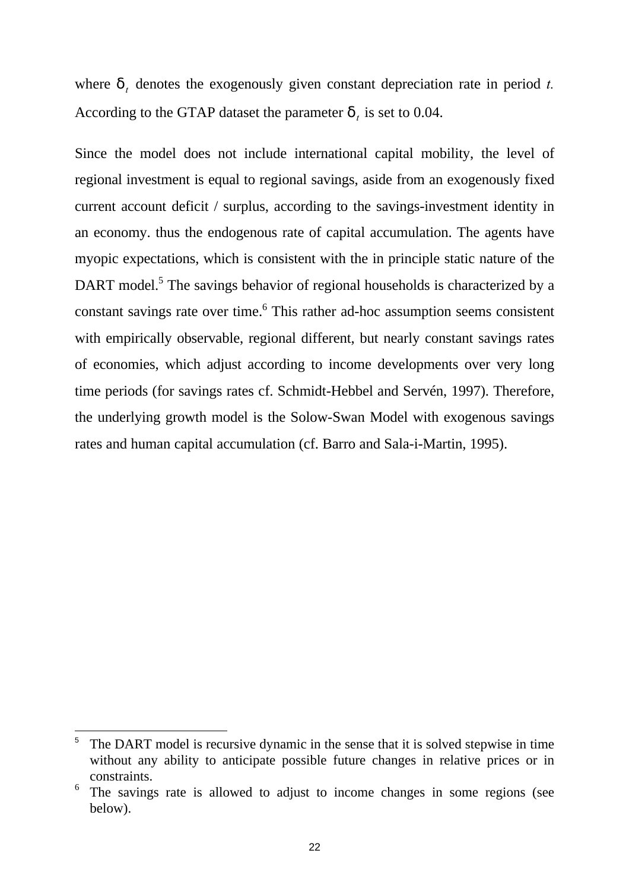where $\delta_t$ denotes the exogenously given constant depreciation rate in period *t*. According to the GTAP dataset the parameter $\delta_t$ is set to 0.04.

Since the model does not include international capital mobility, the level of regional investment is equal to regional savings, aside from an exogenously fixed current account deficit / surplus, according to the savings-investment identity in an economy. thus the endogenous rate of capital accumulation. The agents have myopic expectations, which is consistent with the in principle static nature of the DART model.[5] The savings behavior of regional households is characterized by a constant savings rate over time.[6] This rather ad-hoc assumption seems consistent with empirically observable, regional different, but nearly constant savings rates of economies, which adjust according to income developments over very long time periods (for savings rates cf. Schmidt-Hebbel and Servén, 1997). Therefore, the underlying growth model is the Solow-Swan Model with exogenous savings rates and human capital accumulation (cf. Barro and Sala-i-Martin, 1995).

---

[5] The DART model is recursive dynamic in the sense that it is solved stepwise in time without any ability to anticipate possible future changes in relative prices or in constraints.

[6] The savings rate is allowed to adjust to income changes in some regions (see below).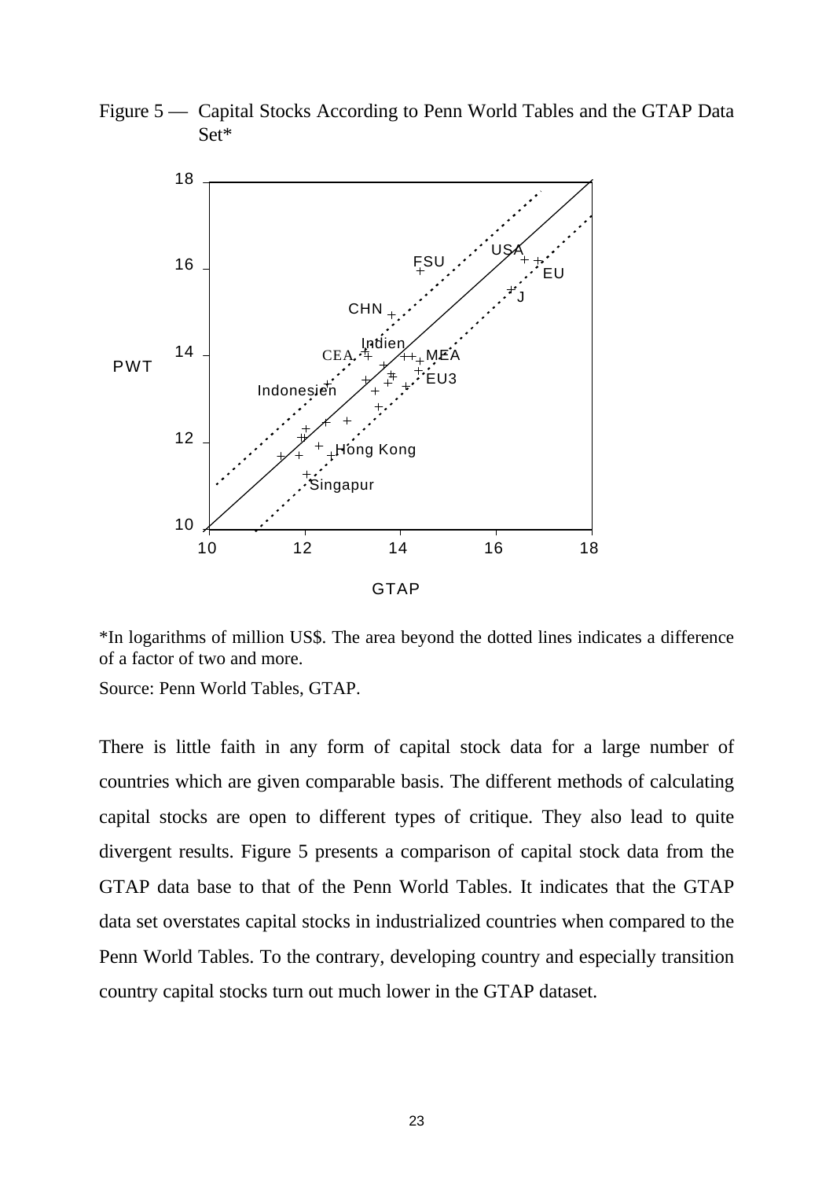Figure 5 — Capital Stocks According to Penn World Tables and the GTAP Data Set*

*In logarithms of million US$. The area beyond the dotted lines indicates a difference of a factor of two and more.

Source: Penn World Tables, GTAP.

There is little faith in any form of capital stock data for a large number of countries which are given comparable basis. The different methods of calculating capital stocks are open to different types of critique. They also lead to quite divergent results. Figure 5 presents a comparison of capital stock data from the GTAP data base to that of the Penn World Tables. It indicates that the GTAP data set overstates capital stocks in industrialized countries when compared to the Penn World Tables. To the contrary, developing country and especially transition country capital stocks turn out much lower in the GTAP dataset.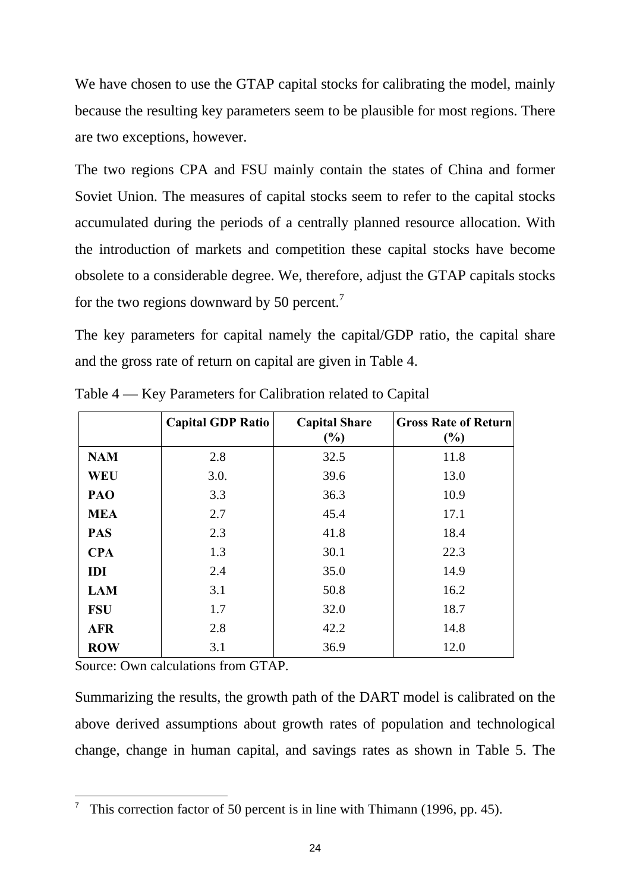We have chosen to use the GTAP capital stocks for calibrating the model, mainly because the resulting key parameters seem to be plausible for most regions. There are two exceptions, however.

The two regions CPA and FSU mainly contain the states of China and former Soviet Union. The measures of capital stocks seem to refer to the capital stocks accumulated during the periods of a centrally planned resource allocation. With the introduction of markets and competition these capital stocks have become obsolete to a considerable degree. We, therefore, adjust the GTAP capitals stocks for the two regions downward by 50 percent.[7]

The key parameters for capital namely the capital/GDP ratio, the capital share and the gross rate of return on capital are given in Table 4.

Table 4 — Key Parameters for Calibration related to Capital

| | Capital GDP Ratio | Capital Share (%) | Gross Rate of Return (%) |
|---|---|---|---|
| **NAM** | 2.8 | 32.5 | 11.8 |
| **WEU** | 3.0. | 39.6 | 13.0 |
| **PAO** | 3.3 | 36.3 | 10.9 |
| **MEA** | 2.7 | 45.4 | 17.1 |
| **PAS** | 2.3 | 41.8 | 18.4 |
| **CPA** | 1.3 | 30.1 | 22.3 |
| **IDI** | 2.4 | 35.0 | 14.9 |
| **LAM** | 3.1 | 50.8 | 16.2 |
| **FSU** | 1.7 | 32.0 | 18.7 |
| **AFR** | 2.8 | 42.2 | 14.8 |
| **ROW** | 3.1 | 36.9 | 12.0 |

Source: Own calculations from GTAP.

Summarizing the results, the growth path of the DART model is calibrated on the above derived assumptions about growth rates of population and technological change, change in human capital, and savings rates as shown in Table 5. The

[7] This correction factor of 50 percent is in line with Thimann (1996, pp. 45).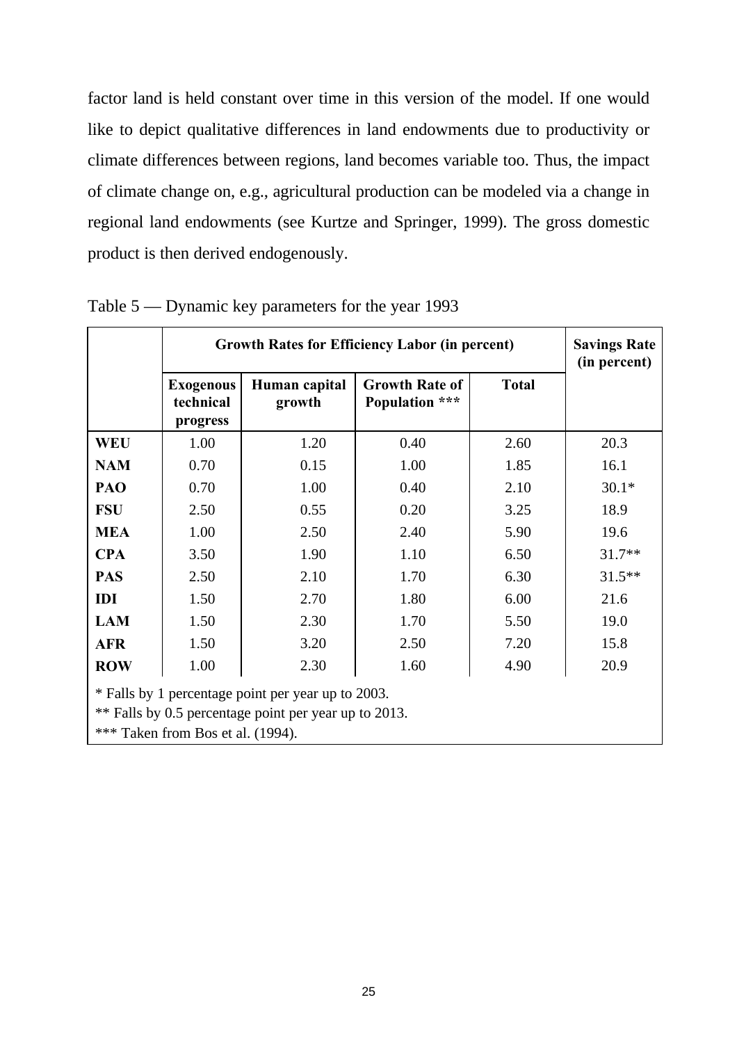factor land is held constant over time in this version of the model. If one would like to depict qualitative differences in land endowments due to productivity or climate differences between regions, land becomes variable too. Thus, the impact of climate change on, e.g., agricultural production can be modeled via a change in regional land endowments (see Kurtze and Springer, 1999). The gross domestic product is then derived endogenously.

Table 5 — Dynamic key parameters for the year 1993

| | Growth Rates for Efficiency Labor (in percent) | | | | Savings Rate (in percent) |
|---|---|---|---|---|---|
| | Exogenous technical progress | Human capital growth | Growth Rate of Population *** | Total | |
| **WEU** | 1.00 | 1.20 | 0.40 | 2.60 | 20.3 |
| **NAM** | 0.70 | 0.15 | 1.00 | 1.85 | 16.1 |
| **PAO** | 0.70 | 1.00 | 0.40 | 2.10 | 30.1* |
| **FSU** | 2.50 | 0.55 | 0.20 | 3.25 | 18.9 |
| **MEA** | 1.00 | 2.50 | 2.40 | 5.90 | 19.6 |
| **CPA** | 3.50 | 1.90 | 1.10 | 6.50 | 31.7** |
| **PAS** | 2.50 | 2.10 | 1.70 | 6.30 | 31.5** |
| **IDI** | 1.50 | 2.70 | 1.80 | 6.00 | 21.6 |
| **LAM** | 1.50 | 2.30 | 1.70 | 5.50 | 19.0 |
| **AFR** | 1.50 | 3.20 | 2.50 | 7.20 | 15.8 |
| **ROW** | 1.00 | 2.30 | 1.60 | 4.90 | 20.9 |

\* Falls by 1 percentage point per year up to 2003.
** Falls by 0.5 percentage point per year up to 2013.
*** Taken from Bos et al. (1994).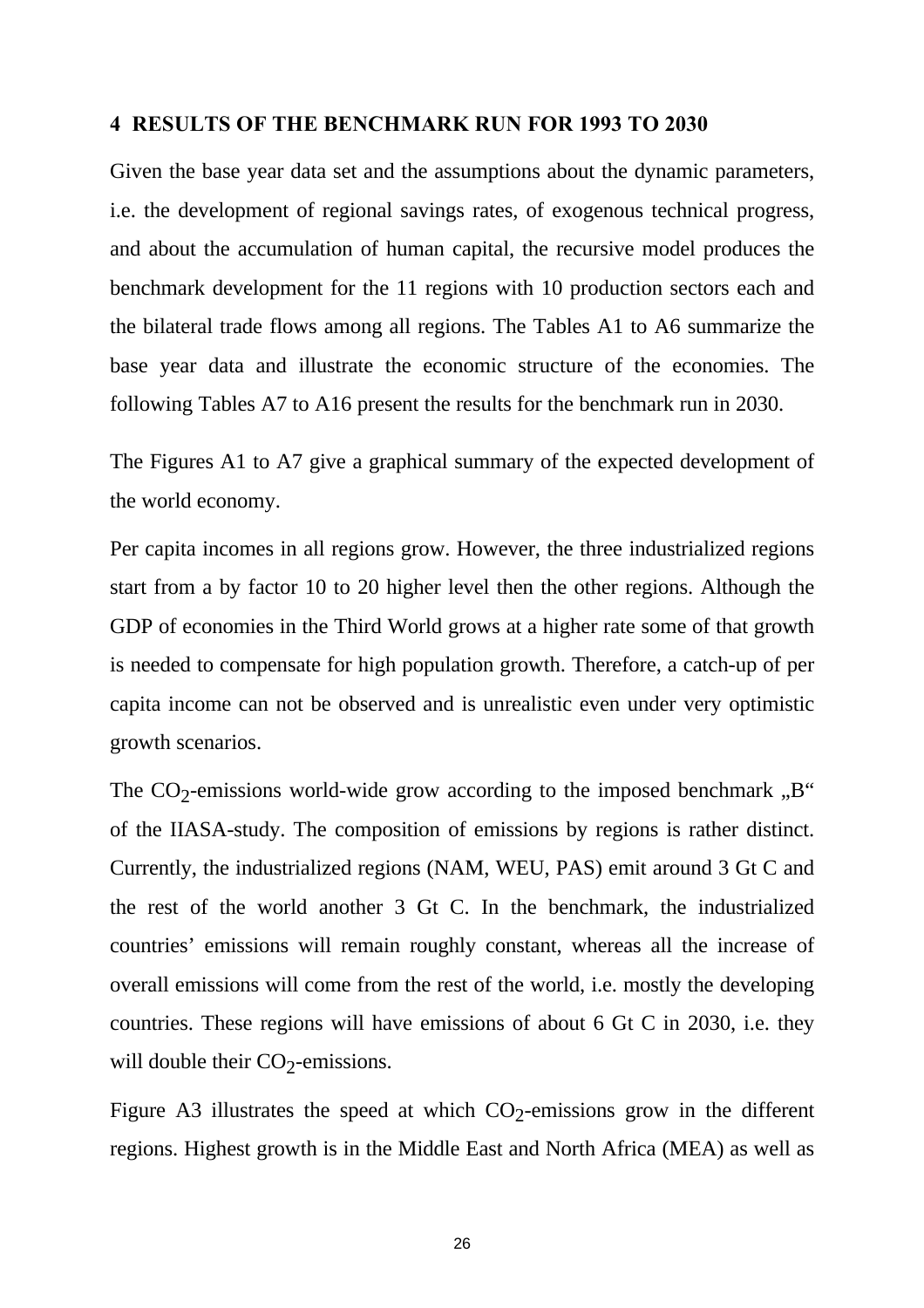## 4 RESULTS OF THE BENCHMARK RUN FOR 1993 TO 2030

Given the base year data set and the assumptions about the dynamic parameters, i.e. the development of regional savings rates, of exogenous technical progress, and about the accumulation of human capital, the recursive model produces the benchmark development for the 11 regions with 10 production sectors each and the bilateral trade flows among all regions. The Tables A1 to A6 summarize the base year data and illustrate the economic structure of the economies. The following Tables A7 to A16 present the results for the benchmark run in 2030.

The Figures A1 to A7 give a graphical summary of the expected development of the world economy.

Per capita incomes in all regions grow. However, the three industrialized regions start from a by factor 10 to 20 higher level then the other regions. Although the GDP of economies in the Third World grows at a higher rate some of that growth is needed to compensate for high population growth. Therefore, a catch-up of per capita income can not be observed and is unrealistic even under very optimistic growth scenarios.

The $CO_2$-emissions world-wide grow according to the imposed benchmark „B“ of the IIASA-study. The composition of emissions by regions is rather distinct. Currently, the industrialized regions (NAM, WEU, PAS) emit around 3 Gt C and the rest of the world another 3 Gt C. In the benchmark, the industrialized countries' emissions will remain roughly constant, whereas all the increase of overall emissions will come from the rest of the world, i.e. mostly the developing countries. These regions will have emissions of about 6 Gt C in 2030, i.e. they will double their $CO_2$-emissions.

Figure A3 illustrates the speed at which $CO_2$-emissions grow in the different regions. Highest growth is in the Middle East and North Africa (MEA) as well as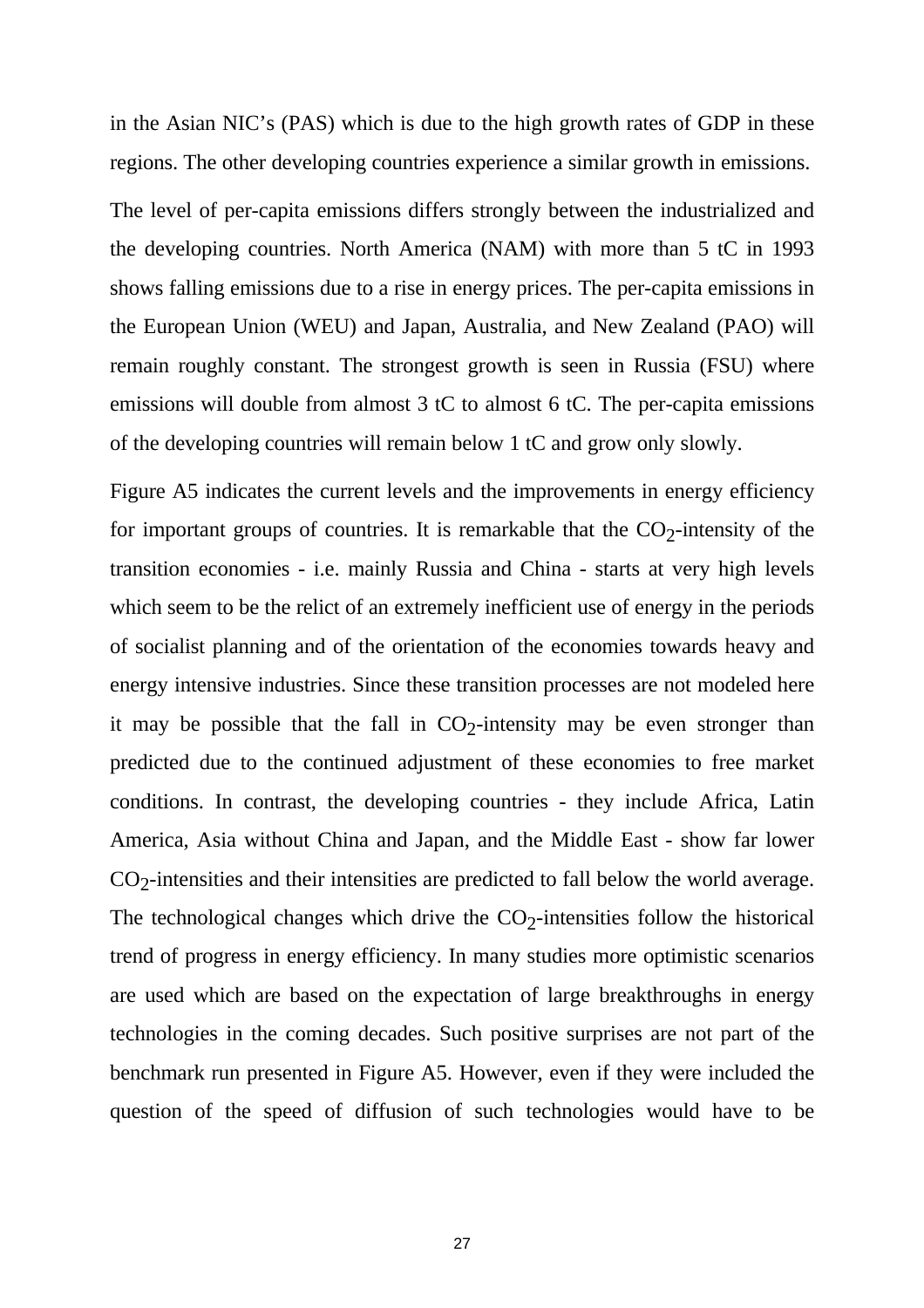in the Asian NIC's (PAS) which is due to the high growth rates of GDP in these regions. The other developing countries experience a similar growth in emissions.

The level of per-capita emissions differs strongly between the industrialized and the developing countries. North America (NAM) with more than 5 tC in 1993 shows falling emissions due to a rise in energy prices. The per-capita emissions in the European Union (WEU) and Japan, Australia, and New Zealand (PAO) will remain roughly constant. The strongest growth is seen in Russia (FSU) where emissions will double from almost 3 tC to almost 6 tC. The per-capita emissions of the developing countries will remain below 1 tC and grow only slowly.

Figure A5 indicates the current levels and the improvements in energy efficiency for important groups of countries. It is remarkable that the $CO_2$-intensity of the transition economies - i.e. mainly Russia and China - starts at very high levels which seem to be the relict of an extremely inefficient use of energy in the periods of socialist planning and of the orientation of the economies towards heavy and energy intensive industries. Since these transition processes are not modeled here it may be possible that the fall in $CO_2$-intensity may be even stronger than predicted due to the continued adjustment of these economies to free market conditions. In contrast, the developing countries - they include Africa, Latin America, Asia without China and Japan, and the Middle East - show far lower $CO_2$-intensities and their intensities are predicted to fall below the world average. The technological changes which drive the $CO_2$-intensities follow the historical trend of progress in energy efficiency. In many studies more optimistic scenarios are used which are based on the expectation of large breakthroughs in energy technologies in the coming decades. Such positive surprises are not part of the benchmark run presented in Figure A5. However, even if they were included the question of the speed of diffusion of such technologies would have to be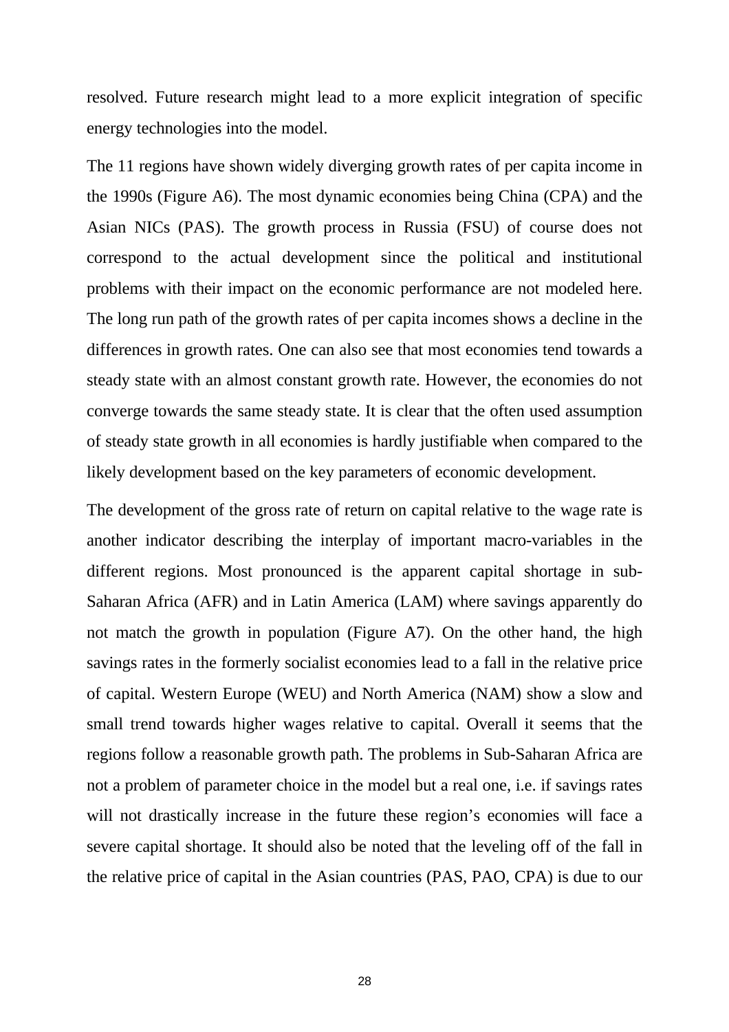resolved. Future research might lead to a more explicit integration of specific energy technologies into the model.

The 11 regions have shown widely diverging growth rates of per capita income in the 1990s (Figure A6). The most dynamic economies being China (CPA) and the Asian NICs (PAS). The growth process in Russia (FSU) of course does not correspond to the actual development since the political and institutional problems with their impact on the economic performance are not modeled here. The long run path of the growth rates of per capita incomes shows a decline in the differences in growth rates. One can also see that most economies tend towards a steady state with an almost constant growth rate. However, the economies do not converge towards the same steady state. It is clear that the often used assumption of steady state growth in all economies is hardly justifiable when compared to the likely development based on the key parameters of economic development.

The development of the gross rate of return on capital relative to the wage rate is another indicator describing the interplay of important macro-variables in the different regions. Most pronounced is the apparent capital shortage in sub-Saharan Africa (AFR) and in Latin America (LAM) where savings apparently do not match the growth in population (Figure A7). On the other hand, the high savings rates in the formerly socialist economies lead to a fall in the relative price of capital. Western Europe (WEU) and North America (NAM) show a slow and small trend towards higher wages relative to capital. Overall it seems that the regions follow a reasonable growth path. The problems in Sub-Saharan Africa are not a problem of parameter choice in the model but a real one, i.e. if savings rates will not drastically increase in the future these region's economies will face a severe capital shortage. It should also be noted that the leveling off of the fall in the relative price of capital in the Asian countries (PAS, PAO, CPA) is due to our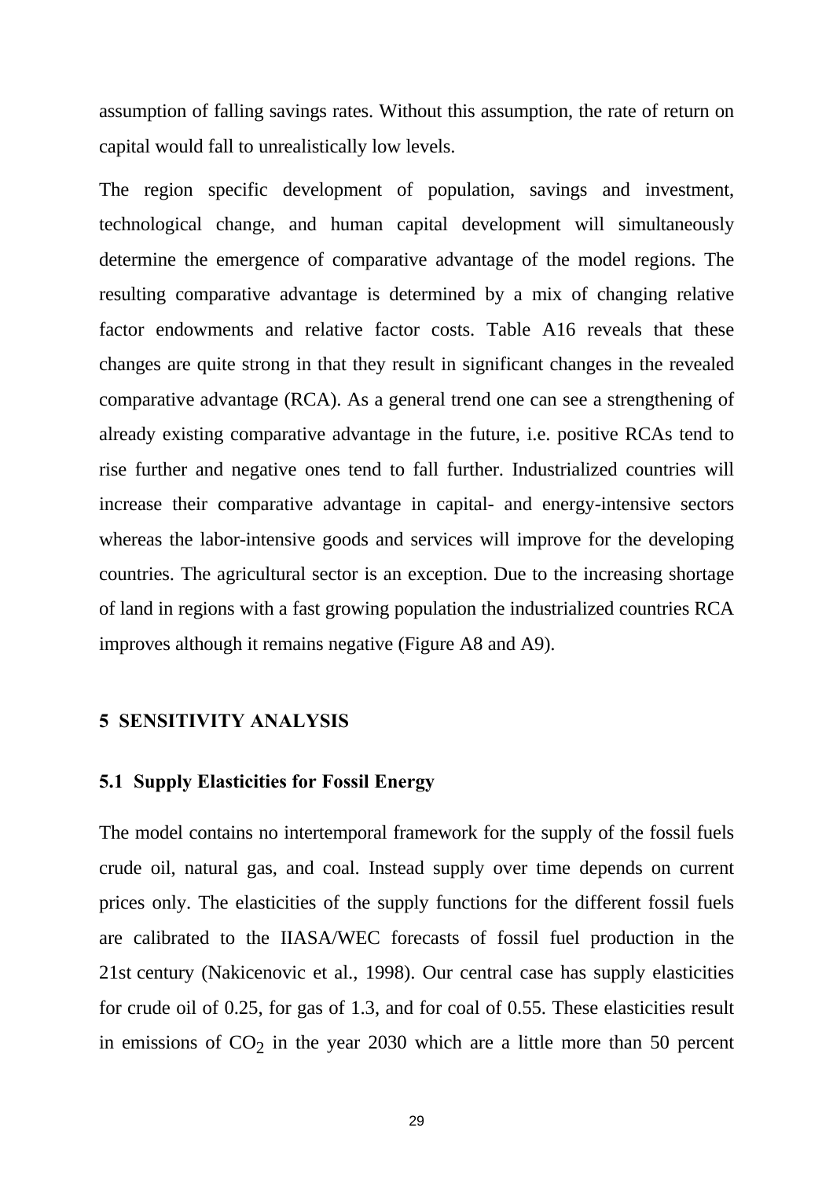assumption of falling savings rates. Without this assumption, the rate of return on capital would fall to unrealistically low levels.

The region specific development of population, savings and investment, technological change, and human capital development will simultaneously determine the emergence of comparative advantage of the model regions. The resulting comparative advantage is determined by a mix of changing relative factor endowments and relative factor costs. Table A16 reveals that these changes are quite strong in that they result in significant changes in the revealed comparative advantage (RCA). As a general trend one can see a strengthening of already existing comparative advantage in the future, i.e. positive RCAs tend to rise further and negative ones tend to fall further. Industrialized countries will increase their comparative advantage in capital- and energy-intensive sectors whereas the labor-intensive goods and services will improve for the developing countries. The agricultural sector is an exception. Due to the increasing shortage of land in regions with a fast growing population the industrialized countries RCA improves although it remains negative (Figure A8 and A9).

## 5 SENSITIVITY ANALYSIS

### 5.1 Supply Elasticities for Fossil Energy

The model contains no intertemporal framework for the supply of the fossil fuels crude oil, natural gas, and coal. Instead supply over time depends on current prices only. The elasticities of the supply functions for the different fossil fuels are calibrated to the IIASA/WEC forecasts of fossil fuel production in the 21st century (Nakicenovic et al., 1998). Our central case has supply elasticities for crude oil of 0.25, for gas of 1.3, and for coal of 0.55. These elasticities result in emissions of $CO_2$ in the year 2030 which are a little more than 50 percent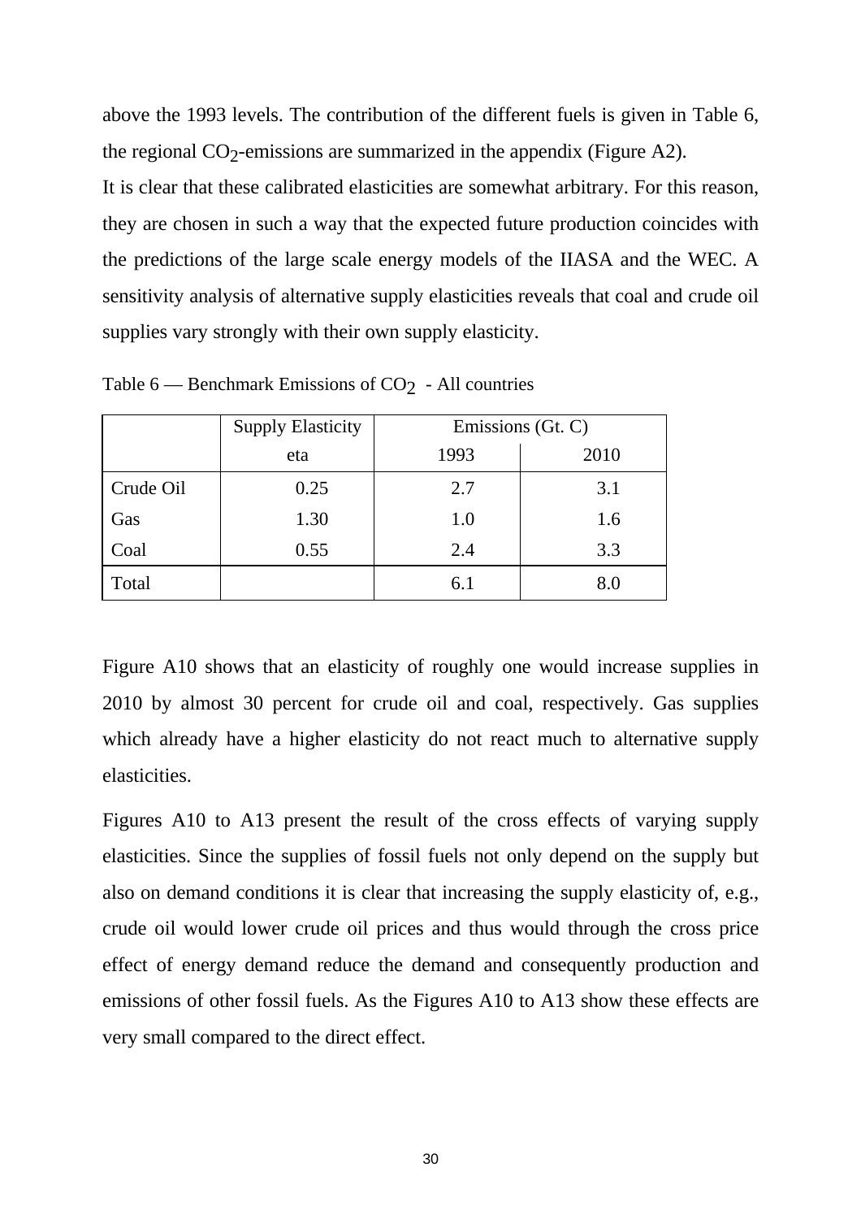above the 1993 levels. The contribution of the different fuels is given in Table 6, the regional $CO_2$-emissions are summarized in the appendix (Figure A2).

It is clear that these calibrated elasticities are somewhat arbitrary. For this reason, they are chosen in such a way that the expected future production coincides with the predictions of the large scale energy models of the IIASA and the WEC. A sensitivity analysis of alternative supply elasticities reveals that coal and crude oil supplies vary strongly with their own supply elasticity.

Table 6 — Benchmark Emissions of $CO_2$ - All countries

| | Supply Elasticity | Emissions (Gt. C) | |
|---|---|---|---|
| | eta | 1993 | 2010 |
| Crude Oil | 0.25 | 2.7 | 3.1 |
| Gas | 1.30 | 1.0 | 1.6 |
| Coal | 0.55 | 2.4 | 3.3 |
| Total | | 6.1 | 8.0 |

Figure A10 shows that an elasticity of roughly one would increase supplies in 2010 by almost 30 percent for crude oil and coal, respectively. Gas supplies which already have a higher elasticity do not react much to alternative supply elasticities.

Figures A10 to A13 present the result of the cross effects of varying supply elasticities. Since the supplies of fossil fuels not only depend on the supply but also on demand conditions it is clear that increasing the supply elasticity of, e.g., crude oil would lower crude oil prices and thus would through the cross price effect of energy demand reduce the demand and consequently production and emissions of other fossil fuels. As the Figures A10 to A13 show these effects are very small compared to the direct effect.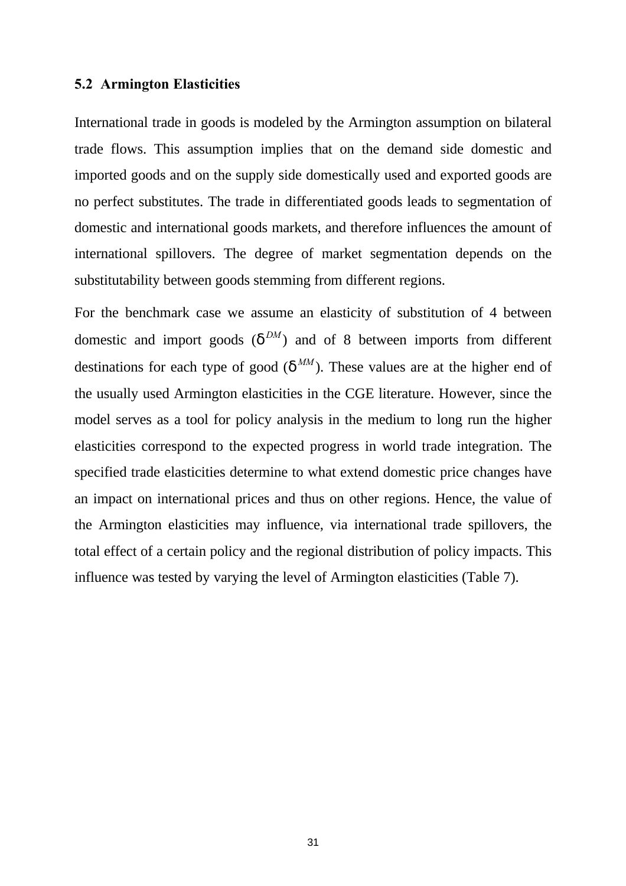### 5.2 Armington Elasticities

International trade in goods is modeled by the Armington assumption on bilateral trade flows. This assumption implies that on the demand side domestic and imported goods and on the supply side domestically used and exported goods are no perfect substitutes. The trade in differentiated goods leads to segmentation of domestic and international goods markets, and therefore influences the amount of international spillovers. The degree of market segmentation depends on the substitutability between goods stemming from different regions.

For the benchmark case we assume an elasticity of substitution of 4 between domestic and import goods ($\delta^{DM}$) and of 8 between imports from different destinations for each type of good ($\delta^{MM}$). These values are at the higher end of the usually used Armington elasticities in the CGE literature. However, since the model serves as a tool for policy analysis in the medium to long run the higher elasticities correspond to the expected progress in world trade integration. The specified trade elasticities determine to what extend domestic price changes have an impact on international prices and thus on other regions. Hence, the value of the Armington elasticities may influence, via international trade spillovers, the total effect of a certain policy and the regional distribution of policy impacts. This influence was tested by varying the level of Armington elasticities (Table 7).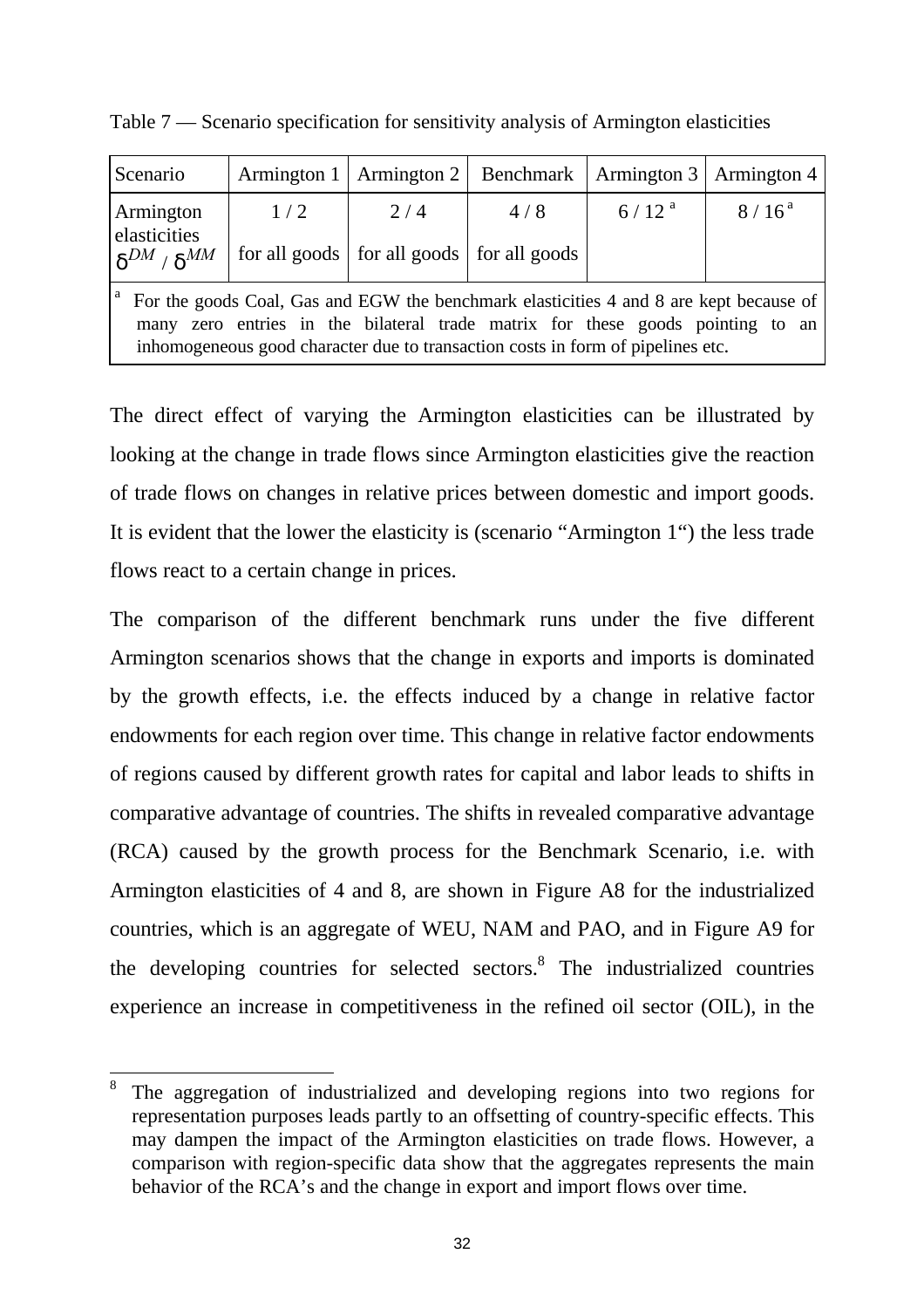Table 7 — Scenario specification for sensitivity analysis of Armington elasticities

| Scenario | Armington 1 | Armington 2 | Benchmark | Armington 3 | Armington 4 |
|---|---|---|---|---|---|
| Armington elasticities $\delta^{DM}$ / $\delta^{MM}$ | 1 / 2<br>for all goods | 2 / 4<br>for all goods | 4 / 8<br>for all goods | 6 / 12 [a] | 8 / 16 [a] |

[a] For the goods Coal, Gas and EGW the benchmark elasticities 4 and 8 are kept because of many zero entries in the bilateral trade matrix for these goods pointing to an inhomogeneous good character due to transaction costs in form of pipelines etc.

The direct effect of varying the Armington elasticities can be illustrated by looking at the change in trade flows since Armington elasticities give the reaction of trade flows on changes in relative prices between domestic and import goods. It is evident that the lower the elasticity is (scenario "Armington 1") the less trade flows react to a certain change in prices.

The comparison of the different benchmark runs under the five different Armington scenarios shows that the change in exports and imports is dominated by the growth effects, i.e. the effects induced by a change in relative factor endowments for each region over time. This change in relative factor endowments of regions caused by different growth rates for capital and labor leads to shifts in comparative advantage of countries. The shifts in revealed comparative advantage (RCA) caused by the growth process for the Benchmark Scenario, i.e. with Armington elasticities of 4 and 8, are shown in Figure A8 for the industrialized countries, which is an aggregate of WEU, NAM and PAO, and in Figure A9 for the developing countries for selected sectors.[8] The industrialized countries experience an increase in competitiveness in the refined oil sector (OIL), in the

[8] The aggregation of industrialized and developing regions into two regions for representation purposes leads partly to an offsetting of country-specific effects. This may dampen the impact of the Armington elasticities on trade flows. However, a comparison with region-specific data show that the aggregates represents the main behavior of the RCA's and the change in export and import flows over time.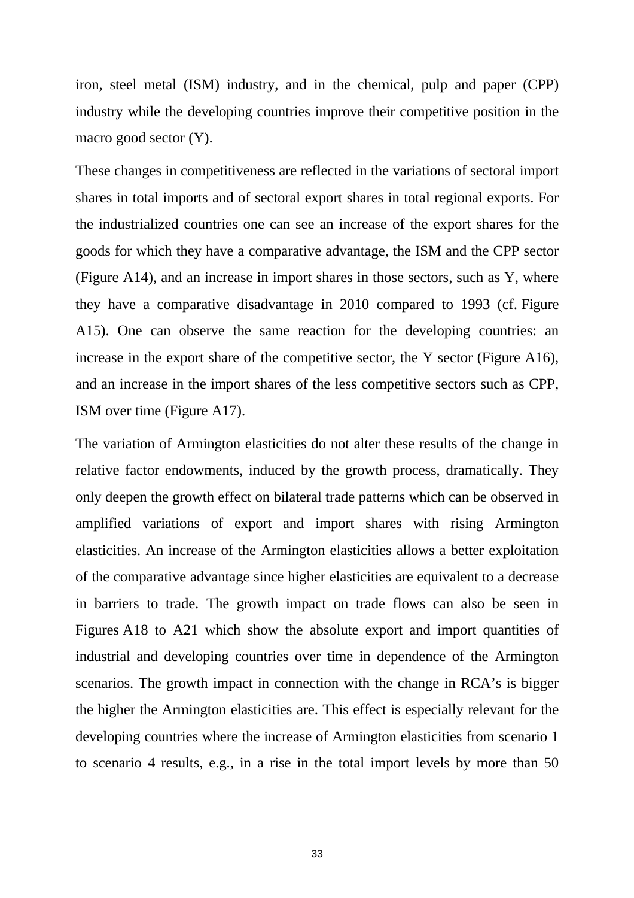iron, steel metal (ISM) industry, and in the chemical, pulp and paper (CPP) industry while the developing countries improve their competitive position in the macro good sector (Y).

These changes in competitiveness are reflected in the variations of sectoral import shares in total imports and of sectoral export shares in total regional exports. For the industrialized countries one can see an increase of the export shares for the goods for which they have a comparative advantage, the ISM and the CPP sector (Figure A14), and an increase in import shares in those sectors, such as Y, where they have a comparative disadvantage in 2010 compared to 1993 (cf. Figure A15). One can observe the same reaction for the developing countries: an increase in the export share of the competitive sector, the Y sector (Figure A16), and an increase in the import shares of the less competitive sectors such as CPP, ISM over time (Figure A17).

The variation of Armington elasticities do not alter these results of the change in relative factor endowments, induced by the growth process, dramatically. They only deepen the growth effect on bilateral trade patterns which can be observed in amplified variations of export and import shares with rising Armington elasticities. An increase of the Armington elasticities allows a better exploitation of the comparative advantage since higher elasticities are equivalent to a decrease in barriers to trade. The growth impact on trade flows can also be seen in Figures A18 to A21 which show the absolute export and import quantities of industrial and developing countries over time in dependence of the Armington scenarios. The growth impact in connection with the change in RCA's is bigger the higher the Armington elasticities are. This effect is especially relevant for the developing countries where the increase of Armington elasticities from scenario 1 to scenario 4 results, e.g., in a rise in the total import levels by more than 50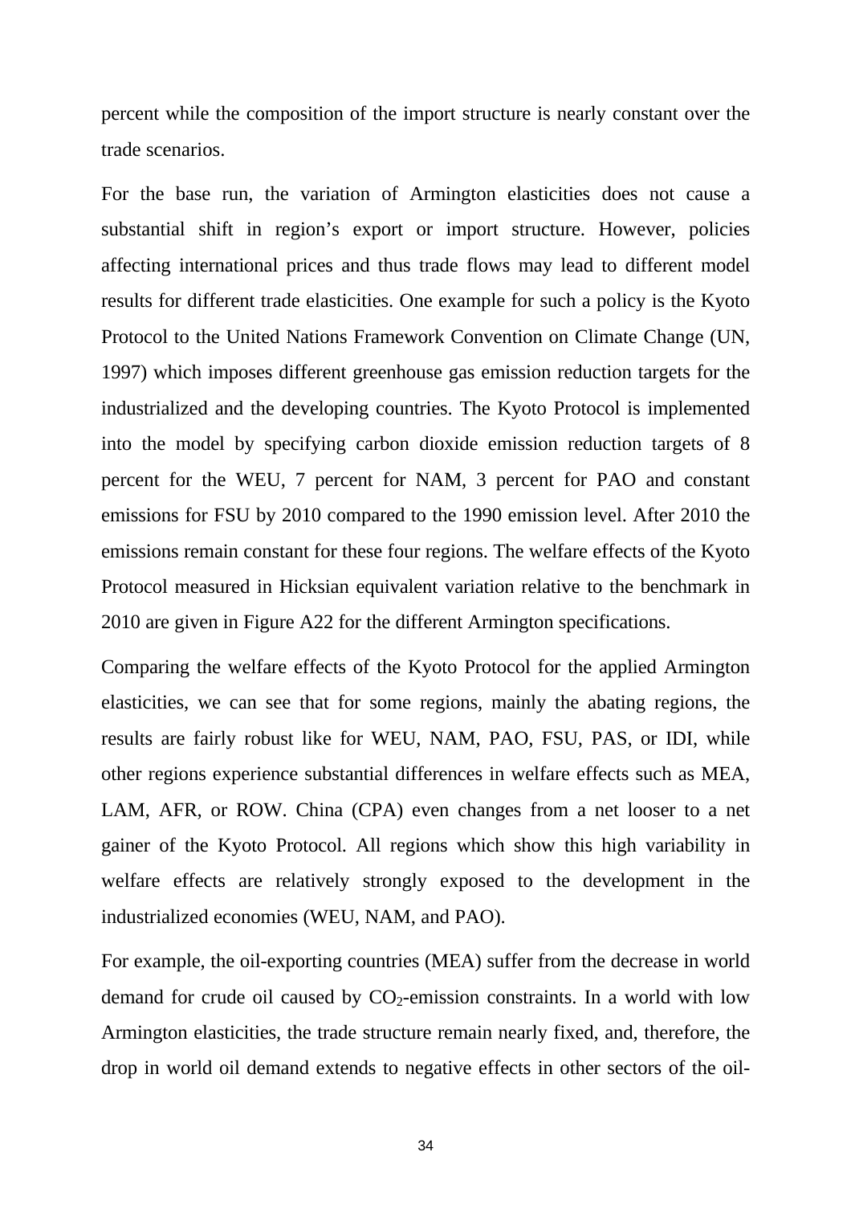percent while the composition of the import structure is nearly constant over the trade scenarios.

For the base run, the variation of Armington elasticities does not cause a substantial shift in region's export or import structure. However, policies affecting international prices and thus trade flows may lead to different model results for different trade elasticities. One example for such a policy is the Kyoto Protocol to the United Nations Framework Convention on Climate Change (UN, 1997) which imposes different greenhouse gas emission reduction targets for the industrialized and the developing countries. The Kyoto Protocol is implemented into the model by specifying carbon dioxide emission reduction targets of 8 percent for the WEU, 7 percent for NAM, 3 percent for PAO and constant emissions for FSU by 2010 compared to the 1990 emission level. After 2010 the emissions remain constant for these four regions. The welfare effects of the Kyoto Protocol measured in Hicksian equivalent variation relative to the benchmark in 2010 are given in Figure A22 for the different Armington specifications.

Comparing the welfare effects of the Kyoto Protocol for the applied Armington elasticities, we can see that for some regions, mainly the abating regions, the results are fairly robust like for WEU, NAM, PAO, FSU, PAS, or IDI, while other regions experience substantial differences in welfare effects such as MEA, LAM, AFR, or ROW. China (CPA) even changes from a net looser to a net gainer of the Kyoto Protocol. All regions which show this high variability in welfare effects are relatively strongly exposed to the development in the industrialized economies (WEU, NAM, and PAO).

For example, the oil-exporting countries (MEA) suffer from the decrease in world demand for crude oil caused by $CO_2$-emission constraints. In a world with low Armington elasticities, the trade structure remain nearly fixed, and, therefore, the drop in world oil demand extends to negative effects in other sectors of the oil-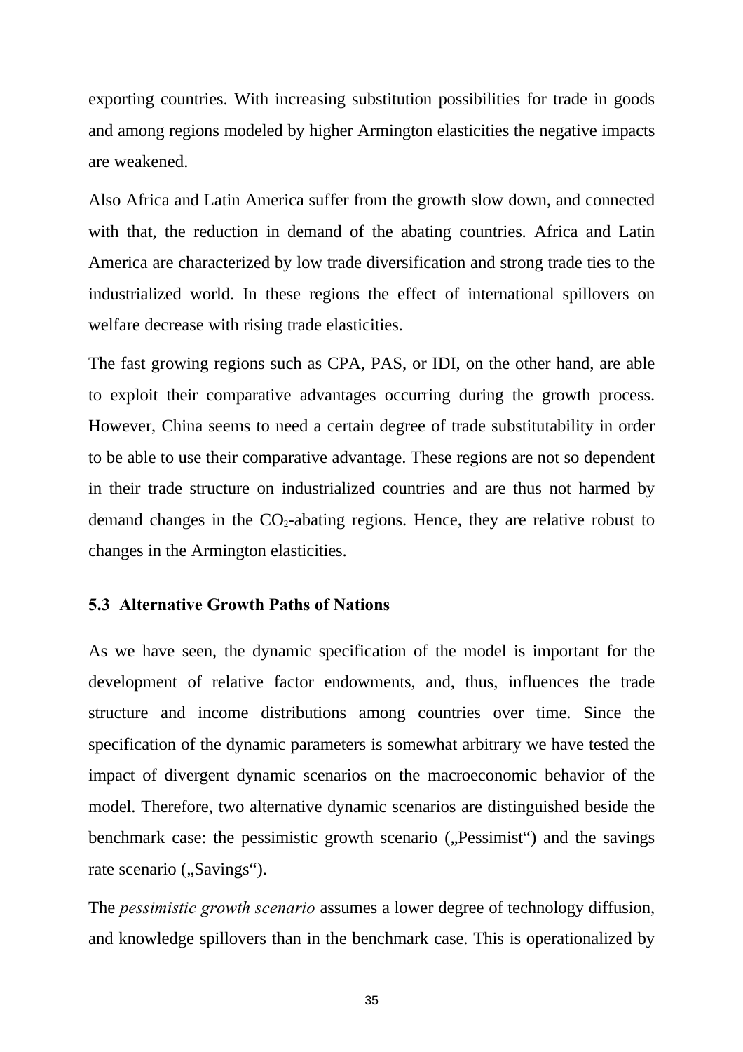exporting countries. With increasing substitution possibilities for trade in goods and among regions modeled by higher Armington elasticities the negative impacts are weakened.

Also Africa and Latin America suffer from the growth slow down, and connected with that, the reduction in demand of the abating countries. Africa and Latin America are characterized by low trade diversification and strong trade ties to the industrialized world. In these regions the effect of international spillovers on welfare decrease with rising trade elasticities.

The fast growing regions such as CPA, PAS, or IDI, on the other hand, are able to exploit their comparative advantages occurring during the growth process. However, China seems to need a certain degree of trade substitutability in order to be able to use their comparative advantage. These regions are not so dependent in their trade structure on industrialized countries and are thus not harmed by demand changes in the $CO_2$-abating regions. Hence, they are relative robust to changes in the Armington elasticities.

### 5.3 Alternative Growth Paths of Nations

As we have seen, the dynamic specification of the model is important for the development of relative factor endowments, and, thus, influences the trade structure and income distributions among countries over time. Since the specification of the dynamic parameters is somewhat arbitrary we have tested the impact of divergent dynamic scenarios on the macroeconomic behavior of the model. Therefore, two alternative dynamic scenarios are distinguished beside the benchmark case: the pessimistic growth scenario („Pessimist“) and the savings rate scenario („Savings“).

The *pessimistic growth scenario* assumes a lower degree of technology diffusion, and knowledge spillovers than in the benchmark case. This is operationalized by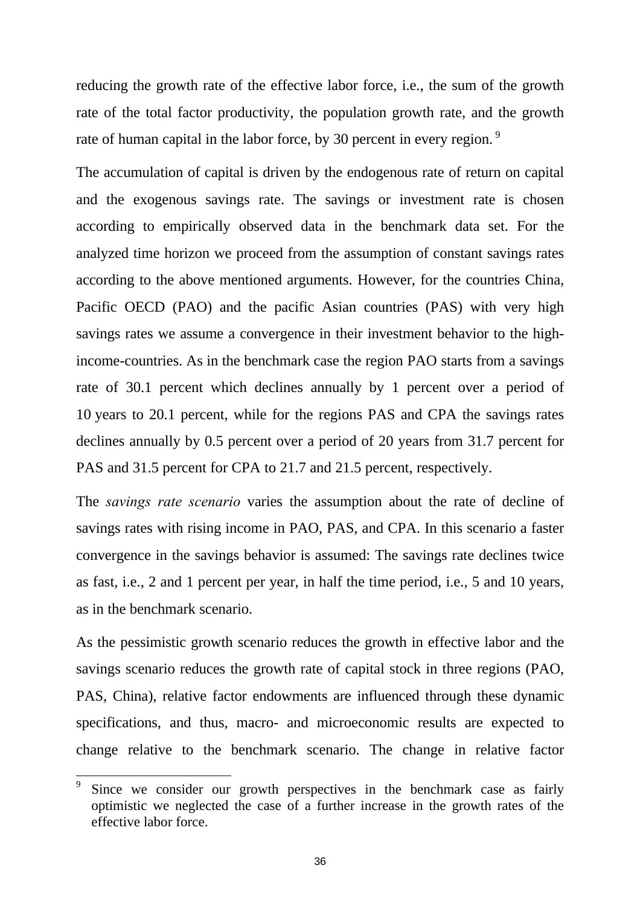reducing the growth rate of the effective labor force, i.e., the sum of the growth rate of the total factor productivity, the population growth rate, and the growth rate of human capital in the labor force, by 30 percent in every region.[9]

The accumulation of capital is driven by the endogenous rate of return on capital and the exogenous savings rate. The savings or investment rate is chosen according to empirically observed data in the benchmark data set. For the analyzed time horizon we proceed from the assumption of constant savings rates according to the above mentioned arguments. However, for the countries China, Pacific OECD (PAO) and the pacific Asian countries (PAS) with very high savings rates we assume a convergence in their investment behavior to the high-income-countries. As in the benchmark case the region PAO starts from a savings rate of 30.1 percent which declines annually by 1 percent over a period of 10 years to 20.1 percent, while for the regions PAS and CPA the savings rates declines annually by 0.5 percent over a period of 20 years from 31.7 percent for PAS and 31.5 percent for CPA to 21.7 and 21.5 percent, respectively.

The *savings rate scenario* varies the assumption about the rate of decline of savings rates with rising income in PAO, PAS, and CPA. In this scenario a faster convergence in the savings behavior is assumed: The savings rate declines twice as fast, i.e., 2 and 1 percent per year, in half the time period, i.e., 5 and 10 years, as in the benchmark scenario.

As the pessimistic growth scenario reduces the growth in effective labor and the savings scenario reduces the growth rate of capital stock in three regions (PAO, PAS, China), relative factor endowments are influenced through these dynamic specifications, and thus, macro- and microeconomic results are expected to change relative to the benchmark scenario. The change in relative factor

---

[9] Since we consider our growth perspectives in the benchmark case as fairly optimistic we neglected the case of a further increase in the growth rates of the effective labor force.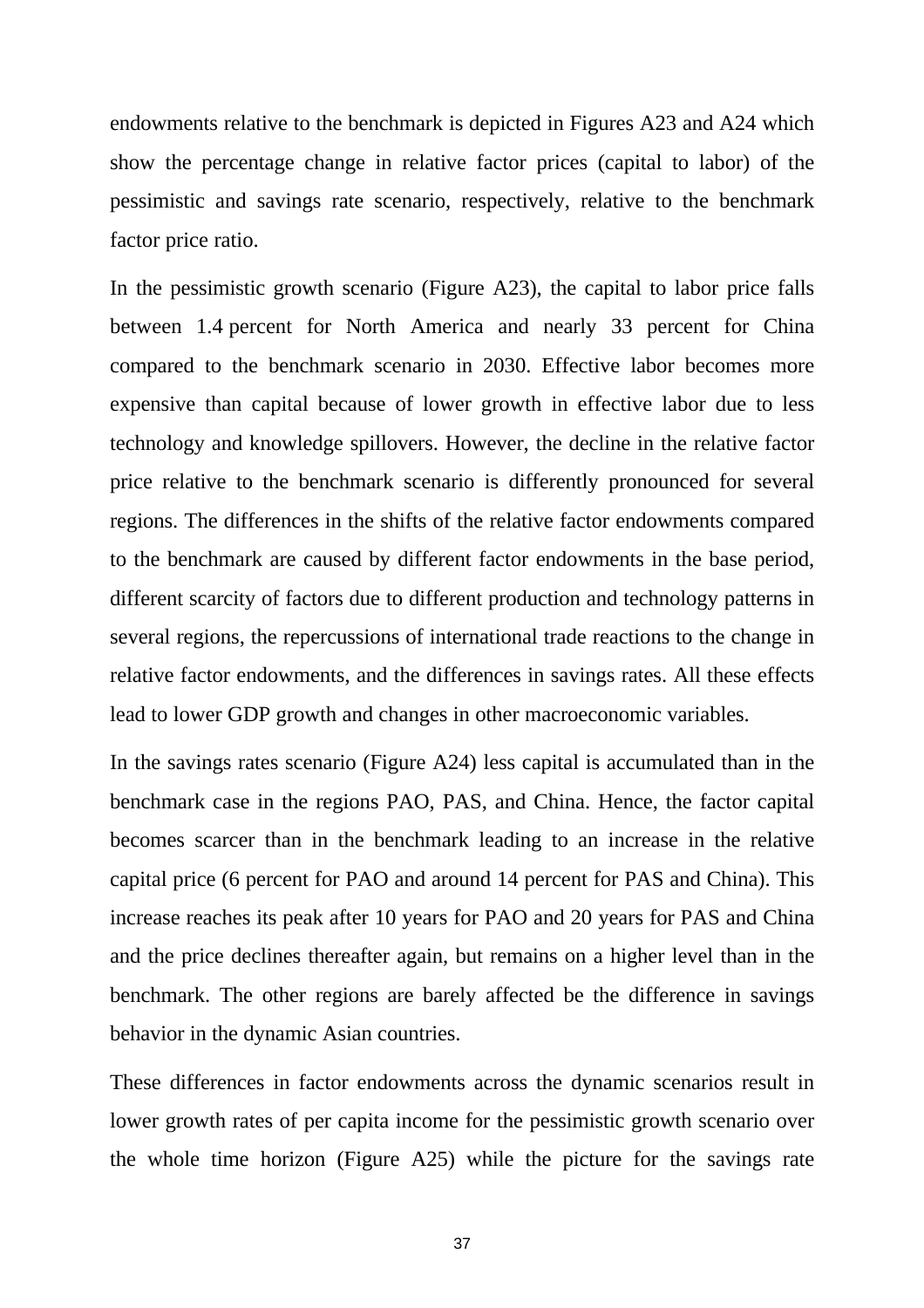endowments relative to the benchmark is depicted in Figures A23 and A24 which show the percentage change in relative factor prices (capital to labor) of the pessimistic and savings rate scenario, respectively, relative to the benchmark factor price ratio.

In the pessimistic growth scenario (Figure A23), the capital to labor price falls between 1.4 percent for North America and nearly 33 percent for China compared to the benchmark scenario in 2030. Effective labor becomes more expensive than capital because of lower growth in effective labor due to less technology and knowledge spillovers. However, the decline in the relative factor price relative to the benchmark scenario is differently pronounced for several regions. The differences in the shifts of the relative factor endowments compared to the benchmark are caused by different factor endowments in the base period, different scarcity of factors due to different production and technology patterns in several regions, the repercussions of international trade reactions to the change in relative factor endowments, and the differences in savings rates. All these effects lead to lower GDP growth and changes in other macroeconomic variables.

In the savings rates scenario (Figure A24) less capital is accumulated than in the benchmark case in the regions PAO, PAS, and China. Hence, the factor capital becomes scarcer than in the benchmark leading to an increase in the relative capital price (6 percent for PAO and around 14 percent for PAS and China). This increase reaches its peak after 10 years for PAO and 20 years for PAS and China and the price declines thereafter again, but remains on a higher level than in the benchmark. The other regions are barely affected be the difference in savings behavior in the dynamic Asian countries.

These differences in factor endowments across the dynamic scenarios result in lower growth rates of per capita income for the pessimistic growth scenario over the whole time horizon (Figure A25) while the picture for the savings rate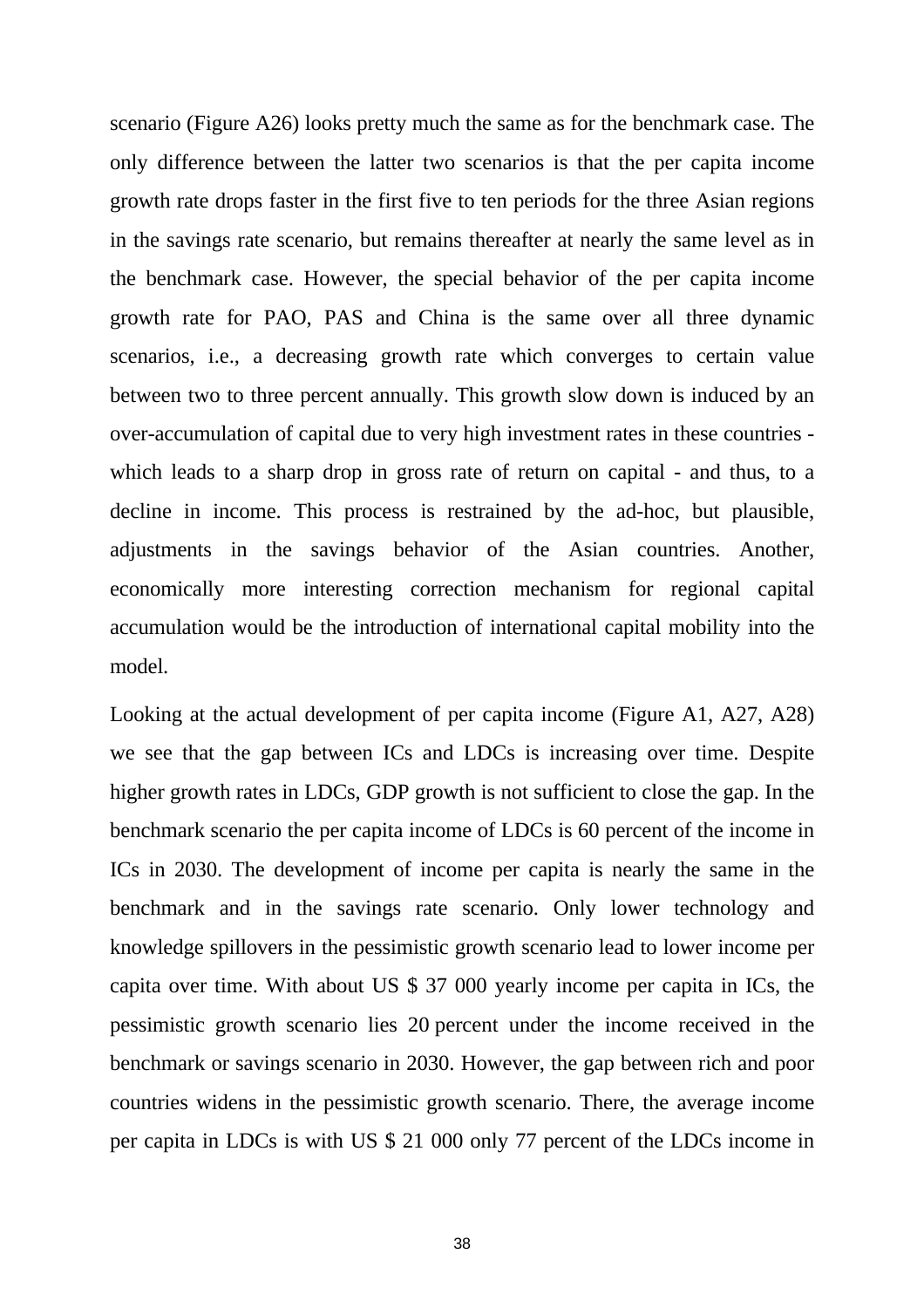scenario (Figure A26) looks pretty much the same as for the benchmark case. The only difference between the latter two scenarios is that the per capita income growth rate drops faster in the first five to ten periods for the three Asian regions in the savings rate scenario, but remains thereafter at nearly the same level as in the benchmark case. However, the special behavior of the per capita income growth rate for PAO, PAS and China is the same over all three dynamic scenarios, i.e., a decreasing growth rate which converges to certain value between two to three percent annually. This growth slow down is induced by an over-accumulation of capital due to very high investment rates in these countries - which leads to a sharp drop in gross rate of return on capital - and thus, to a decline in income. This process is restrained by the ad-hoc, but plausible, adjustments in the savings behavior of the Asian countries. Another, economically more interesting correction mechanism for regional capital accumulation would be the introduction of international capital mobility into the model.

Looking at the actual development of per capita income (Figure A1, A27, A28) we see that the gap between ICs and LDCs is increasing over time. Despite higher growth rates in LDCs, GDP growth is not sufficient to close the gap. In the benchmark scenario the per capita income of LDCs is 60 percent of the income in ICs in 2030. The development of income per capita is nearly the same in the benchmark and in the savings rate scenario. Only lower technology and knowledge spillovers in the pessimistic growth scenario lead to lower income per capita over time. With about US $ 37 000 yearly income per capita in ICs, the pessimistic growth scenario lies 20 percent under the income received in the benchmark or savings scenario in 2030. However, the gap between rich and poor countries widens in the pessimistic growth scenario. There, the average income per capita in LDCs is with US $ 21 000 only 77 percent of the LDCs income in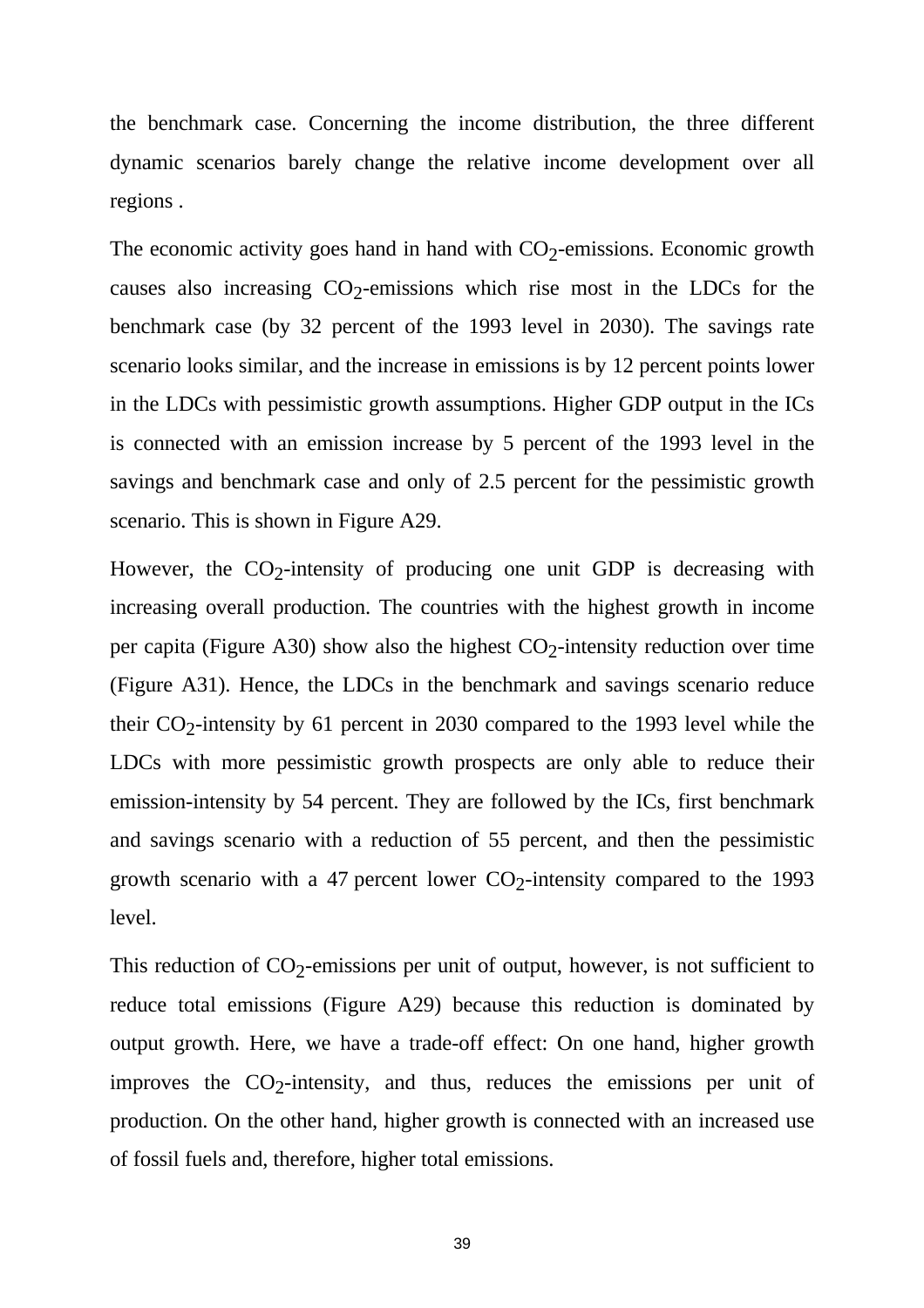the benchmark case. Concerning the income distribution, the three different dynamic scenarios barely change the relative income development over all regions .

The economic activity goes hand in hand with $CO_2$-emissions. Economic growth causes also increasing $CO_2$-emissions which rise most in the LDCs for the benchmark case (by 32 percent of the 1993 level in 2030). The savings rate scenario looks similar, and the increase in emissions is by 12 percent points lower in the LDCs with pessimistic growth assumptions. Higher GDP output in the ICs is connected with an emission increase by 5 percent of the 1993 level in the savings and benchmark case and only of 2.5 percent for the pessimistic growth scenario. This is shown in Figure A29.

However, the $CO_2$-intensity of producing one unit GDP is decreasing with increasing overall production. The countries with the highest growth in income per capita (Figure A30) show also the highest $CO_2$-intensity reduction over time (Figure A31). Hence, the LDCs in the benchmark and savings scenario reduce their $CO_2$-intensity by 61 percent in 2030 compared to the 1993 level while the LDCs with more pessimistic growth prospects are only able to reduce their emission-intensity by 54 percent. They are followed by the ICs, first benchmark and savings scenario with a reduction of 55 percent, and then the pessimistic growth scenario with a 47 percent lower $CO_2$-intensity compared to the 1993 level.

This reduction of $CO_2$-emissions per unit of output, however, is not sufficient to reduce total emissions (Figure A29) because this reduction is dominated by output growth. Here, we have a trade-off effect: On one hand, higher growth improves the $CO_2$-intensity, and thus, reduces the emissions per unit of production. On the other hand, higher growth is connected with an increased use of fossil fuels and, therefore, higher total emissions.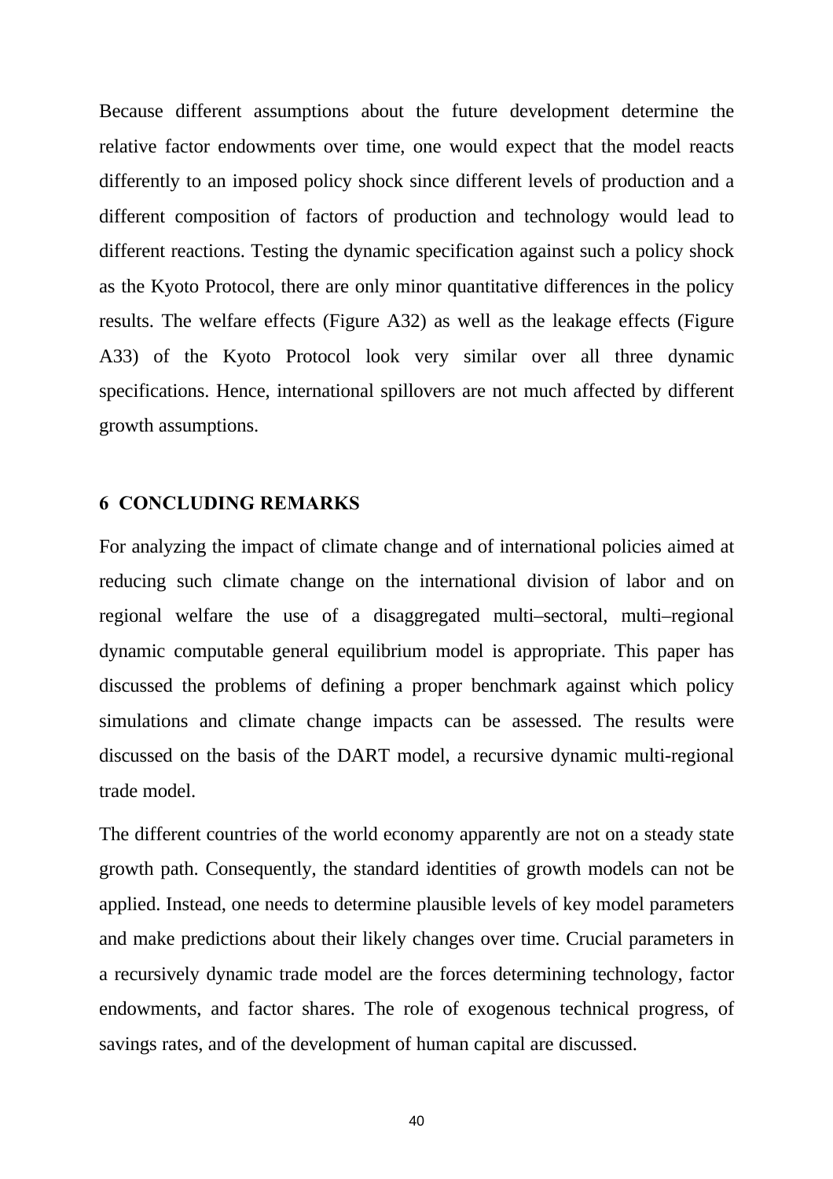Because different assumptions about the future development determine the relative factor endowments over time, one would expect that the model reacts differently to an imposed policy shock since different levels of production and a different composition of factors of production and technology would lead to different reactions. Testing the dynamic specification against such a policy shock as the Kyoto Protocol, there are only minor quantitative differences in the policy results. The welfare effects (Figure A32) as well as the leakage effects (Figure A33) of the Kyoto Protocol look very similar over all three dynamic specifications. Hence, international spillovers are not much affected by different growth assumptions.

## 6 CONCLUDING REMARKS

For analyzing the impact of climate change and of international policies aimed at reducing such climate change on the international division of labor and on regional welfare the use of a disaggregated multi–sectoral, multi–regional dynamic computable general equilibrium model is appropriate. This paper has discussed the problems of defining a proper benchmark against which policy simulations and climate change impacts can be assessed. The results were discussed on the basis of the DART model, a recursive dynamic multi-regional trade model.

The different countries of the world economy apparently are not on a steady state growth path. Consequently, the standard identities of growth models can not be applied. Instead, one needs to determine plausible levels of key model parameters and make predictions about their likely changes over time. Crucial parameters in a recursively dynamic trade model are the forces determining technology, factor endowments, and factor shares. The role of exogenous technical progress, of savings rates, and of the development of human capital are discussed.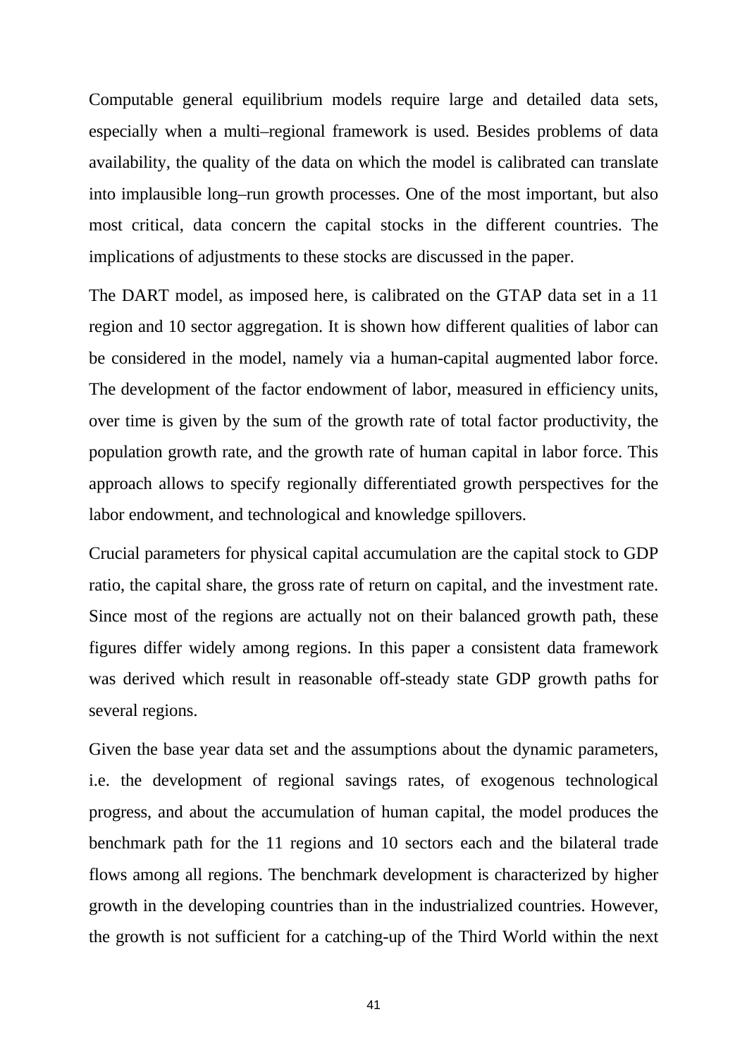Computable general equilibrium models require large and detailed data sets, especially when a multi–regional framework is used. Besides problems of data availability, the quality of the data on which the model is calibrated can translate into implausible long–run growth processes. One of the most important, but also most critical, data concern the capital stocks in the different countries. The implications of adjustments to these stocks are discussed in the paper.

The DART model, as imposed here, is calibrated on the GTAP data set in a 11 region and 10 sector aggregation. It is shown how different qualities of labor can be considered in the model, namely via a human-capital augmented labor force. The development of the factor endowment of labor, measured in efficiency units, over time is given by the sum of the growth rate of total factor productivity, the population growth rate, and the growth rate of human capital in labor force. This approach allows to specify regionally differentiated growth perspectives for the labor endowment, and technological and knowledge spillovers.

Crucial parameters for physical capital accumulation are the capital stock to GDP ratio, the capital share, the gross rate of return on capital, and the investment rate. Since most of the regions are actually not on their balanced growth path, these figures differ widely among regions. In this paper a consistent data framework was derived which result in reasonable off-steady state GDP growth paths for several regions.

Given the base year data set and the assumptions about the dynamic parameters, i.e. the development of regional savings rates, of exogenous technological progress, and about the accumulation of human capital, the model produces the benchmark path for the 11 regions and 10 sectors each and the bilateral trade flows among all regions. The benchmark development is characterized by higher growth in the developing countries than in the industrialized countries. However, the growth is not sufficient for a catching-up of the Third World within the next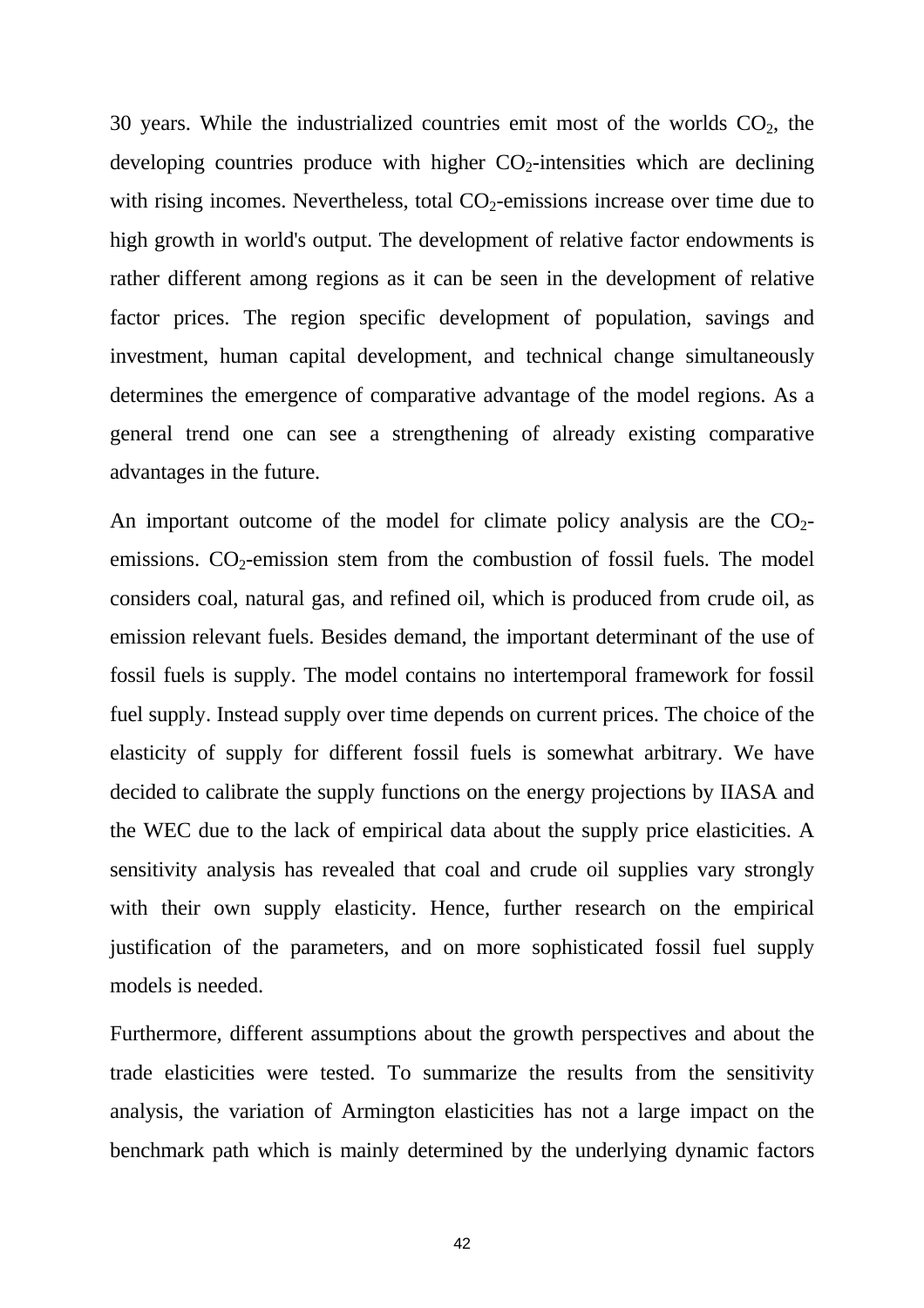30 years. While the industrialized countries emit most of the worlds $CO_2$, the developing countries produce with higher $CO_2$-intensities which are declining with rising incomes. Nevertheless, total $CO_2$-emissions increase over time due to high growth in world's output. The development of relative factor endowments is rather different among regions as it can be seen in the development of relative factor prices. The region specific development of population, savings and investment, human capital development, and technical change simultaneously determines the emergence of comparative advantage of the model regions. As a general trend one can see a strengthening of already existing comparative advantages in the future.

An important outcome of the model for climate policy analysis are the $CO_2$-emissions. $CO_2$-emission stem from the combustion of fossil fuels. The model considers coal, natural gas, and refined oil, which is produced from crude oil, as emission relevant fuels. Besides demand, the important determinant of the use of fossil fuels is supply. The model contains no intertemporal framework for fossil fuel supply. Instead supply over time depends on current prices. The choice of the elasticity of supply for different fossil fuels is somewhat arbitrary. We have decided to calibrate the supply functions on the energy projections by IIASA and the WEC due to the lack of empirical data about the supply price elasticities. A sensitivity analysis has revealed that coal and crude oil supplies vary strongly with their own supply elasticity. Hence, further research on the empirical justification of the parameters, and on more sophisticated fossil fuel supply models is needed.

Furthermore, different assumptions about the growth perspectives and about the trade elasticities were tested. To summarize the results from the sensitivity analysis, the variation of Armington elasticities has not a large impact on the benchmark path which is mainly determined by the underlying dynamic factors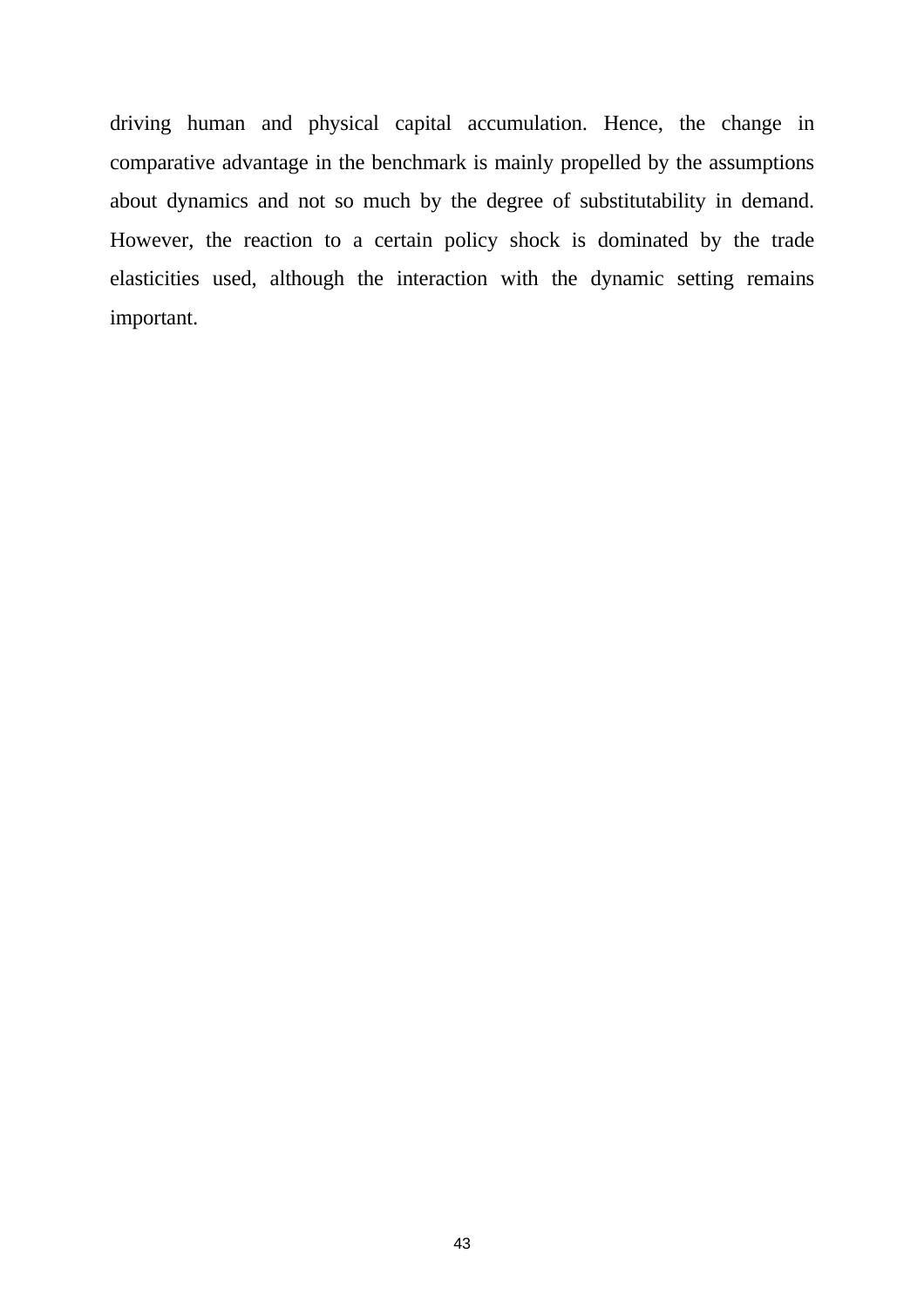driving human and physical capital accumulation. Hence, the change in comparative advantage in the benchmark is mainly propelled by the assumptions about dynamics and not so much by the degree of substitutability in demand. However, the reaction to a certain policy shock is dominated by the trade elasticities used, although the interaction with the dynamic setting remains important.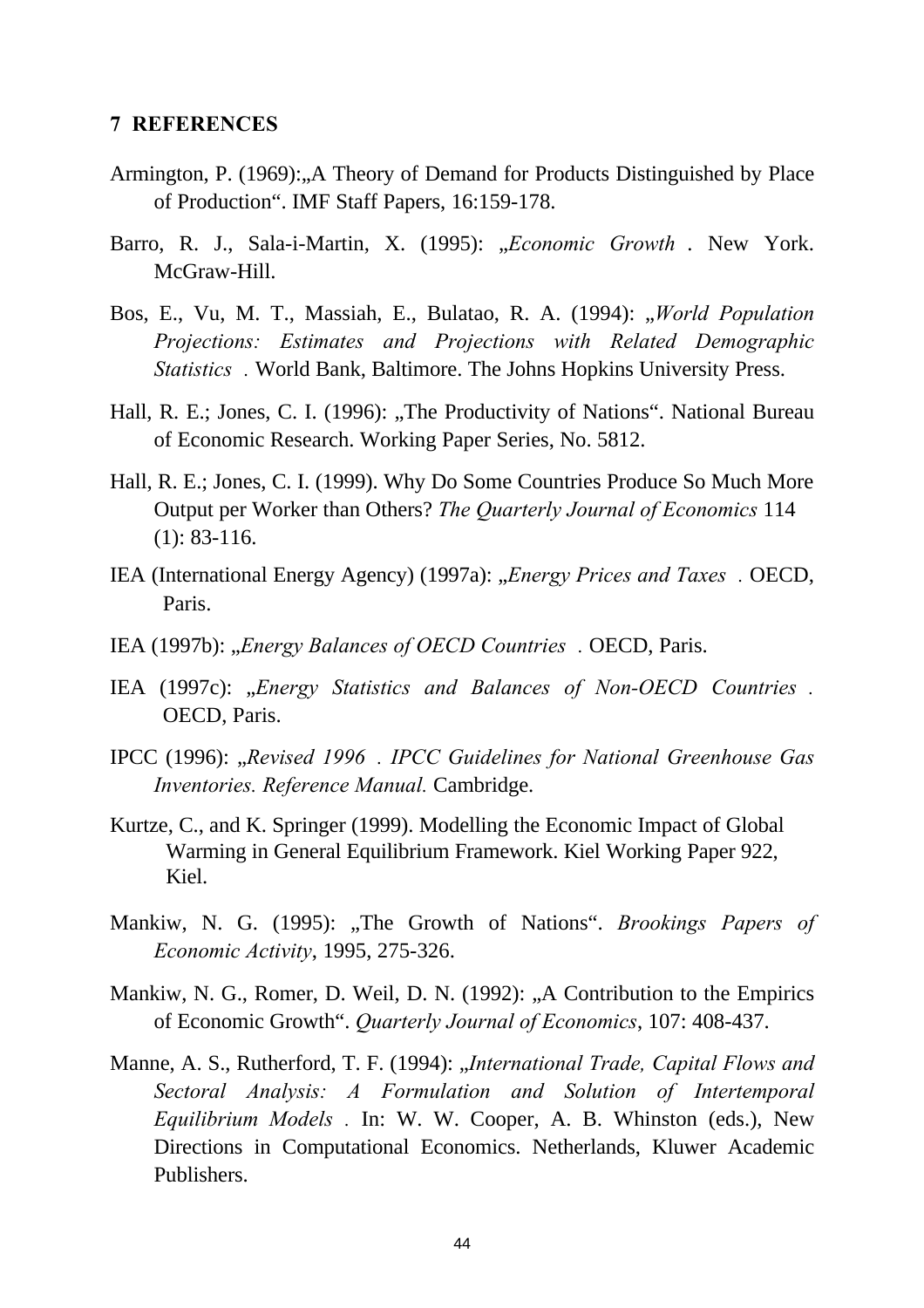## 7 REFERENCES

Armington, P. (1969):„A Theory of Demand for Products Distinguished by Place of Production“. IMF Staff Papers, 16:159-178.

Barro, R. J., Sala-i-Martin, X. (1995): „*Economic Growth* . New York. McGraw-Hill.

Bos, E., Vu, M. T., Massiah, E., Bulatao, R. A. (1994): „*World Population Projections: Estimates and Projections with Related Demographic Statistics* . World Bank, Baltimore. The Johns Hopkins University Press.

Hall, R. E.; Jones, C. I. (1996): „The Productivity of Nations“. National Bureau of Economic Research. Working Paper Series, No. 5812.

Hall, R. E.; Jones, C. I. (1999). Why Do Some Countries Produce So Much More Output per Worker than Others? *The Quarterly Journal of Economics* 114 (1): 83-116.

IEA (International Energy Agency) (1997a): „*Energy Prices and Taxes* . OECD, Paris.

IEA (1997b): „*Energy Balances of OECD Countries* . OECD, Paris.

IEA (1997c): „*Energy Statistics and Balances of Non-OECD Countries* . OECD, Paris.

IPCC (1996): „*Revised 1996 . IPCC Guidelines for National Greenhouse Gas Inventories. Reference Manual.* Cambridge.

Kurtze, C., and K. Springer (1999). Modelling the Economic Impact of Global Warming in General Equilibrium Framework. Kiel Working Paper 922, Kiel.

Mankiw, N. G. (1995): „The Growth of Nations“. *Brookings Papers of Economic Activity*, 1995, 275-326.

Mankiw, N. G., Romer, D. Weil, D. N. (1992): „A Contribution to the Empirics of Economic Growth“. *Quarterly Journal of Economics*, 107: 408-437.

Manne, A. S., Rutherford, T. F. (1994): „*International Trade, Capital Flows and Sectoral Analysis: A Formulation and Solution of Intertemporal Equilibrium Models* . In: W. W. Cooper, A. B. Whinston (eds.), New Directions in Computational Economics. Netherlands, Kluwer Academic Publishers.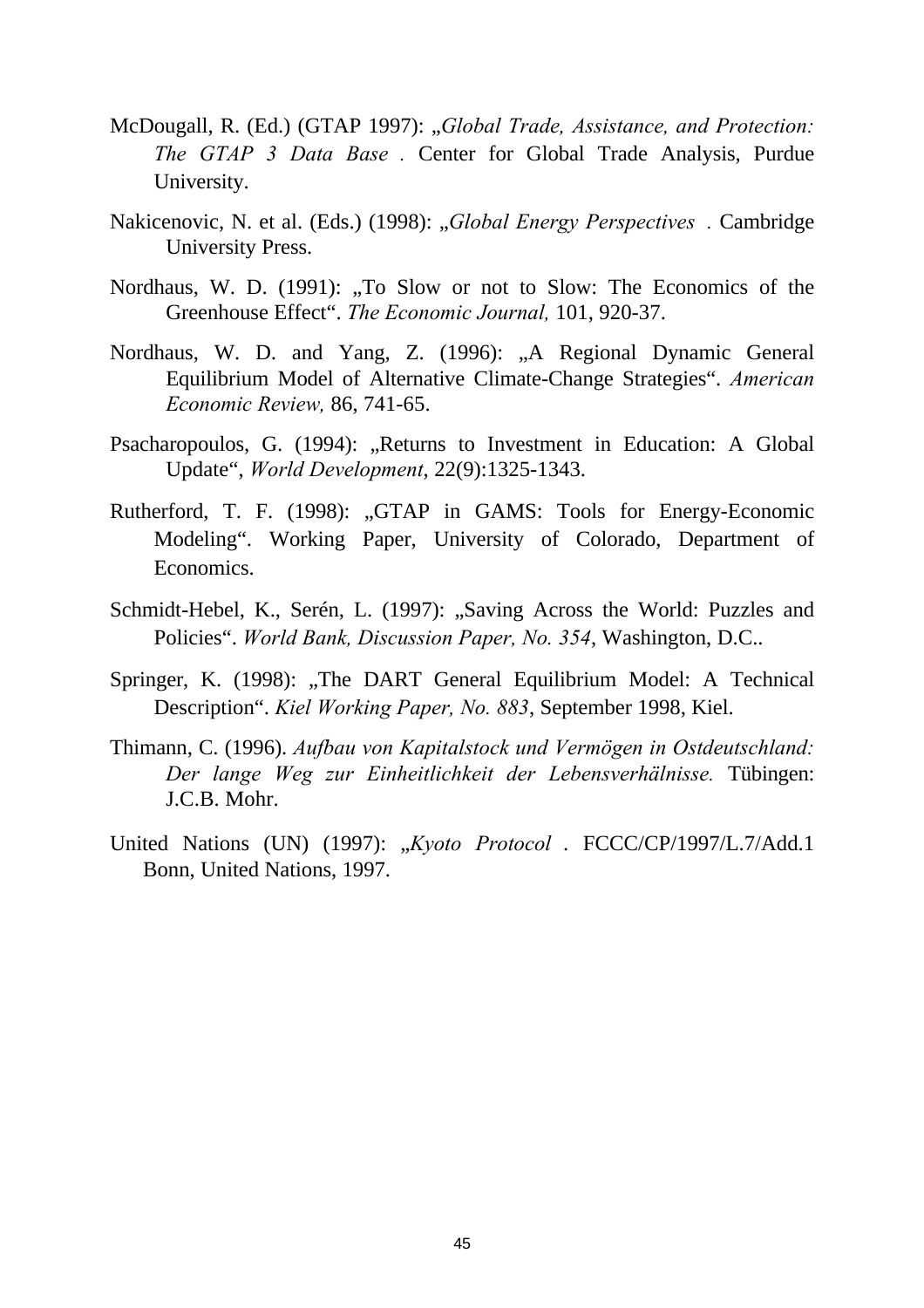McDougall, R. (Ed.) (GTAP 1997): „*Global Trade, Assistance, and Protection: The GTAP 3 Data Base* . Center for Global Trade Analysis, Purdue University.

Nakicenovic, N. et al. (Eds.) (1998): „*Global Energy Perspectives* . Cambridge University Press.

Nordhaus, W. D. (1991): „To Slow or not to Slow: The Economics of the Greenhouse Effect". *The Economic Journal,* 101, 920-37.

Nordhaus, W. D. and Yang, Z. (1996): „A Regional Dynamic General Equilibrium Model of Alternative Climate-Change Strategies". *American Economic Review,* 86, 741-65.

Psacharopoulos, G. (1994): „Returns to Investment in Education: A Global Update", *World Development*, 22(9):1325-1343.

Rutherford, T. F. (1998): „GTAP in GAMS: Tools for Energy-Economic Modeling". Working Paper, University of Colorado, Department of Economics.

Schmidt-Hebel, K., Serén, L. (1997): „Saving Across the World: Puzzles and Policies". *World Bank, Discussion Paper, No. 354*, Washington, D.C..

Springer, K. (1998): „The DART General Equilibrium Model: A Technical Description". *Kiel Working Paper, No. 883*, September 1998, Kiel.

Thimann, C. (1996). *Aufbau von Kapitalstock und Vermögen in Ostdeutschland: Der lange Weg zur Einheitlichkeit der Lebensverhälnisse.* Tübingen: J.C.B. Mohr.

United Nations (UN) (1997): „*Kyoto Protocol* . FCCC/CP/1997/L.7/Add.1 Bonn, United Nations, 1997.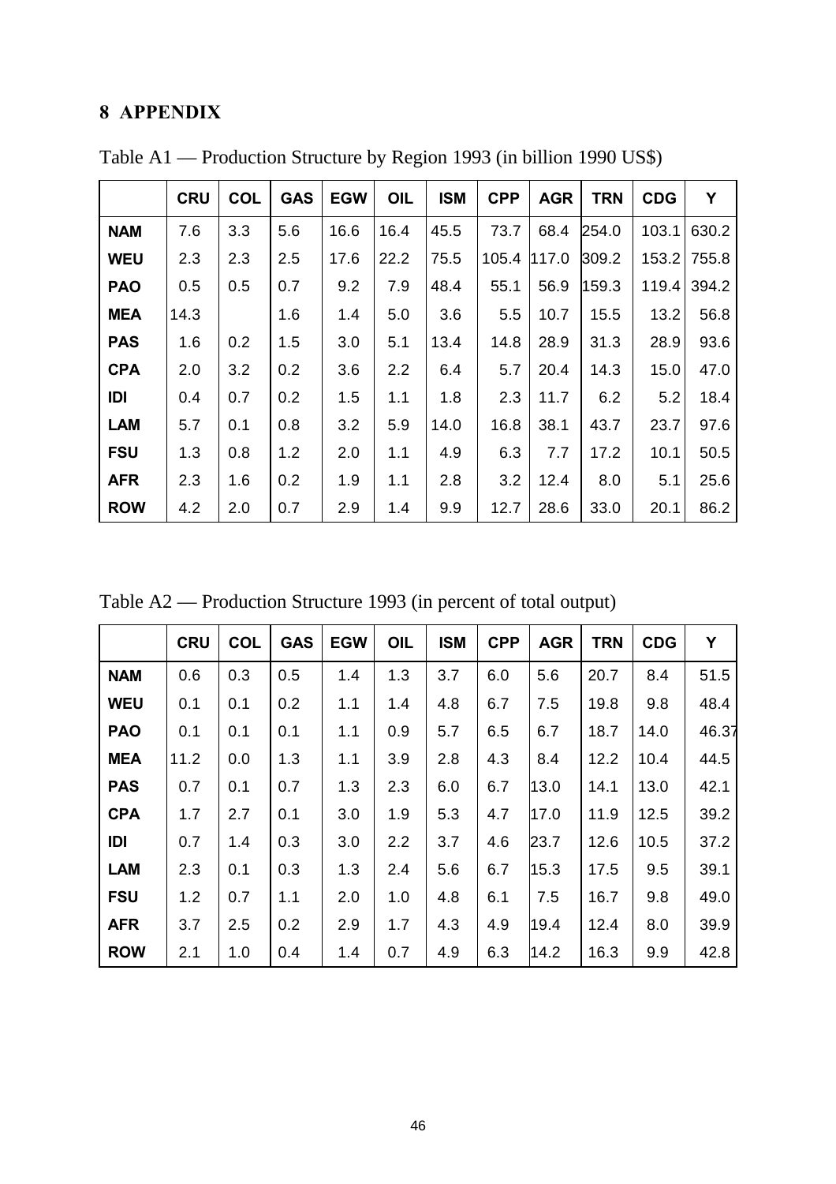## 8 APPENDIX

Table A1 — Production Structure by Region 1993 (in billion 1990 US$)

| | CRU | COL | GAS | EGW | OIL | ISM | CPP | AGR | TRN | CDG | Y |
|---|---|---|---|---|---|---|---|---|---|---|---|
| NAM | 7.6 | 3.3 | 5.6 | 16.6 | 16.4 | 45.5 | 73.7 | 68.4 | 254.0 | 103.1 | 630.2 |
| WEU | 2.3 | 2.3 | 2.5 | 17.6 | 22.2 | 75.5 | 105.4 | 117.0 | 309.2 | 153.2 | 755.8 |
| PAO | 0.5 | 0.5 | 0.7 | 9.2 | 7.9 | 48.4 | 55.1 | 56.9 | 159.3 | 119.4 | 394.2 |
| MEA | 14.3 | | 1.6 | 1.4 | 5.0 | 3.6 | 5.5 | 10.7 | 15.5 | 13.2 | 56.8 |
| PAS | 1.6 | 0.2 | 1.5 | 3.0 | 5.1 | 13.4 | 14.8 | 28.9 | 31.3 | 28.9 | 93.6 |
| CPA | 2.0 | 3.2 | 0.2 | 3.6 | 2.2 | 6.4 | 5.7 | 20.4 | 14.3 | 15.0 | 47.0 |
| IDI | 0.4 | 0.7 | 0.2 | 1.5 | 1.1 | 1.8 | 2.3 | 11.7 | 6.2 | 5.2 | 18.4 |
| LAM | 5.7 | 0.1 | 0.8 | 3.2 | 5.9 | 14.0 | 16.8 | 38.1 | 43.7 | 23.7 | 97.6 |
| FSU | 1.3 | 0.8 | 1.2 | 2.0 | 1.1 | 4.9 | 6.3 | 7.7 | 17.2 | 10.1 | 50.5 |
| AFR | 2.3 | 1.6 | 0.2 | 1.9 | 1.1 | 2.8 | 3.2 | 12.4 | 8.0 | 5.1 | 25.6 |
| ROW | 4.2 | 2.0 | 0.7 | 2.9 | 1.4 | 9.9 | 12.7 | 28.6 | 33.0 | 20.1 | 86.2 |

Table A2 — Production Structure 1993 (in percent of total output)

| | CRU | COL | GAS | EGW | OIL | ISM | CPP | AGR | TRN | CDG | Y |
|---|---|---|---|---|---|---|---|---|---|---|---|
| NAM | 0.6 | 0.3 | 0.5 | 1.4 | 1.3 | 3.7 | 6.0 | 5.6 | 20.7 | 8.4 | 51.5 |
| WEU | 0.1 | 0.1 | 0.2 | 1.1 | 1.4 | 4.8 | 6.7 | 7.5 | 19.8 | 9.8 | 48.4 |
| PAO | 0.1 | 0.1 | 0.1 | 1.1 | 0.9 | 5.7 | 6.5 | 6.7 | 18.7 | 14.0 | 46.37 |
| MEA | 11.2 | 0.0 | 1.3 | 1.1 | 3.9 | 2.8 | 4.3 | 8.4 | 12.2 | 10.4 | 44.5 |
| PAS | 0.7 | 0.1 | 0.7 | 1.3 | 2.3 | 6.0 | 6.7 | 13.0 | 14.1 | 13.0 | 42.1 |
| CPA | 1.7 | 2.7 | 0.1 | 3.0 | 1.9 | 5.3 | 4.7 | 17.0 | 11.9 | 12.5 | 39.2 |
| IDI | 0.7 | 1.4 | 0.3 | 3.0 | 2.2 | 3.7 | 4.6 | 23.7 | 12.6 | 10.5 | 37.2 |
| LAM | 2.3 | 0.1 | 0.3 | 1.3 | 2.4 | 5.6 | 6.7 | 15.3 | 17.5 | 9.5 | 39.1 |
| FSU | 1.2 | 0.7 | 1.1 | 2.0 | 1.0 | 4.8 | 6.1 | 7.5 | 16.7 | 9.8 | 49.0 |
| AFR | 3.7 | 2.5 | 0.2 | 2.9 | 1.7 | 4.3 | 4.9 | 19.4 | 12.4 | 8.0 | 39.9 |
| ROW | 2.1 | 1.0 | 0.4 | 1.4 | 0.7 | 4.9 | 6.3 | 14.2 | 16.3 | 9.9 | 42.8 |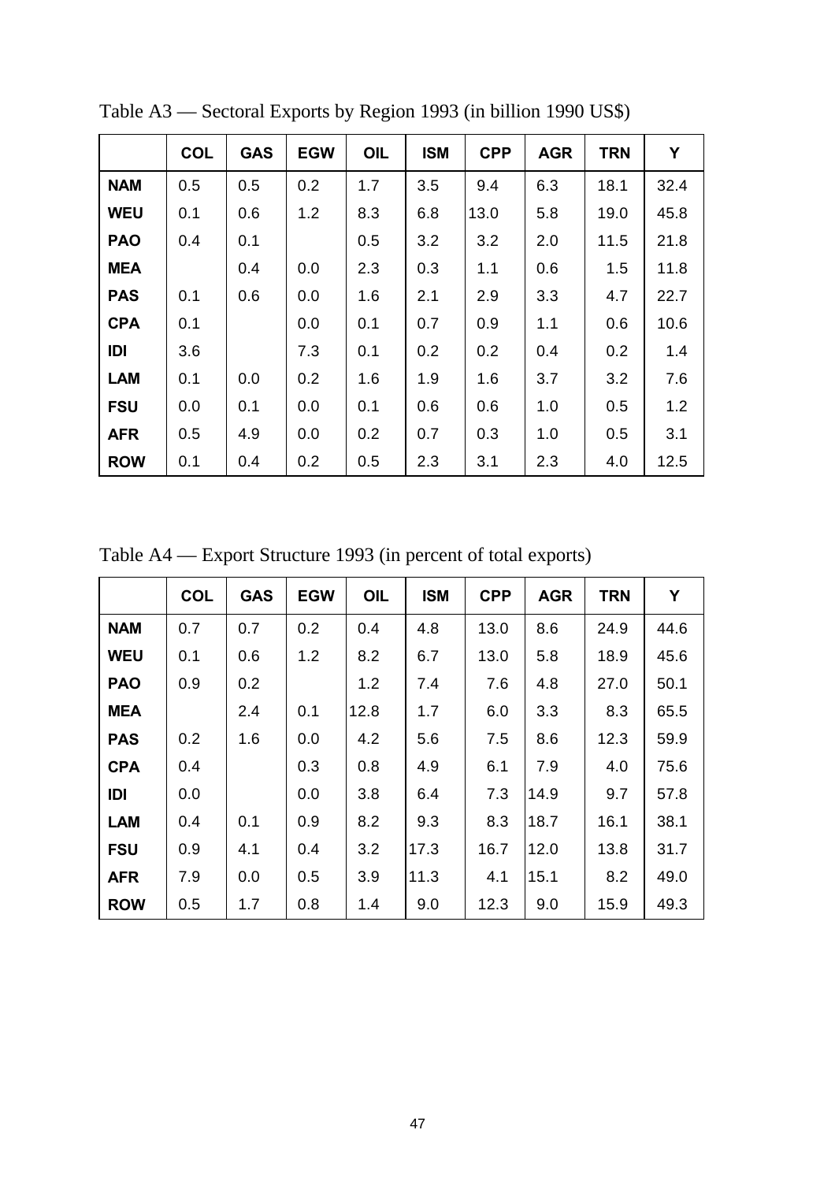Table A3 — Sectoral Exports by Region 1993 (in billion 1990 US$)

| | COL | GAS | EGW | OIL | ISM | CPP | AGR | TRN | Y |
|---|---|---|---|---|---|---|---|---|---|
| **NAM** | 0.5 | 0.5 | 0.2 | 1.7 | 3.5 | 9.4 | 6.3 | 18.1 | 32.4 |
| **WEU** | 0.1 | 0.6 | 1.2 | 8.3 | 6.8 | 13.0 | 5.8 | 19.0 | 45.8 |
| **PAO** | 0.4 | 0.1 | | 0.5 | 3.2 | 3.2 | 2.0 | 11.5 | 21.8 |
| **MEA** | | 0.4 | 0.0 | 2.3 | 0.3 | 1.1 | 0.6 | 1.5 | 11.8 |
| **PAS** | 0.1 | 0.6 | 0.0 | 1.6 | 2.1 | 2.9 | 3.3 | 4.7 | 22.7 |
| **CPA** | 0.1 | | 0.0 | 0.1 | 0.7 | 0.9 | 1.1 | 0.6 | 10.6 |
| **IDI** | 3.6 | | 7.3 | 0.1 | 0.2 | 0.2 | 0.4 | 0.2 | 1.4 |
| **LAM** | 0.1 | 0.0 | 0.2 | 1.6 | 1.9 | 1.6 | 3.7 | 3.2 | 7.6 |
| **FSU** | 0.0 | 0.1 | 0.0 | 0.1 | 0.6 | 0.6 | 1.0 | 0.5 | 1.2 |
| **AFR** | 0.5 | 4.9 | 0.0 | 0.2 | 0.7 | 0.3 | 1.0 | 0.5 | 3.1 |
| **ROW** | 0.1 | 0.4 | 0.2 | 0.5 | 2.3 | 3.1 | 2.3 | 4.0 | 12.5 |

Table A4 — Export Structure 1993 (in percent of total exports)

| | COL | GAS | EGW | OIL | ISM | CPP | AGR | TRN | Y |
|---|---|---|---|---|---|---|---|---|---|
| **NAM** | 0.7 | 0.7 | 0.2 | 0.4 | 4.8 | 13.0 | 8.6 | 24.9 | 44.6 |
| **WEU** | 0.1 | 0.6 | 1.2 | 8.2 | 6.7 | 13.0 | 5.8 | 18.9 | 45.6 |
| **PAO** | 0.9 | 0.2 | | 1.2 | 7.4 | 7.6 | 4.8 | 27.0 | 50.1 |
| **MEA** | | 2.4 | 0.1 | 12.8 | 1.7 | 6.0 | 3.3 | 8.3 | 65.5 |
| **PAS** | 0.2 | 1.6 | 0.0 | 4.2 | 5.6 | 7.5 | 8.6 | 12.3 | 59.9 |
| **CPA** | 0.4 | | 0.3 | 0.8 | 4.9 | 6.1 | 7.9 | 4.0 | 75.6 |
| **IDI** | 0.0 | | 0.0 | 3.8 | 6.4 | 7.3 | 14.9 | 9.7 | 57.8 |
| **LAM** | 0.4 | 0.1 | 0.9 | 8.2 | 9.3 | 8.3 | 18.7 | 16.1 | 38.1 |
| **FSU** | 0.9 | 4.1 | 0.4 | 3.2 | 17.3 | 16.7 | 12.0 | 13.8 | 31.7 |
| **AFR** | 7.9 | 0.0 | 0.5 | 3.9 | 11.3 | 4.1 | 15.1 | 8.2 | 49.0 |
| **ROW** | 0.5 | 1.7 | 0.8 | 1.4 | 9.0 | 12.3 | 9.0 | 15.9 | 49.3 |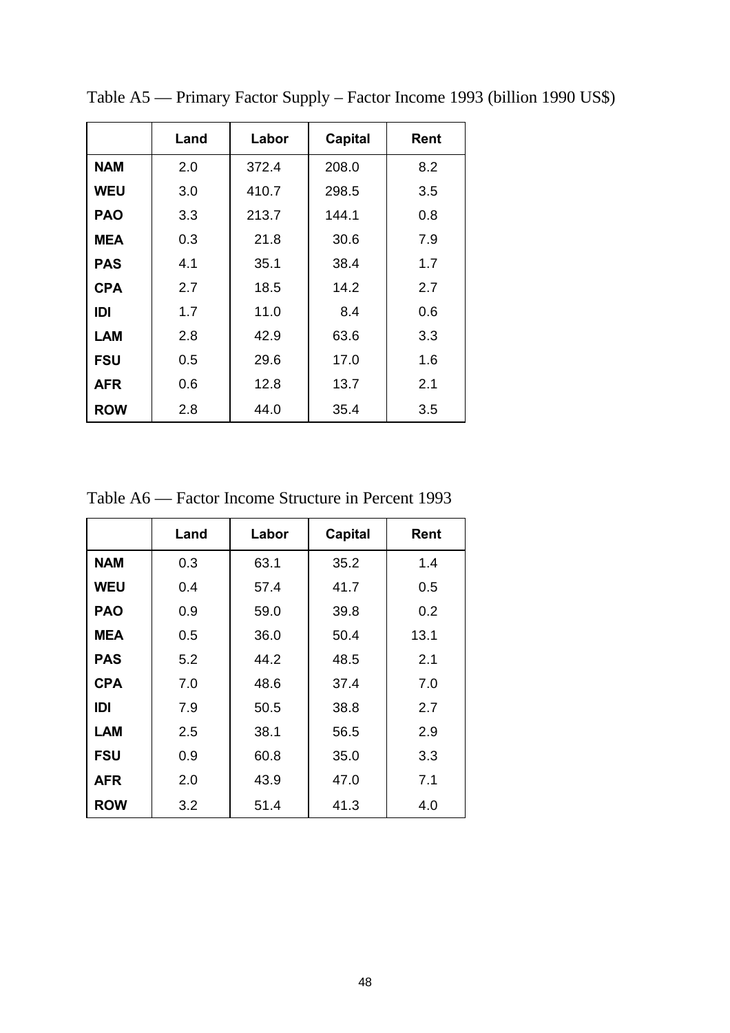Table A5 — Primary Factor Supply – Factor Income 1993 (billion 1990 US$)

| | Land | Labor | Capital | Rent |
|---|---|---|---|---|
| **NAM** | 2.0 | 372.4 | 208.0 | 8.2 |
| **WEU** | 3.0 | 410.7 | 298.5 | 3.5 |
| **PAO** | 3.3 | 213.7 | 144.1 | 0.8 |
| **MEA** | 0.3 | 21.8 | 30.6 | 7.9 |
| **PAS** | 4.1 | 35.1 | 38.4 | 1.7 |
| **CPA** | 2.7 | 18.5 | 14.2 | 2.7 |
| **IDI** | 1.7 | 11.0 | 8.4 | 0.6 |
| **LAM** | 2.8 | 42.9 | 63.6 | 3.3 |
| **FSU** | 0.5 | 29.6 | 17.0 | 1.6 |
| **AFR** | 0.6 | 12.8 | 13.7 | 2.1 |
| **ROW** | 2.8 | 44.0 | 35.4 | 3.5 |

Table A6 — Factor Income Structure in Percent 1993

| | Land | Labor | Capital | Rent |
|---|---|---|---|---|
| **NAM** | 0.3 | 63.1 | 35.2 | 1.4 |
| **WEU** | 0.4 | 57.4 | 41.7 | 0.5 |
| **PAO** | 0.9 | 59.0 | 39.8 | 0.2 |
| **MEA** | 0.5 | 36.0 | 50.4 | 13.1 |
| **PAS** | 5.2 | 44.2 | 48.5 | 2.1 |
| **CPA** | 7.0 | 48.6 | 37.4 | 7.0 |
| **IDI** | 7.9 | 50.5 | 38.8 | 2.7 |
| **LAM** | 2.5 | 38.1 | 56.5 | 2.9 |
| **FSU** | 0.9 | 60.8 | 35.0 | 3.3 |
| **AFR** | 2.0 | 43.9 | 47.0 | 7.1 |
| **ROW** | 3.2 | 51.4 | 41.3 | 4.0 |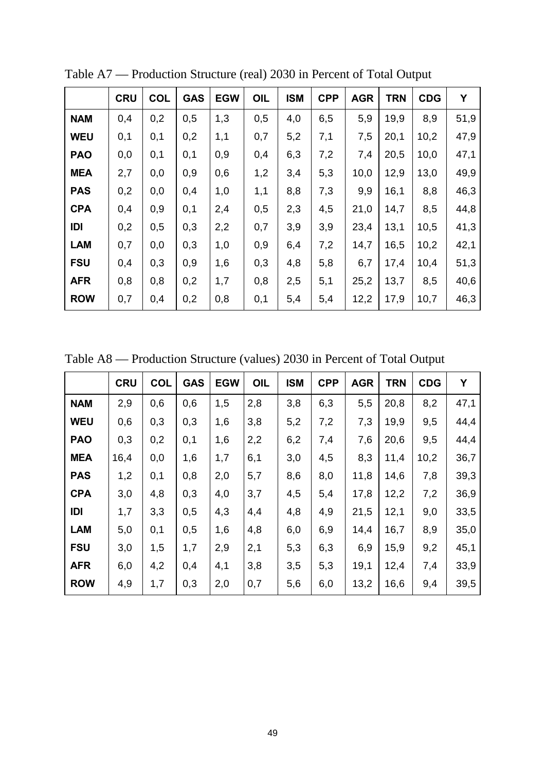Table A7 — Production Structure (real) 2030 in Percent of Total Output

| | CRU | COL | GAS | EGW | OIL | ISM | CPP | AGR | TRN | CDG | Y |
|---|---|---|---|---|---|---|---|---|---|---|---|
| **NAM** | 0,4 | 0,2 | 0,5 | 1,3 | 0,5 | 4,0 | 6,5 | 5,9 | 19,9 | 8,9 | 51,9 |
| **WEU** | 0,1 | 0,1 | 0,2 | 1,1 | 0,7 | 5,2 | 7,1 | 7,5 | 20,1 | 10,2 | 47,9 |
| **PAO** | 0,0 | 0,1 | 0,1 | 0,9 | 0,4 | 6,3 | 7,2 | 7,4 | 20,5 | 10,0 | 47,1 |
| **MEA** | 2,7 | 0,0 | 0,9 | 0,6 | 1,2 | 3,4 | 5,3 | 10,0 | 12,9 | 13,0 | 49,9 |
| **PAS** | 0,2 | 0,0 | 0,4 | 1,0 | 1,1 | 8,8 | 7,3 | 9,9 | 16,1 | 8,8 | 46,3 |
| **CPA** | 0,4 | 0,9 | 0,1 | 2,4 | 0,5 | 2,3 | 4,5 | 21,0 | 14,7 | 8,5 | 44,8 |
| **IDI** | 0,2 | 0,5 | 0,3 | 2,2 | 0,7 | 3,9 | 3,9 | 23,4 | 13,1 | 10,5 | 41,3 |
| **LAM** | 0,7 | 0,0 | 0,3 | 1,0 | 0,9 | 6,4 | 7,2 | 14,7 | 16,5 | 10,2 | 42,1 |
| **FSU** | 0,4 | 0,3 | 0,9 | 1,6 | 0,3 | 4,8 | 5,8 | 6,7 | 17,4 | 10,4 | 51,3 |
| **AFR** | 0,8 | 0,8 | 0,2 | 1,7 | 0,8 | 2,5 | 5,1 | 25,2 | 13,7 | 8,5 | 40,6 |
| **ROW** | 0,7 | 0,4 | 0,2 | 0,8 | 0,1 | 5,4 | 5,4 | 12,2 | 17,9 | 10,7 | 46,3 |

Table A8 — Production Structure (values) 2030 in Percent of Total Output

| | CRU | COL | GAS | EGW | OIL | ISM | CPP | AGR | TRN | CDG | Y |
|---|---|---|---|---|---|---|---|---|---|---|---|
| **NAM** | 2,9 | 0,6 | 0,6 | 1,5 | 2,8 | 3,8 | 6,3 | 5,5 | 20,8 | 8,2 | 47,1 |
| **WEU** | 0,6 | 0,3 | 0,3 | 1,6 | 3,8 | 5,2 | 7,2 | 7,3 | 19,9 | 9,5 | 44,4 |
| **PAO** | 0,3 | 0,2 | 0,1 | 1,6 | 2,2 | 6,2 | 7,4 | 7,6 | 20,6 | 9,5 | 44,4 |
| **MEA** | 16,4 | 0,0 | 1,6 | 1,7 | 6,1 | 3,0 | 4,5 | 8,3 | 11,4 | 10,2 | 36,7 |
| **PAS** | 1,2 | 0,1 | 0,8 | 2,0 | 5,7 | 8,6 | 8,0 | 11,8 | 14,6 | 7,8 | 39,3 |
| **CPA** | 3,0 | 4,8 | 0,3 | 4,0 | 3,7 | 4,5 | 5,4 | 17,8 | 12,2 | 7,2 | 36,9 |
| **IDI** | 1,7 | 3,3 | 0,5 | 4,3 | 4,4 | 4,8 | 4,9 | 21,5 | 12,1 | 9,0 | 33,5 |
| **LAM** | 5,0 | 0,1 | 0,5 | 1,6 | 4,8 | 6,0 | 6,9 | 14,4 | 16,7 | 8,9 | 35,0 |
| **FSU** | 3,0 | 1,5 | 1,7 | 2,9 | 2,1 | 5,3 | 6,3 | 6,9 | 15,9 | 9,2 | 45,1 |
| **AFR** | 6,0 | 4,2 | 0,4 | 4,1 | 3,8 | 3,5 | 5,3 | 19,1 | 12,4 | 7,4 | 33,9 |
| **ROW** | 4,9 | 1,7 | 0,3 | 2,0 | 0,7 | 5,6 | 6,0 | 13,2 | 16,6 | 9,4 | 39,5 |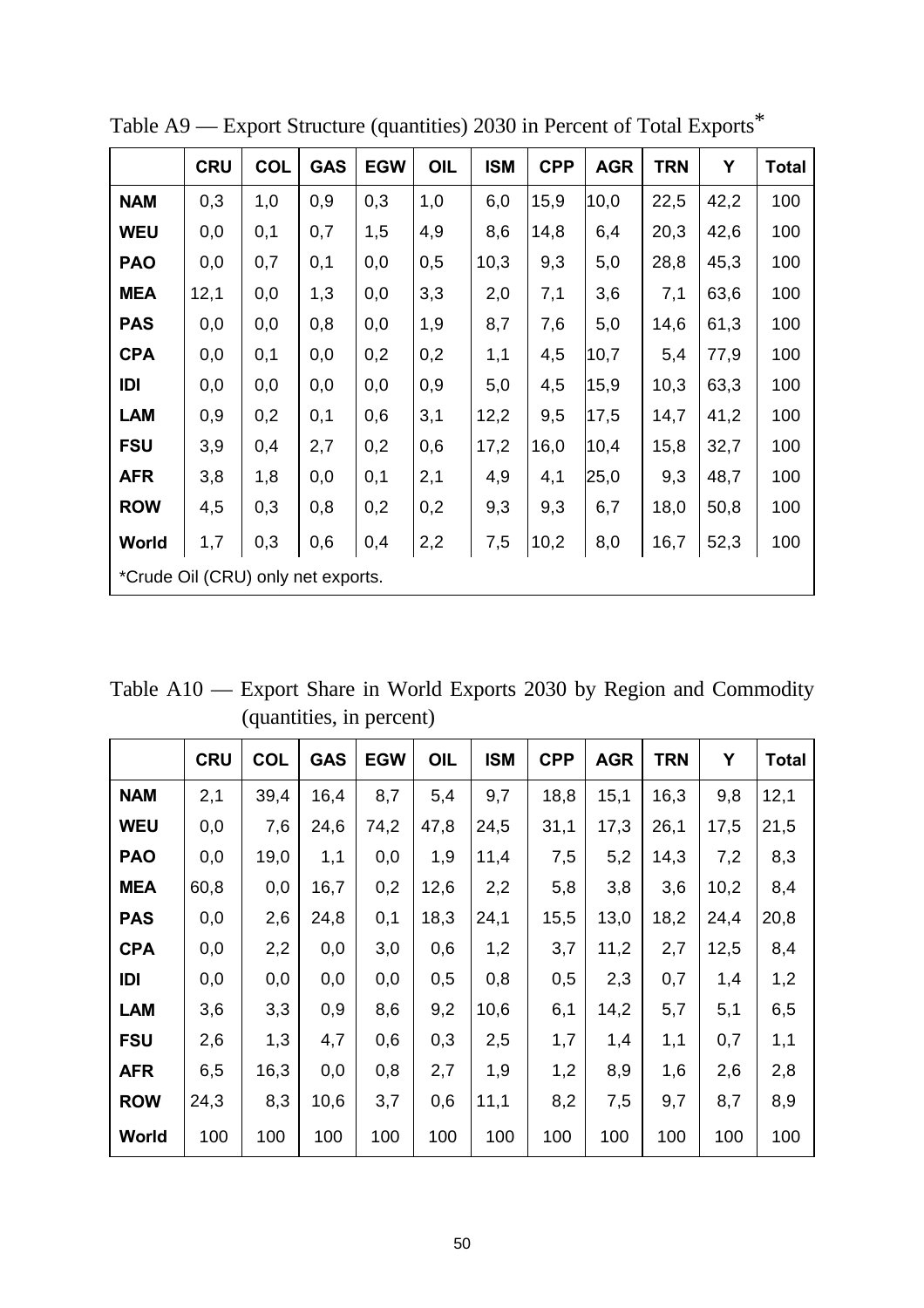Table A9 — Export Structure (quantities) 2030 in Percent of Total Exports*

| | CRU | COL | GAS | EGW | OIL | ISM | CPP | AGR | TRN | Y | Total |
|---|---|---|---|---|---|---|---|---|---|---|---|
| **NAM** | 0,3 | 1,0 | 0,9 | 0,3 | 1,0 | 6,0 | 15,9 | 10,0 | 22,5 | 42,2 | 100 |
| **WEU** | 0,0 | 0,1 | 0,7 | 1,5 | 4,9 | 8,6 | 14,8 | 6,4 | 20,3 | 42,6 | 100 |
| **PAO** | 0,0 | 0,7 | 0,1 | 0,0 | 0,5 | 10,3 | 9,3 | 5,0 | 28,8 | 45,3 | 100 |
| **MEA** | 12,1 | 0,0 | 1,3 | 0,0 | 3,3 | 2,0 | 7,1 | 3,6 | 7,1 | 63,6 | 100 |
| **PAS** | 0,0 | 0,0 | 0,8 | 0,0 | 1,9 | 8,7 | 7,6 | 5,0 | 14,6 | 61,3 | 100 |
| **CPA** | 0,0 | 0,1 | 0,0 | 0,2 | 0,2 | 1,1 | 4,5 | 10,7 | 5,4 | 77,9 | 100 |
| **IDI** | 0,0 | 0,0 | 0,0 | 0,0 | 0,9 | 5,0 | 4,5 | 15,9 | 10,3 | 63,3 | 100 |
| **LAM** | 0,9 | 0,2 | 0,1 | 0,6 | 3,1 | 12,2 | 9,5 | 17,5 | 14,7 | 41,2 | 100 |
| **FSU** | 3,9 | 0,4 | 2,7 | 0,2 | 0,6 | 17,2 | 16,0 | 10,4 | 15,8 | 32,7 | 100 |
| **AFR** | 3,8 | 1,8 | 0,0 | 0,1 | 2,1 | 4,9 | 4,1 | 25,0 | 9,3 | 48,7 | 100 |
| **ROW** | 4,5 | 0,3 | 0,8 | 0,2 | 0,2 | 9,3 | 9,3 | 6,7 | 18,0 | 50,8 | 100 |
| **World** | 1,7 | 0,3 | 0,6 | 0,4 | 2,2 | 7,5 | 10,2 | 8,0 | 16,7 | 52,3 | 100 |

*Crude Oil (CRU) only net exports.

Table A10 — Export Share in World Exports 2030 by Region and Commodity (quantities, in percent)

| | CRU | COL | GAS | EGW | OIL | ISM | CPP | AGR | TRN | Y | Total |
|---|---|---|---|---|---|---|---|---|---|---|---|
| **NAM** | 2,1 | 39,4 | 16,4 | 8,7 | 5,4 | 9,7 | 18,8 | 15,1 | 16,3 | 9,8 | 12,1 |
| **WEU** | 0,0 | 7,6 | 24,6 | 74,2 | 47,8 | 24,5 | 31,1 | 17,3 | 26,1 | 17,5 | 21,5 |
| **PAO** | 0,0 | 19,0 | 1,1 | 0,0 | 1,9 | 11,4 | 7,5 | 5,2 | 14,3 | 7,2 | 8,3 |
| **MEA** | 60,8 | 0,0 | 16,7 | 0,2 | 12,6 | 2,2 | 5,8 | 3,8 | 3,6 | 10,2 | 8,4 |
| **PAS** | 0,0 | 2,6 | 24,8 | 0,1 | 18,3 | 24,1 | 15,5 | 13,0 | 18,2 | 24,4 | 20,8 |
| **CPA** | 0,0 | 2,2 | 0,0 | 3,0 | 0,6 | 1,2 | 3,7 | 11,2 | 2,7 | 12,5 | 8,4 |
| **IDI** | 0,0 | 0,0 | 0,0 | 0,0 | 0,5 | 0,8 | 0,5 | 2,3 | 0,7 | 1,4 | 1,2 |
| **LAM** | 3,6 | 3,3 | 0,9 | 8,6 | 9,2 | 10,6 | 6,1 | 14,2 | 5,7 | 5,1 | 6,5 |
| **FSU** | 2,6 | 1,3 | 4,7 | 0,6 | 0,3 | 2,5 | 1,7 | 1,4 | 1,1 | 0,7 | 1,1 |
| **AFR** | 6,5 | 16,3 | 0,0 | 0,8 | 2,7 | 1,9 | 1,2 | 8,9 | 1,6 | 2,6 | 2,8 |
| **ROW** | 24,3 | 8,3 | 10,6 | 3,7 | 0,6 | 11,1 | 8,2 | 7,5 | 9,7 | 8,7 | 8,9 |
| **World** | 100 | 100 | 100 | 100 | 100 | 100 | 100 | 100 | 100 | 100 | 100 |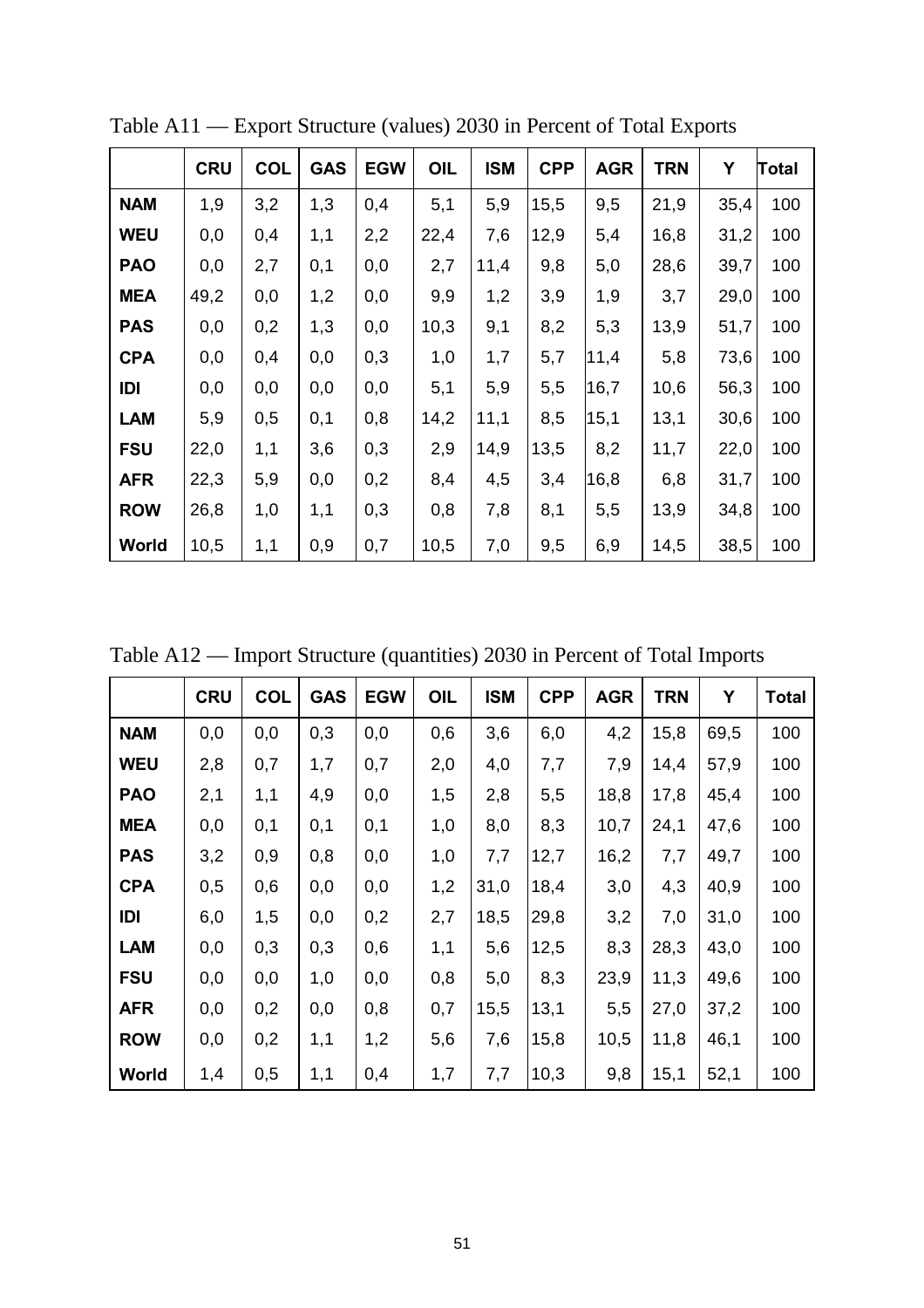Table A11 — Export Structure (values) 2030 in Percent of Total Exports

| | CRU | COL | GAS | EGW | OIL | ISM | CPP | AGR | TRN | Y | Total |
|---|---|---|---|---|---|---|---|---|---|---|---|
| **NAM** | 1,9 | 3,2 | 1,3 | 0,4 | 5,1 | 5,9 | 15,5 | 9,5 | 21,9 | 35,4 | 100 |
| **WEU** | 0,0 | 0,4 | 1,1 | 2,2 | 22,4 | 7,6 | 12,9 | 5,4 | 16,8 | 31,2 | 100 |
| **PAO** | 0,0 | 2,7 | 0,1 | 0,0 | 2,7 | 11,4 | 9,8 | 5,0 | 28,6 | 39,7 | 100 |
| **MEA** | 49,2 | 0,0 | 1,2 | 0,0 | 9,9 | 1,2 | 3,9 | 1,9 | 3,7 | 29,0 | 100 |
| **PAS** | 0,0 | 0,2 | 1,3 | 0,0 | 10,3 | 9,1 | 8,2 | 5,3 | 13,9 | 51,7 | 100 |
| **CPA** | 0,0 | 0,4 | 0,0 | 0,3 | 1,0 | 1,7 | 5,7 | 11,4 | 5,8 | 73,6 | 100 |
| **IDI** | 0,0 | 0,0 | 0,0 | 0,0 | 5,1 | 5,9 | 5,5 | 16,7 | 10,6 | 56,3 | 100 |
| **LAM** | 5,9 | 0,5 | 0,1 | 0,8 | 14,2 | 11,1 | 8,5 | 15,1 | 13,1 | 30,6 | 100 |
| **FSU** | 22,0 | 1,1 | 3,6 | 0,3 | 2,9 | 14,9 | 13,5 | 8,2 | 11,7 | 22,0 | 100 |
| **AFR** | 22,3 | 5,9 | 0,0 | 0,2 | 8,4 | 4,5 | 3,4 | 16,8 | 6,8 | 31,7 | 100 |
| **ROW** | 26,8 | 1,0 | 1,1 | 0,3 | 0,8 | 7,8 | 8,1 | 5,5 | 13,9 | 34,8 | 100 |
| **World** | 10,5 | 1,1 | 0,9 | 0,7 | 10,5 | 7,0 | 9,5 | 6,9 | 14,5 | 38,5 | 100 |

Table A12 — Import Structure (quantities) 2030 in Percent of Total Imports

| | CRU | COL | GAS | EGW | OIL | ISM | CPP | AGR | TRN | Y | Total |
|---|---|---|---|---|---|---|---|---|---|---|---|
| **NAM** | 0,0 | 0,0 | 0,3 | 0,0 | 0,6 | 3,6 | 6,0 | 4,2 | 15,8 | 69,5 | 100 |
| **WEU** | 2,8 | 0,7 | 1,7 | 0,7 | 2,0 | 4,0 | 7,7 | 7,9 | 14,4 | 57,9 | 100 |
| **PAO** | 2,1 | 1,1 | 4,9 | 0,0 | 1,5 | 2,8 | 5,5 | 18,8 | 17,8 | 45,4 | 100 |
| **MEA** | 0,0 | 0,1 | 0,1 | 0,1 | 1,0 | 8,0 | 8,3 | 10,7 | 24,1 | 47,6 | 100 |
| **PAS** | 3,2 | 0,9 | 0,8 | 0,0 | 1,0 | 7,7 | 12,7 | 16,2 | 7,7 | 49,7 | 100 |
| **CPA** | 0,5 | 0,6 | 0,0 | 0,0 | 1,2 | 31,0 | 18,4 | 3,0 | 4,3 | 40,9 | 100 |
| **IDI** | 6,0 | 1,5 | 0,0 | 0,2 | 2,7 | 18,5 | 29,8 | 3,2 | 7,0 | 31,0 | 100 |
| **LAM** | 0,0 | 0,3 | 0,3 | 0,6 | 1,1 | 5,6 | 12,5 | 8,3 | 28,3 | 43,0 | 100 |
| **FSU** | 0,0 | 0,0 | 1,0 | 0,0 | 0,8 | 5,0 | 8,3 | 23,9 | 11,3 | 49,6 | 100 |
| **AFR** | 0,0 | 0,2 | 0,0 | 0,8 | 0,7 | 15,5 | 13,1 | 5,5 | 27,0 | 37,2 | 100 |
| **ROW** | 0,0 | 0,2 | 1,1 | 1,2 | 5,6 | 7,6 | 15,8 | 10,5 | 11,8 | 46,1 | 100 |
| **World** | 1,4 | 0,5 | 1,1 | 0,4 | 1,7 | 7,7 | 10,3 | 9,8 | 15,1 | 52,1 | 100 |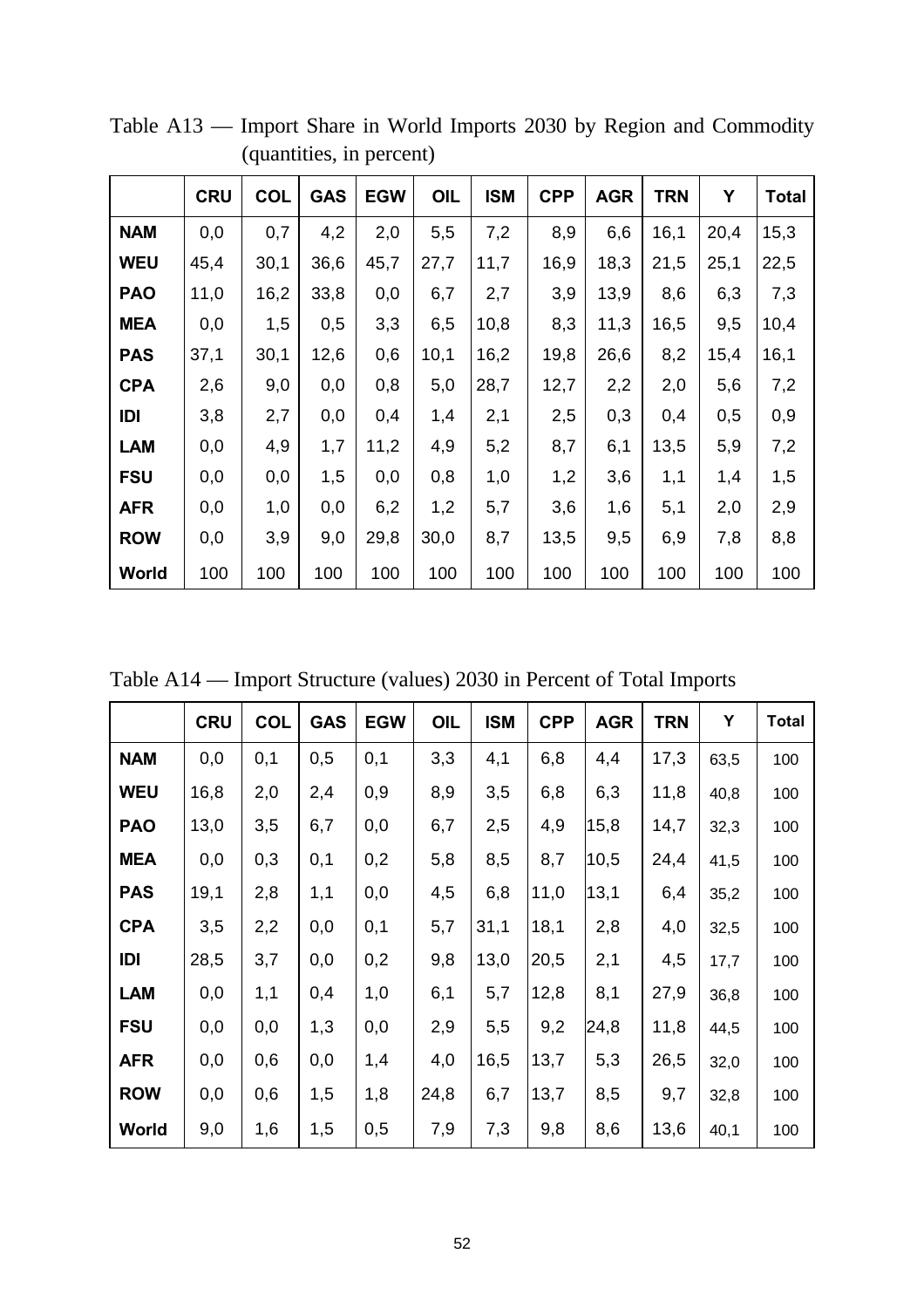Table A13 — Import Share in World Imports 2030 by Region and Commodity (quantities, in percent)

| | CRU | COL | GAS | EGW | OIL | ISM | CPP | AGR | TRN | Y | Total |
|---|---|---|---|---|---|---|---|---|---|---|---|
| **NAM** | 0,0 | 0,7 | 4,2 | 2,0 | 5,5 | 7,2 | 8,9 | 6,6 | 16,1 | 20,4 | 15,3 |
| **WEU** | 45,4 | 30,1 | 36,6 | 45,7 | 27,7 | 11,7 | 16,9 | 18,3 | 21,5 | 25,1 | 22,5 |
| **PAO** | 11,0 | 16,2 | 33,8 | 0,0 | 6,7 | 2,7 | 3,9 | 13,9 | 8,6 | 6,3 | 7,3 |
| **MEA** | 0,0 | 1,5 | 0,5 | 3,3 | 6,5 | 10,8 | 8,3 | 11,3 | 16,5 | 9,5 | 10,4 |
| **PAS** | 37,1 | 30,1 | 12,6 | 0,6 | 10,1 | 16,2 | 19,8 | 26,6 | 8,2 | 15,4 | 16,1 |
| **CPA** | 2,6 | 9,0 | 0,0 | 0,8 | 5,0 | 28,7 | 12,7 | 2,2 | 2,0 | 5,6 | 7,2 |
| **IDI** | 3,8 | 2,7 | 0,0 | 0,4 | 1,4 | 2,1 | 2,5 | 0,3 | 0,4 | 0,5 | 0,9 |
| **LAM** | 0,0 | 4,9 | 1,7 | 11,2 | 4,9 | 5,2 | 8,7 | 6,1 | 13,5 | 5,9 | 7,2 |
| **FSU** | 0,0 | 0,0 | 1,5 | 0,0 | 0,8 | 1,0 | 1,2 | 3,6 | 1,1 | 1,4 | 1,5 |
| **AFR** | 0,0 | 1,0 | 0,0 | 6,2 | 1,2 | 5,7 | 3,6 | 1,6 | 5,1 | 2,0 | 2,9 |
| **ROW** | 0,0 | 3,9 | 9,0 | 29,8 | 30,0 | 8,7 | 13,5 | 9,5 | 6,9 | 7,8 | 8,8 |
| **World** | 100 | 100 | 100 | 100 | 100 | 100 | 100 | 100 | 100 | 100 | 100 |

Table A14 — Import Structure (values) 2030 in Percent of Total Imports

| | CRU | COL | GAS | EGW | OIL | ISM | CPP | AGR | TRN | Y | Total |
|---|---|---|---|---|---|---|---|---|---|---|---|
| **NAM** | 0,0 | 0,1 | 0,5 | 0,1 | 3,3 | 4,1 | 6,8 | 4,4 | 17,3 | 63,5 | 100 |
| **WEU** | 16,8 | 2,0 | 2,4 | 0,9 | 8,9 | 3,5 | 6,8 | 6,3 | 11,8 | 40,8 | 100 |
| **PAO** | 13,0 | 3,5 | 6,7 | 0,0 | 6,7 | 2,5 | 4,9 | 15,8 | 14,7 | 32,3 | 100 |
| **MEA** | 0,0 | 0,3 | 0,1 | 0,2 | 5,8 | 8,5 | 8,7 | 10,5 | 24,4 | 41,5 | 100 |
| **PAS** | 19,1 | 2,8 | 1,1 | 0,0 | 4,5 | 6,8 | 11,0 | 13,1 | 6,4 | 35,2 | 100 |
| **CPA** | 3,5 | 2,2 | 0,0 | 0,1 | 5,7 | 31,1 | 18,1 | 2,8 | 4,0 | 32,5 | 100 |
| **IDI** | 28,5 | 3,7 | 0,0 | 0,2 | 9,8 | 13,0 | 20,5 | 2,1 | 4,5 | 17,7 | 100 |
| **LAM** | 0,0 | 1,1 | 0,4 | 1,0 | 6,1 | 5,7 | 12,8 | 8,1 | 27,9 | 36,8 | 100 |
| **FSU** | 0,0 | 0,0 | 1,3 | 0,0 | 2,9 | 5,5 | 9,2 | 24,8 | 11,8 | 44,5 | 100 |
| **AFR** | 0,0 | 0,6 | 0,0 | 1,4 | 4,0 | 16,5 | 13,7 | 5,3 | 26,5 | 32,0 | 100 |
| **ROW** | 0,0 | 0,6 | 1,5 | 1,8 | 24,8 | 6,7 | 13,7 | 8,5 | 9,7 | 32,8 | 100 |
| **World** | 9,0 | 1,6 | 1,5 | 0,5 | 7,9 | 7,3 | 9,8 | 8,6 | 13,6 | 40,1 | 100 |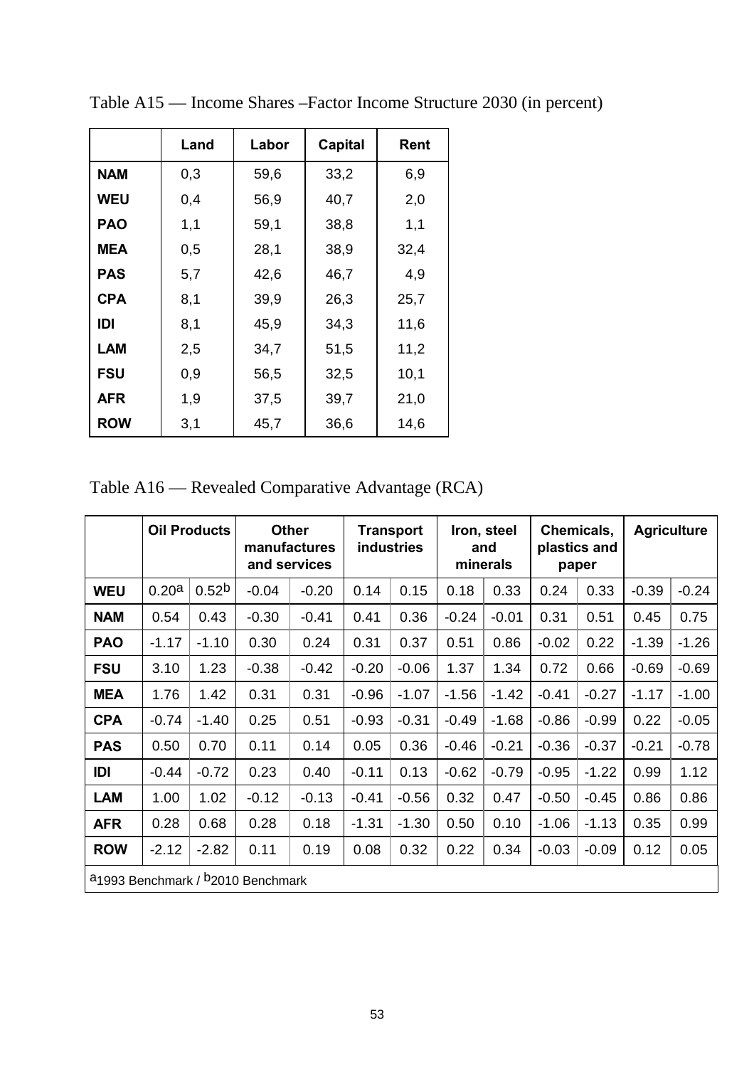Table A15 — Income Shares –Factor Income Structure 2030 (in percent)

| | Land | Labor | Capital | Rent |
|---|---|---|---|---|
| **NAM** | 0,3 | 59,6 | 33,2 | 6,9 |
| **WEU** | 0,4 | 56,9 | 40,7 | 2,0 |
| **PAO** | 1,1 | 59,1 | 38,8 | 1,1 |
| **MEA** | 0,5 | 28,1 | 38,9 | 32,4 |
| **PAS** | 5,7 | 42,6 | 46,7 | 4,9 |
| **CPA** | 8,1 | 39,9 | 26,3 | 25,7 |
| **IDI** | 8,1 | 45,9 | 34,3 | 11,6 |
| **LAM** | 2,5 | 34,7 | 51,5 | 11,2 |
| **FSU** | 0,9 | 56,5 | 32,5 | 10,1 |
| **AFR** | 1,9 | 37,5 | 39,7 | 21,0 |
| **ROW** | 3,1 | 45,7 | 36,6 | 14,6 |

Table A16 — Revealed Comparative Advantage (RCA)

| | Oil Products | | Other manufactures and services | | Transport industries | | Iron, steel and minerals | | Chemicals, plastics and paper | | Agriculture | |
|---|---|---|---|---|---|---|---|---|---|---|---|---|
| **WEU** | 0.20[a] | 0.52[b] | -0.04 | -0.20 | 0.14 | 0.15 | 0.18 | 0.33 | 0.24 | 0.33 | -0.39 | -0.24 |
| **NAM** | 0.54 | 0.43 | -0.30 | -0.41 | 0.41 | 0.36 | -0.24 | -0.01 | 0.31 | 0.51 | 0.45 | 0.75 |
| **PAO** | -1.17 | -1.10 | 0.30 | 0.24 | 0.31 | 0.37 | 0.51 | 0.86 | -0.02 | 0.22 | -1.39 | -1.26 |
| **FSU** | 3.10 | 1.23 | -0.38 | -0.42 | -0.20 | -0.06 | 1.37 | 1.34 | 0.72 | 0.66 | -0.69 | -0.69 |
| **MEA** | 1.76 | 1.42 | 0.31 | 0.31 | -0.96 | -1.07 | -1.56 | -1.42 | -0.41 | -0.27 | -1.17 | -1.00 |
| **CPA** | -0.74 | -1.40 | 0.25 | 0.51 | -0.93 | -0.31 | -0.49 | -1.68 | -0.86 | -0.99 | 0.22 | -0.05 |
| **PAS** | 0.50 | 0.70 | 0.11 | 0.14 | 0.05 | 0.36 | -0.46 | -0.21 | -0.36 | -0.37 | -0.21 | -0.78 |
| **IDI** | -0.44 | -0.72 | 0.23 | 0.40 | -0.11 | 0.13 | -0.62 | -0.79 | -0.95 | -1.22 | 0.99 | 1.12 |
| **LAM** | 1.00 | 1.02 | -0.12 | -0.13 | -0.41 | -0.56 | 0.32 | 0.47 | -0.50 | -0.45 | 0.86 | 0.86 |
| **AFR** | 0.28 | 0.68 | 0.28 | 0.18 | -1.31 | -1.30 | 0.50 | 0.10 | -1.06 | -1.13 | 0.35 | 0.99 |
| **ROW** | -2.12 | -2.82 | 0.11 | 0.19 | 0.08 | 0.32 | 0.22 | 0.34 | -0.03 | -0.09 | 0.12 | 0.05 |

[a]1993 Benchmark / [b]2010 Benchmark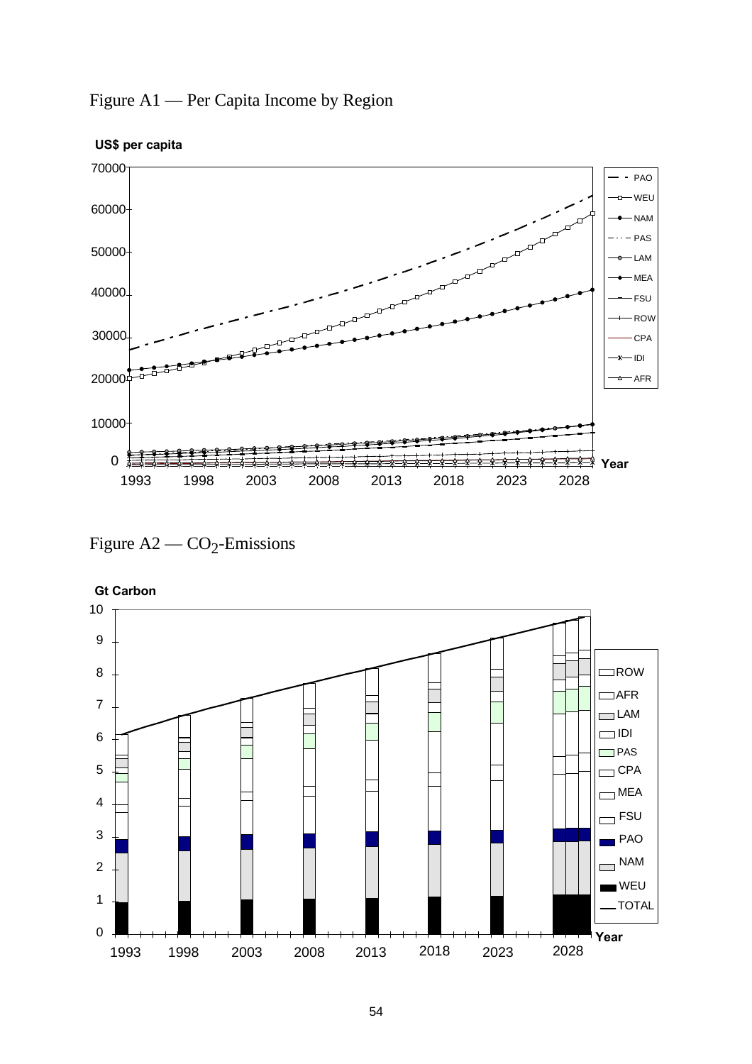Figure A1 — Per Capita Income by Region

Figure A2 — $CO_2$-Emissions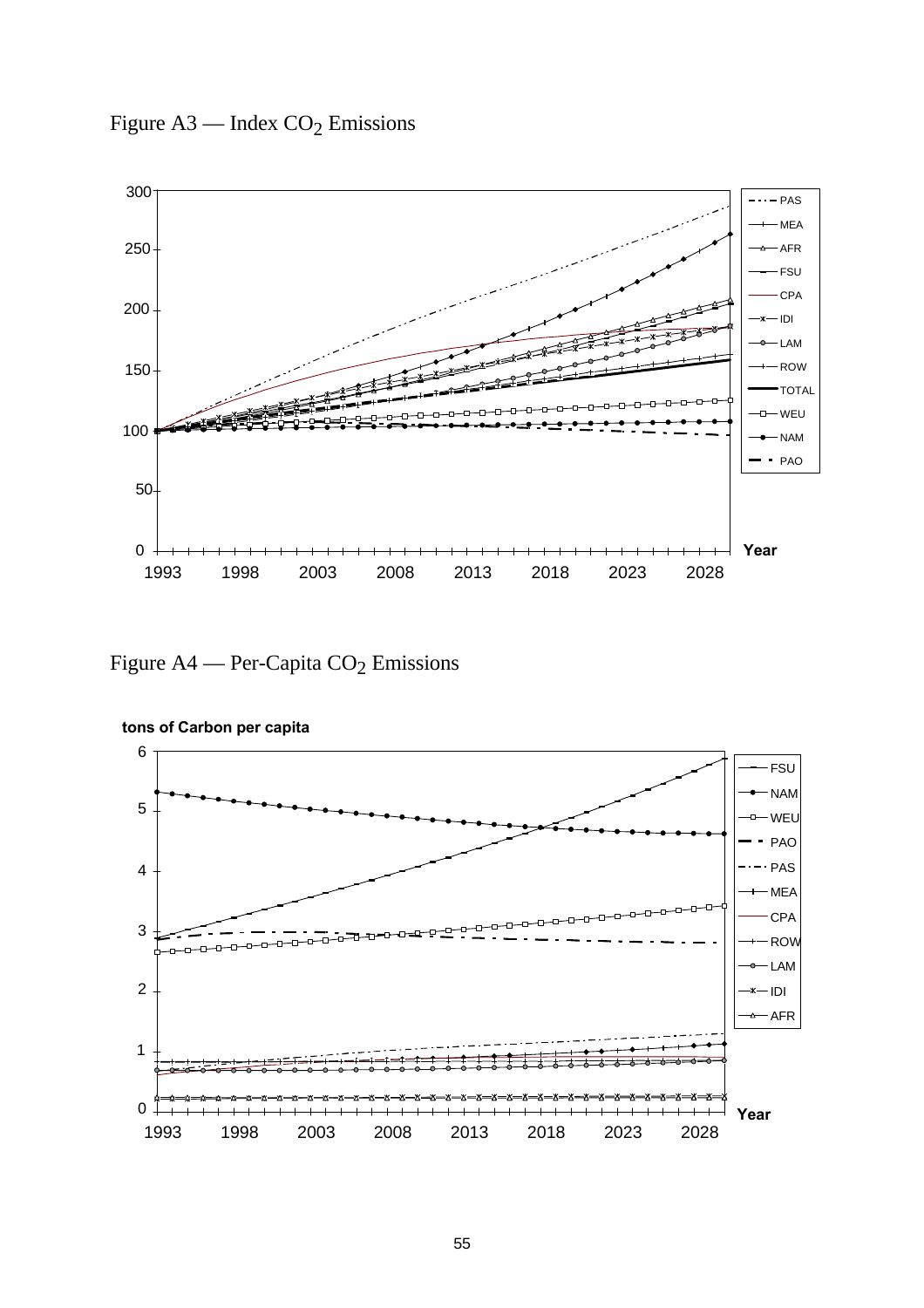Figure A3 — Index $CO_2$ Emissions

Figure A4 — Per-Capita $CO_2$ Emissions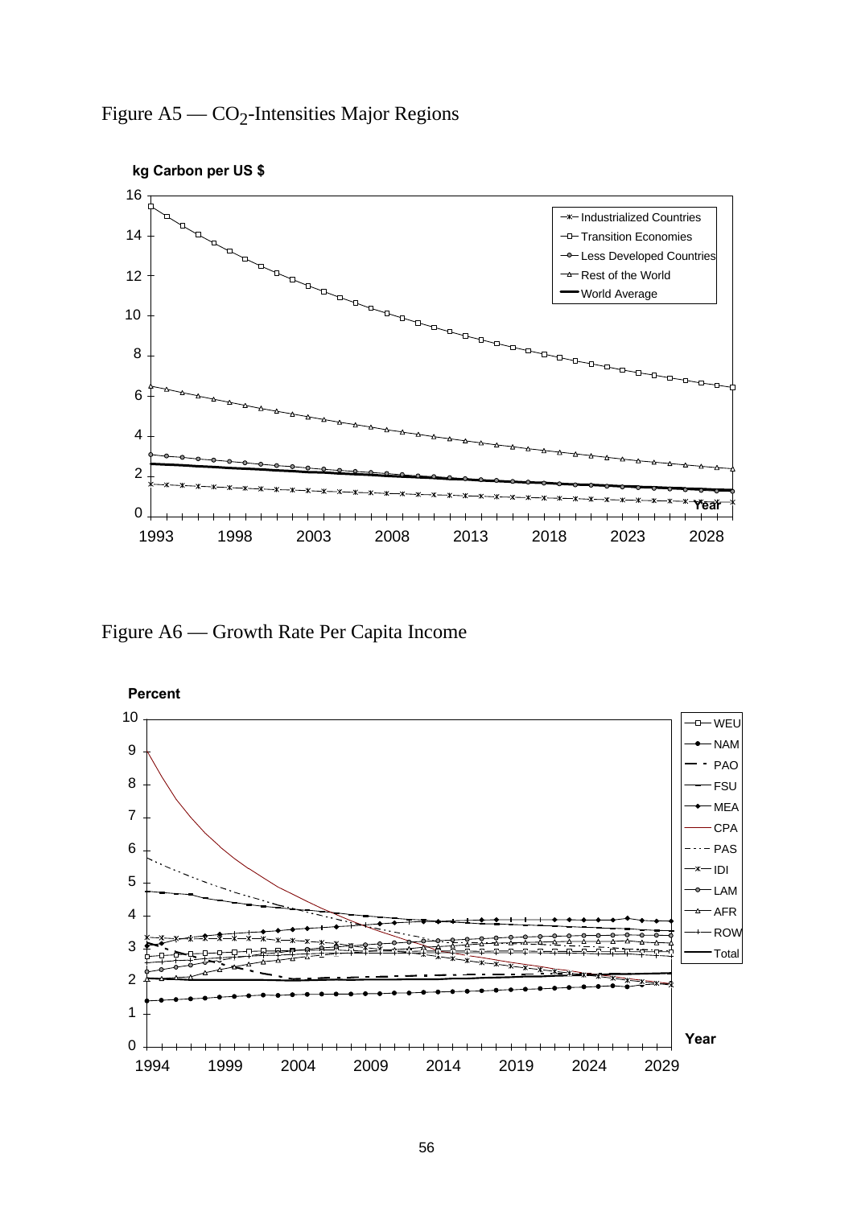Figure A5 — $CO_2$-Intensities Major Regions

Figure A6 — Growth Rate Per Capita Income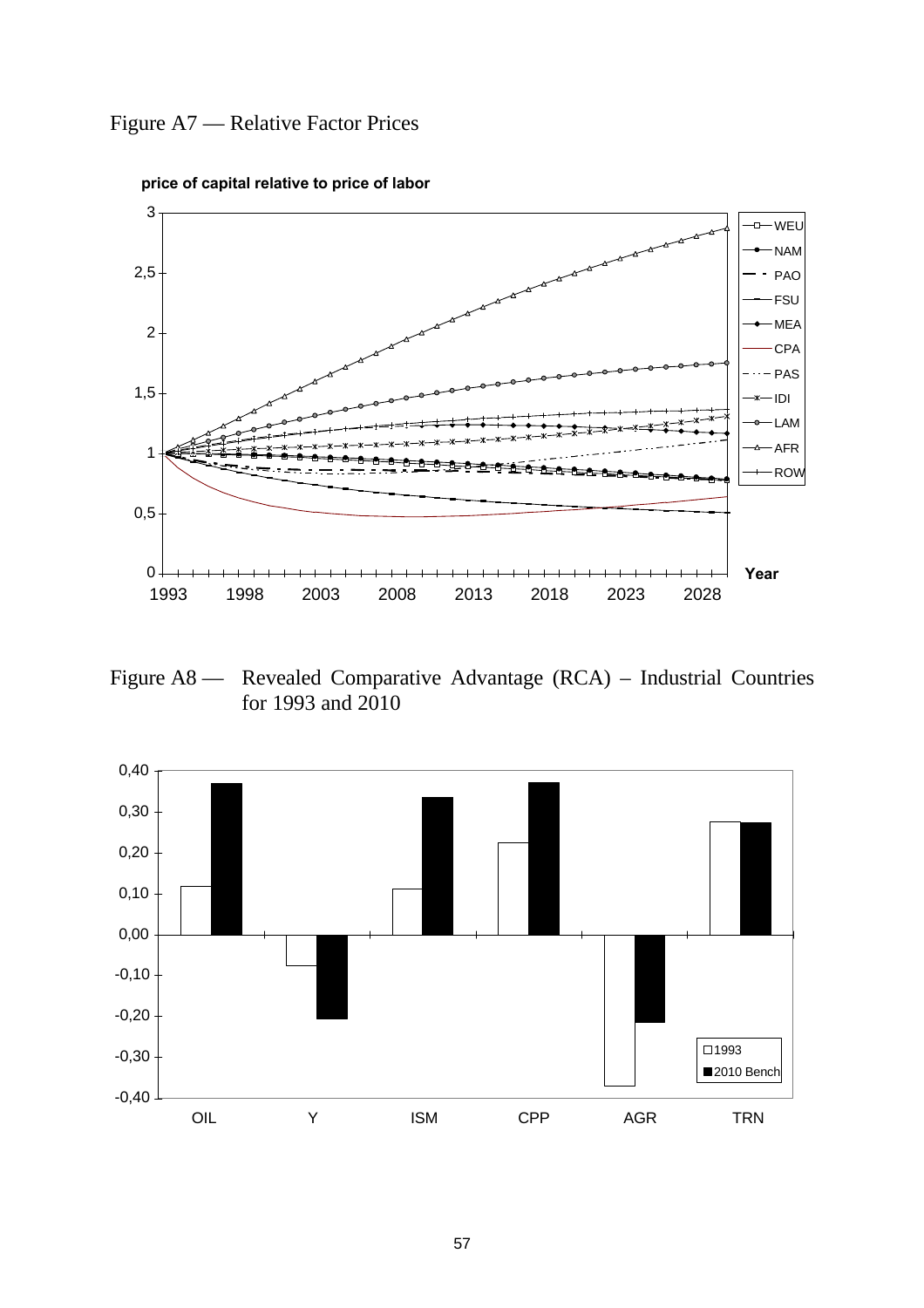Figure A7 — Relative Factor Prices

**price of capital relative to price of labor**

Figure A8 — Revealed Comparative Advantage (RCA) – Industrial Countries for 1993 and 2010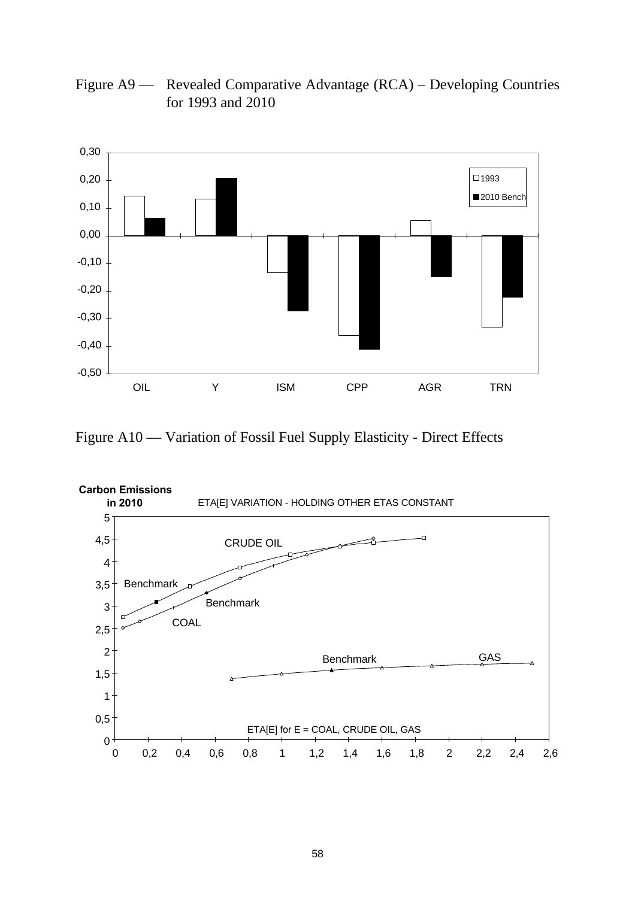Figure A9 — Revealed Comparative Advantage (RCA) – Developing Countries for 1993 and 2010

Figure A10 — Variation of Fossil Fuel Supply Elasticity - Direct Effects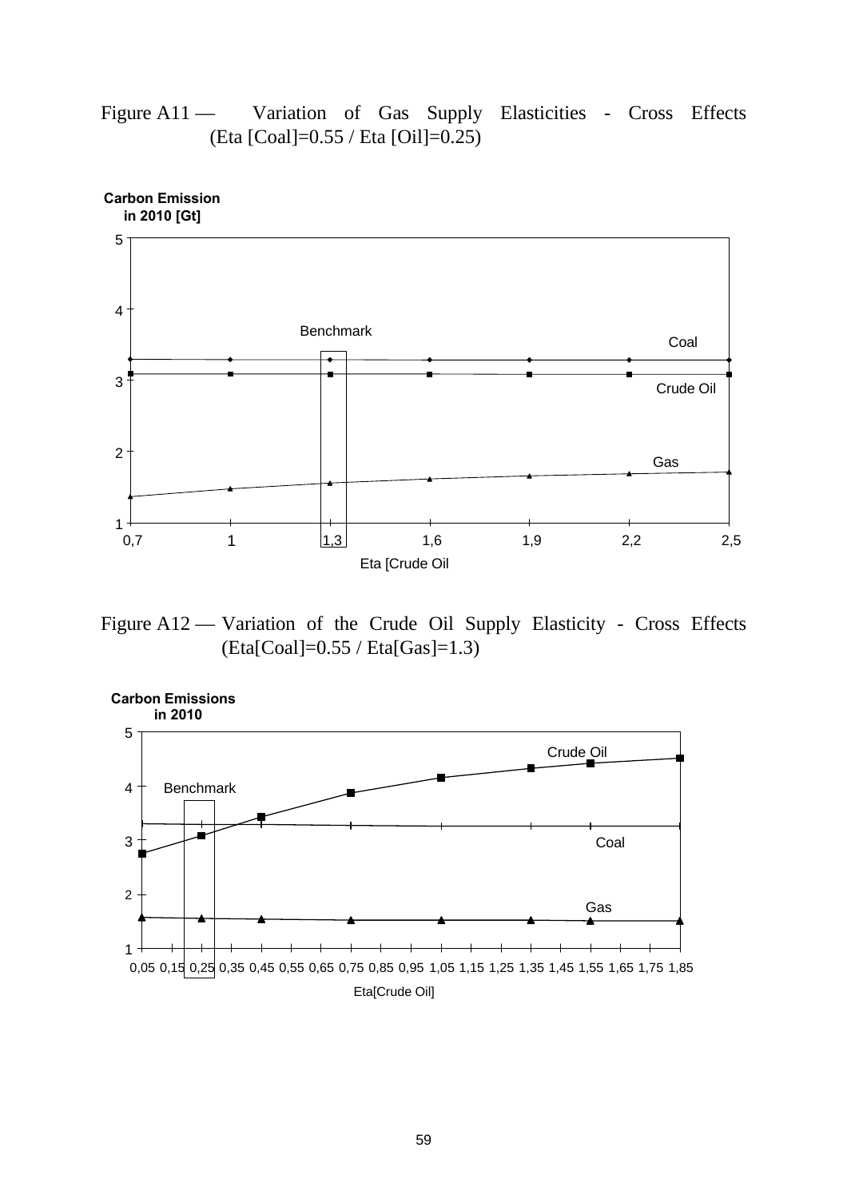Figure A11 — Variation of Gas Supply Elasticities - Cross Effects (Eta [Coal]=0.55 / Eta [Oil]=0.25)

Carbon Emission in 2010 [Gt]

Benchmark

Coal

Crude Oil

Gas

Eta [Crude Oil

Figure A12 — Variation of the Crude Oil Supply Elasticity - Cross Effects (Eta[Coal]=0.55 / Eta[Gas]=1.3)

Carbon Emissions in 2010

Crude Oil

Benchmark

Coal

Gas

Eta[Crude Oil]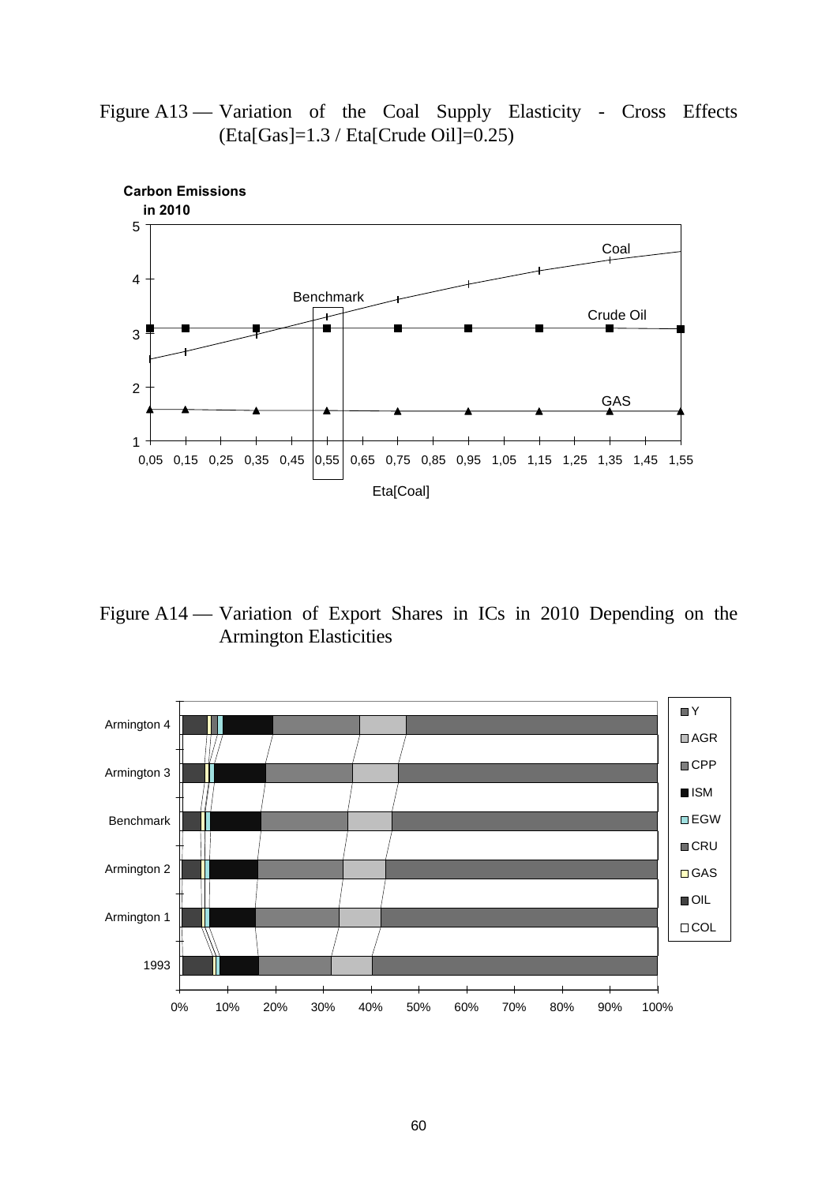Figure A13 — Variation of the Coal Supply Elasticity - Cross Effects (Eta[Gas]=1.3 / Eta[Crude Oil]=0.25)

Figure A14 — Variation of Export Shares in ICs in 2010 Depending on the Armington Elasticities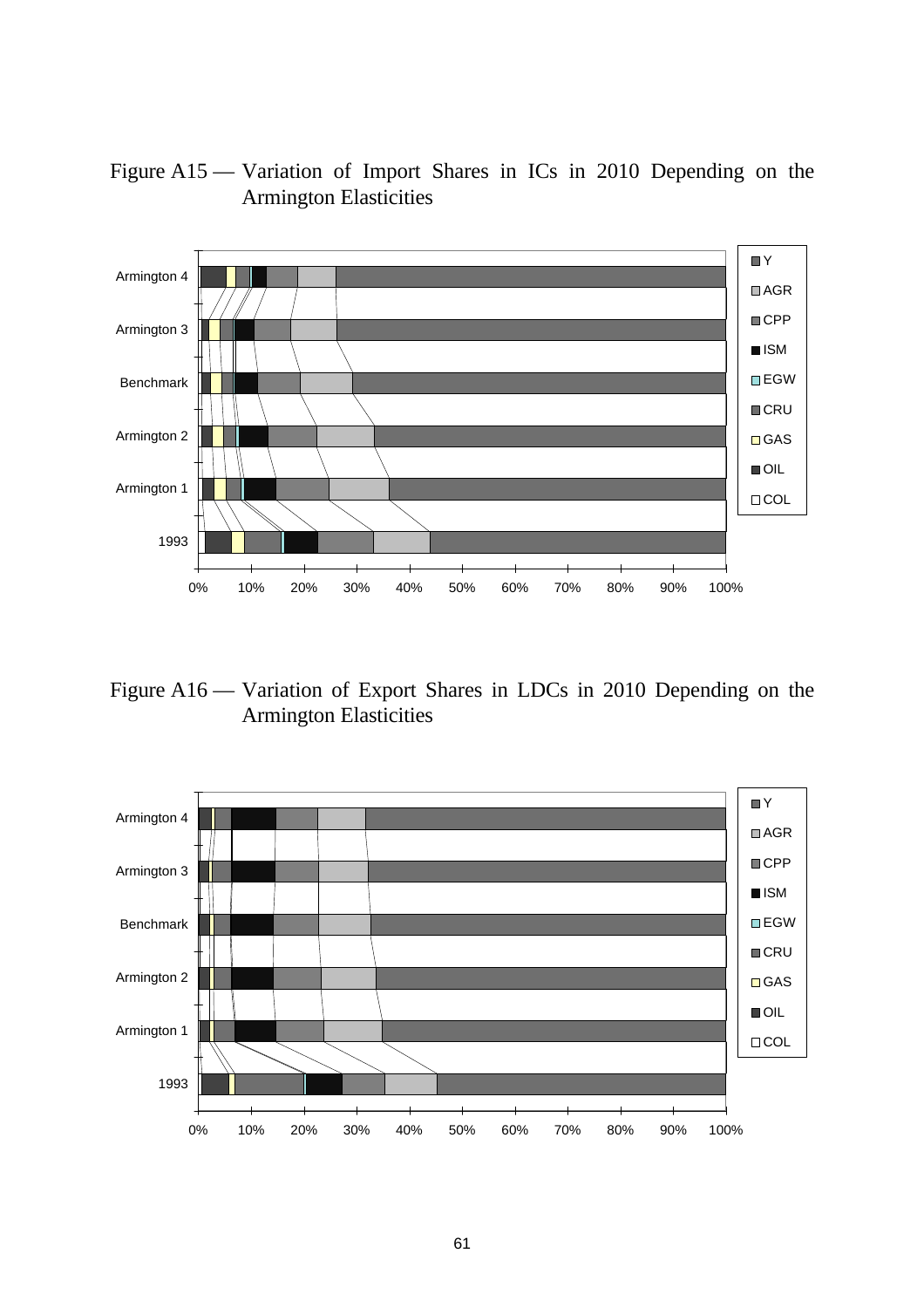Figure A15 — Variation of Import Shares in ICs in 2010 Depending on the Armington Elasticities

Figure A16 — Variation of Export Shares in LDCs in 2010 Depending on the Armington Elasticities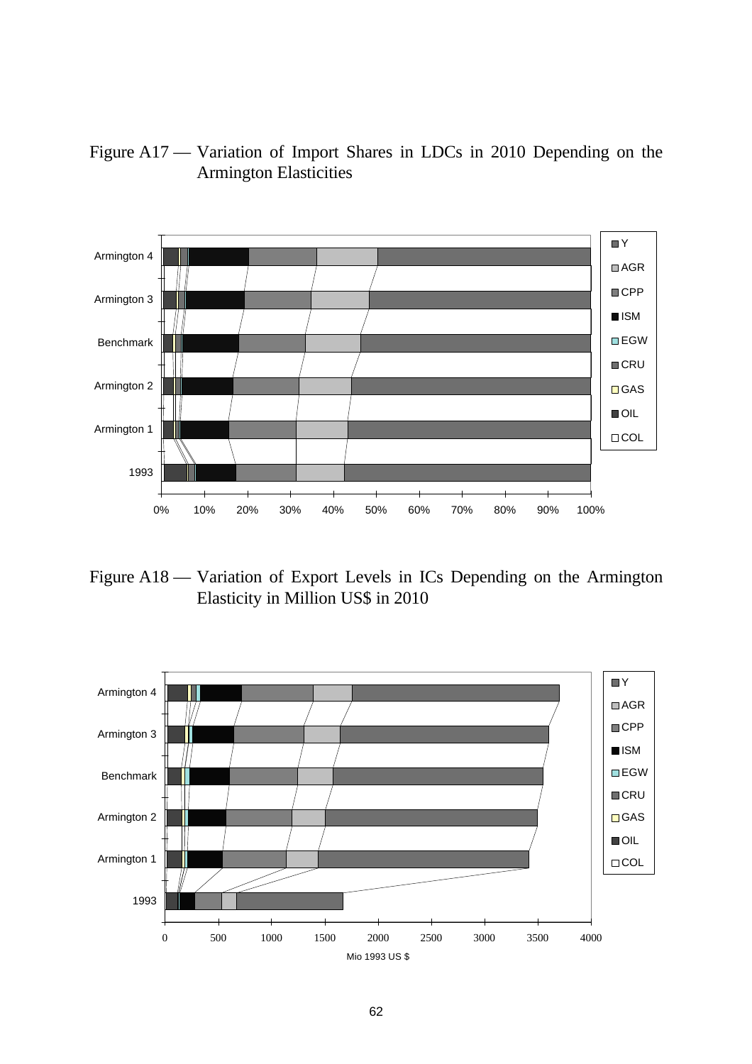Figure A17 — Variation of Import Shares in LDCs in 2010 Depending on the Armington Elasticities

Figure A18 — Variation of Export Levels in ICs Depending on the Armington Elasticity in Million US$ in 2010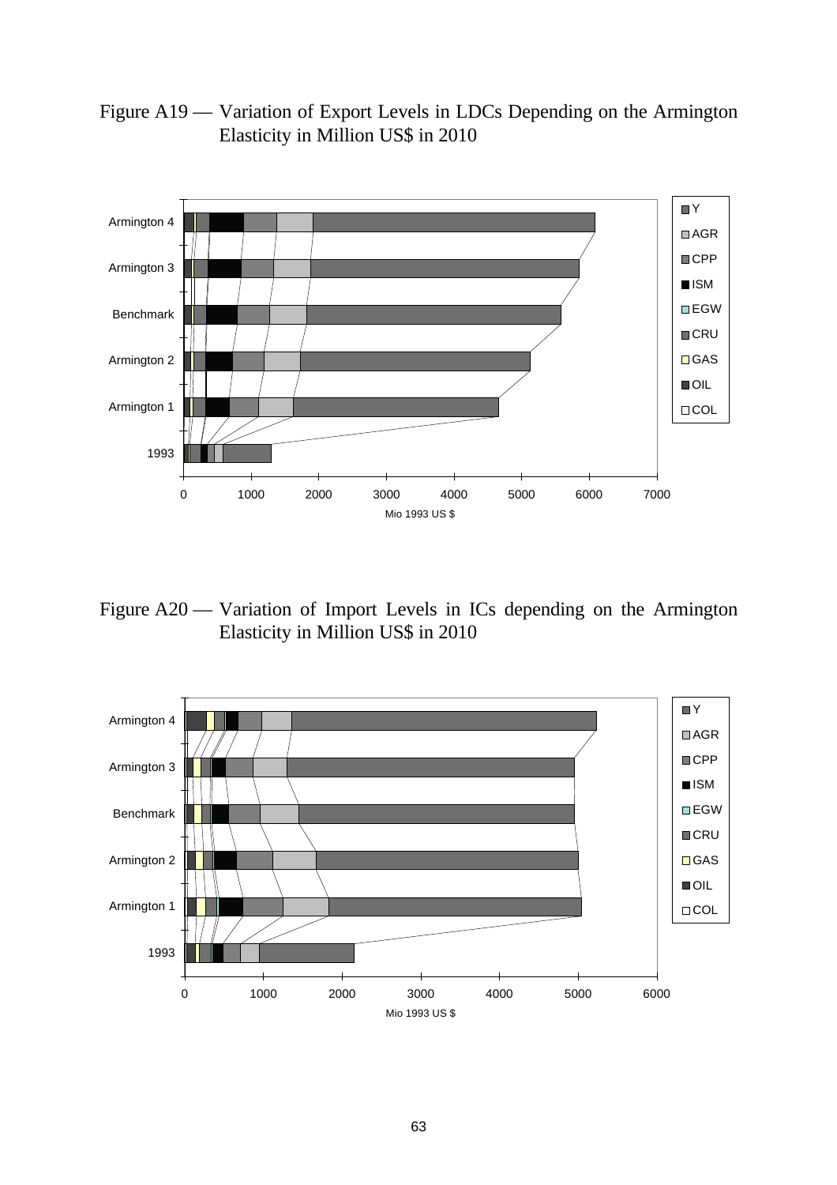Figure A19 — Variation of Export Levels in LDCs Depending on the Armington Elasticity in Million US$ in 2010

Figure A20 — Variation of Import Levels in ICs depending on the Armington Elasticity in Million US$ in 2010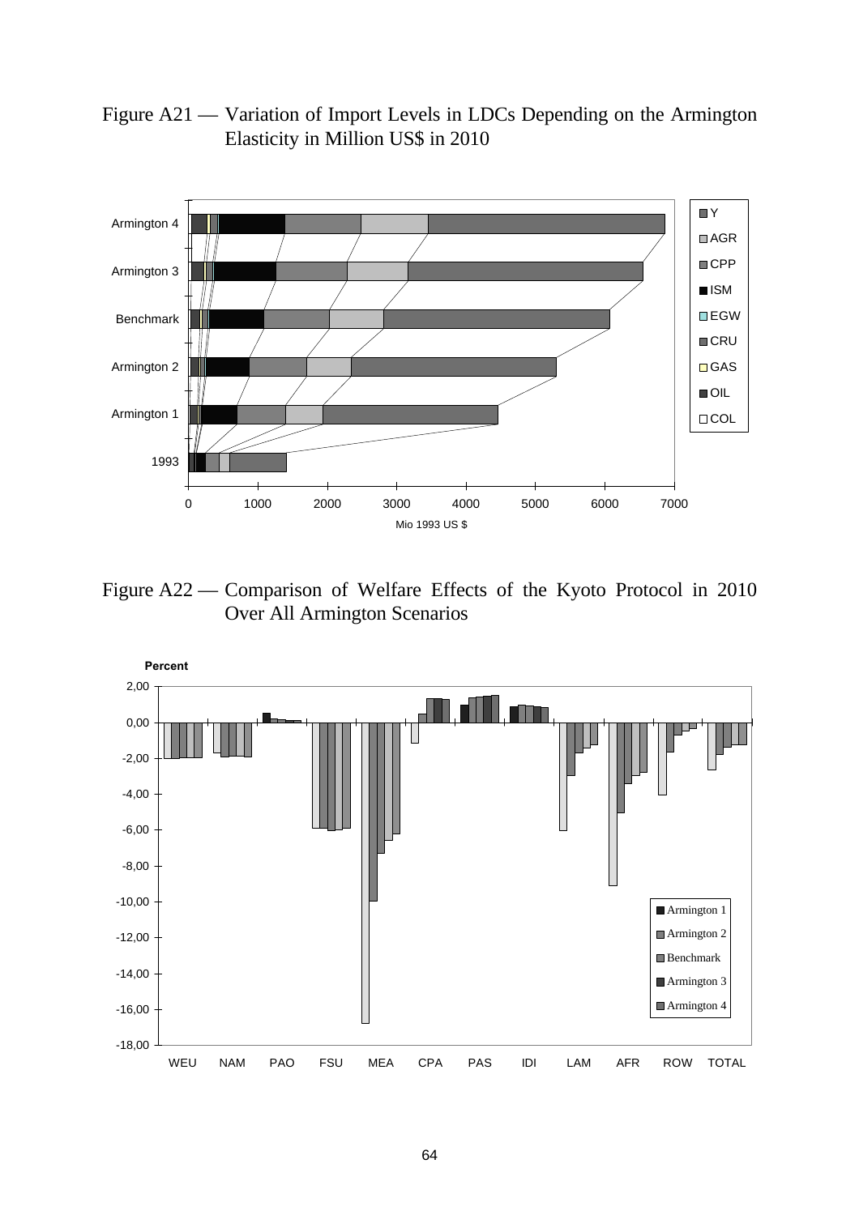Figure A21 — Variation of Import Levels in LDCs Depending on the Armington Elasticity in Million US$ in 2010

Figure A22 — Comparison of Welfare Effects of the Kyoto Protocol in 2010 Over All Armington Scenarios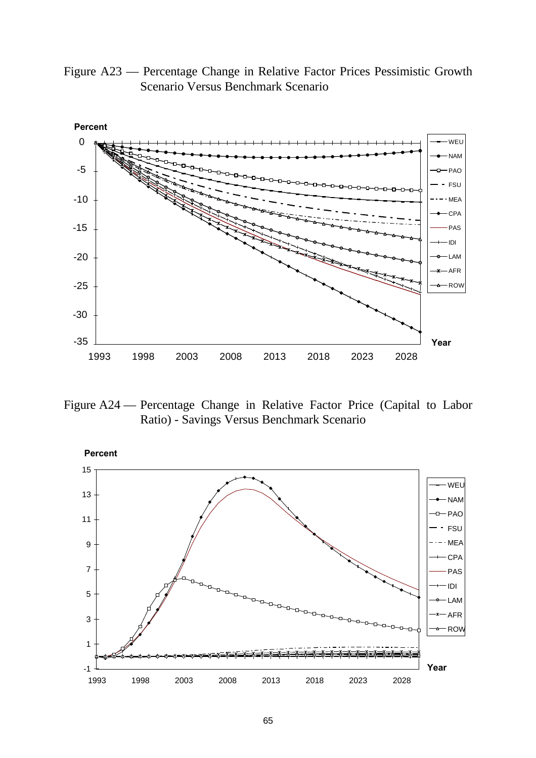Figure A23 — Percentage Change in Relative Factor Prices Pessimistic Growth Scenario Versus Benchmark Scenario

Figure A24 — Percentage Change in Relative Factor Price (Capital to Labor Ratio) - Savings Versus Benchmark Scenario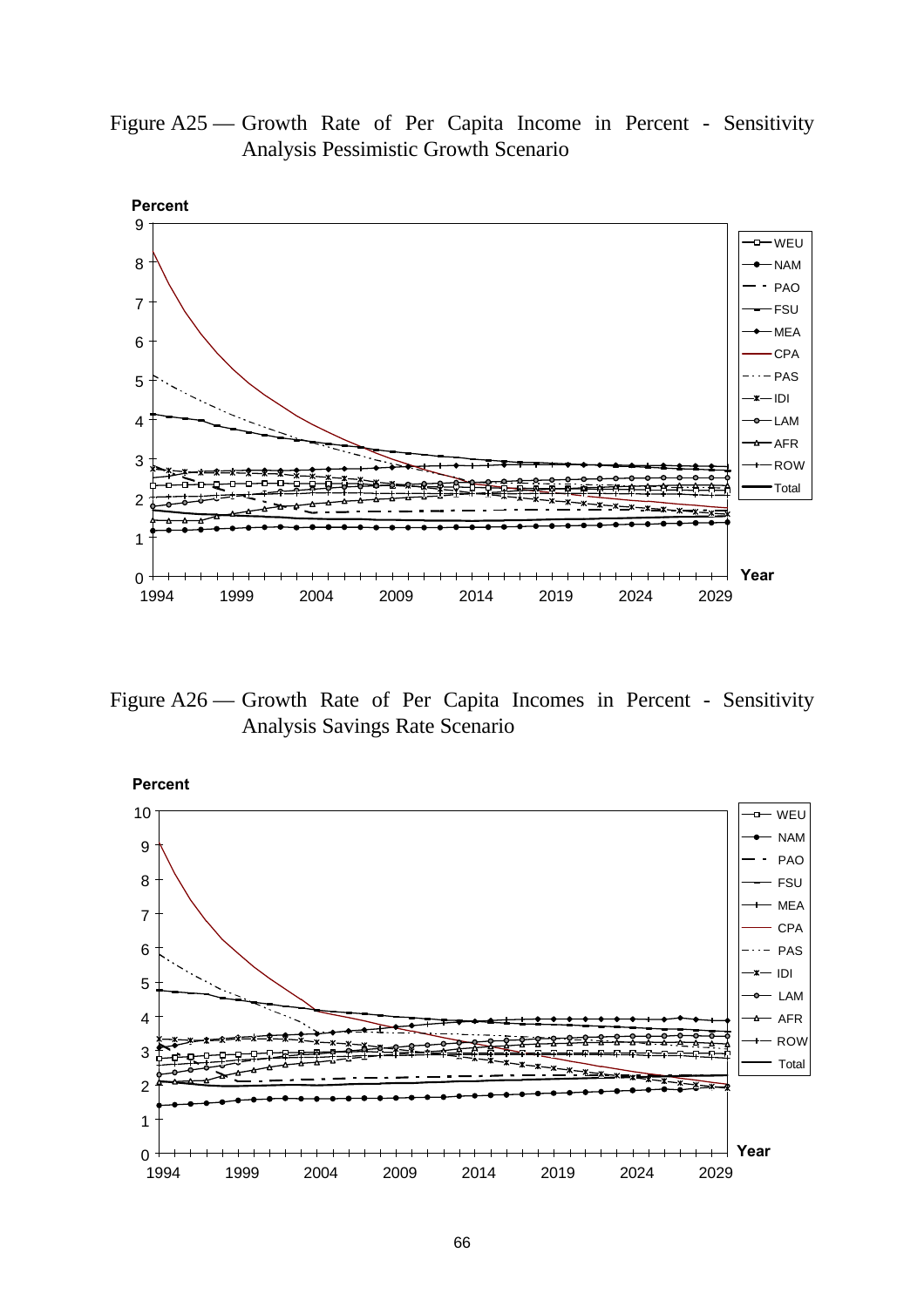Figure A25 — Growth Rate of Per Capita Income in Percent - Sensitivity Analysis Pessimistic Growth Scenario

Figure A26 — Growth Rate of Per Capita Incomes in Percent - Sensitivity Analysis Savings Rate Scenario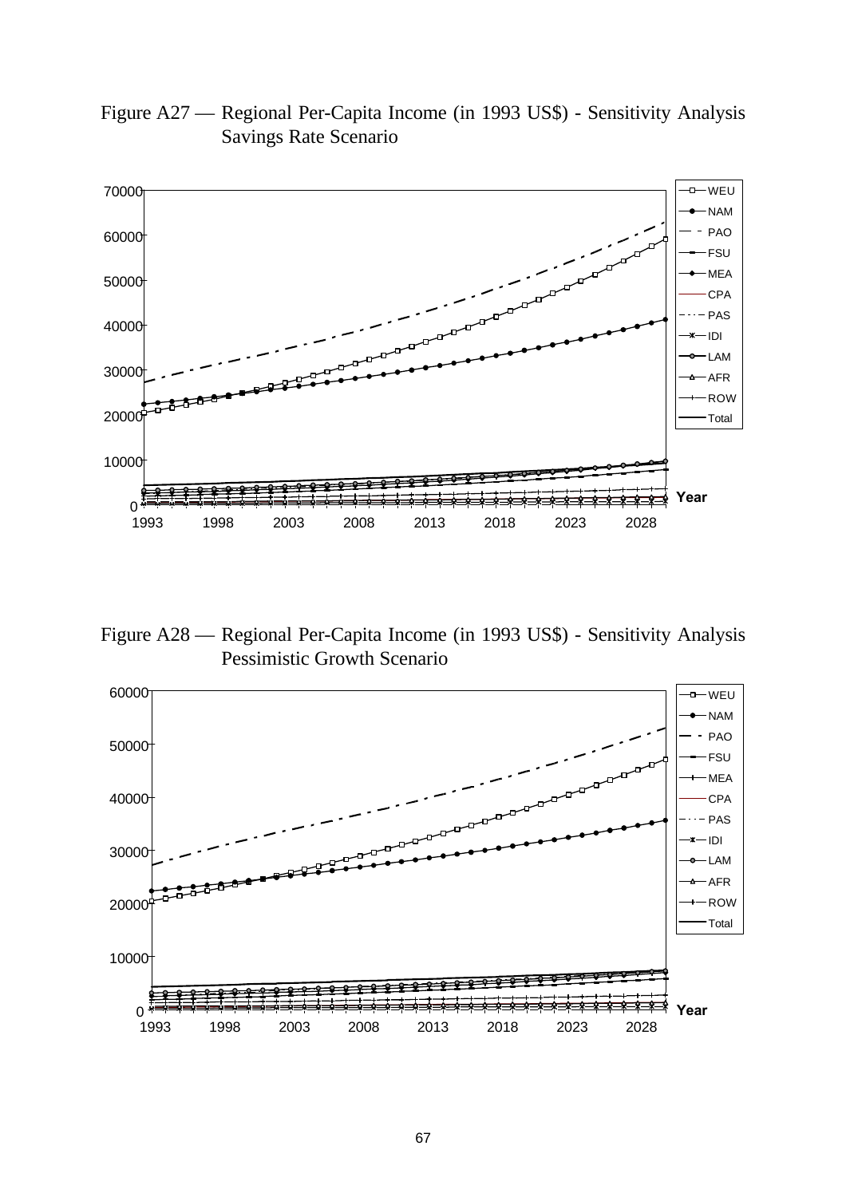Figure A27 — Regional Per-Capita Income (in 1993 US$) - Sensitivity Analysis Savings Rate Scenario

Figure A28 — Regional Per-Capita Income (in 1993 US$) - Sensitivity Analysis Pessimistic Growth Scenario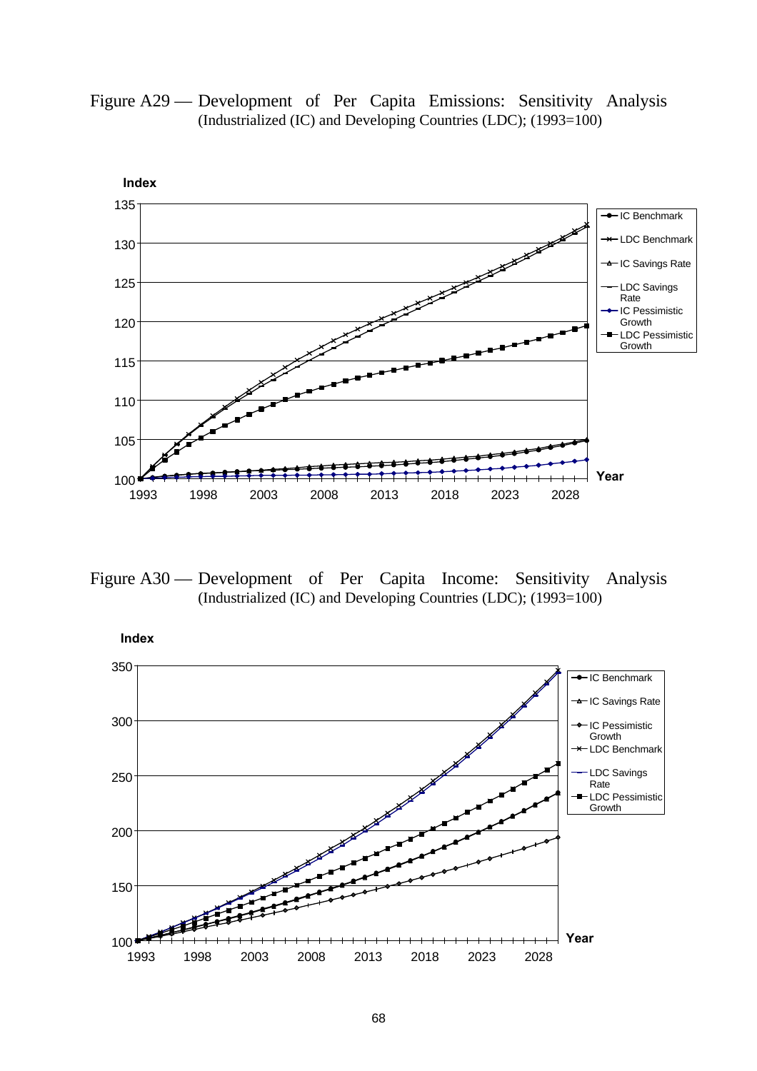Figure A29 — Development of Per Capita Emissions: Sensitivity Analysis (Industrialized (IC) and Developing Countries (LDC); (1993=100)

Figure A30 — Development of Per Capita Income: Sensitivity Analysis (Industrialized (IC) and Developing Countries (LDC); (1993=100)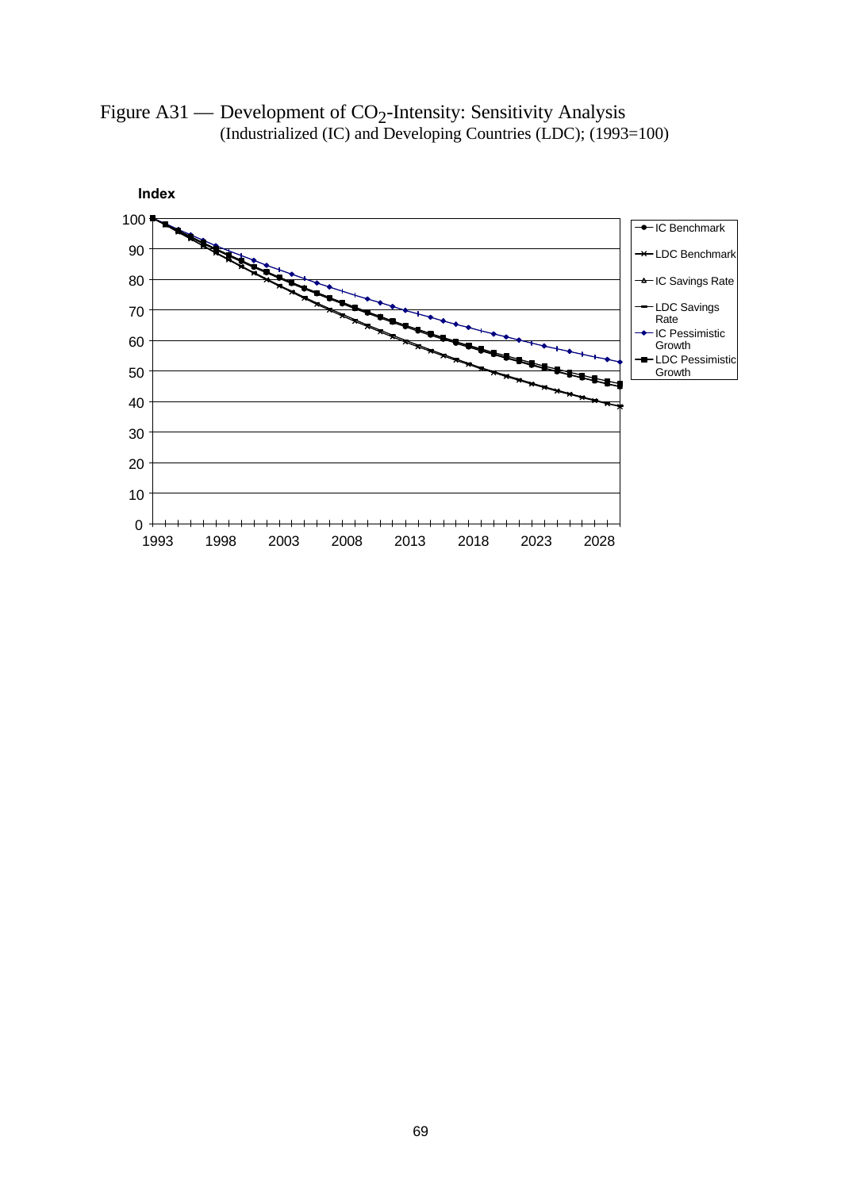Figure A31 — Development of $CO_2$-Intensity: Sensitivity Analysis
(Industrialized (IC) and Developing Countries (LDC); (1993=100)

Index

100
90
80
70
60
50
40
30
20
10
0

1993 1998 2003 2008 2013 2018 2023 2028

- IC Benchmark
- LDC Benchmark
- IC Savings Rate
- LDC Savings Rate
- IC Pessimistic Growth
- LDC Pessimistic Growth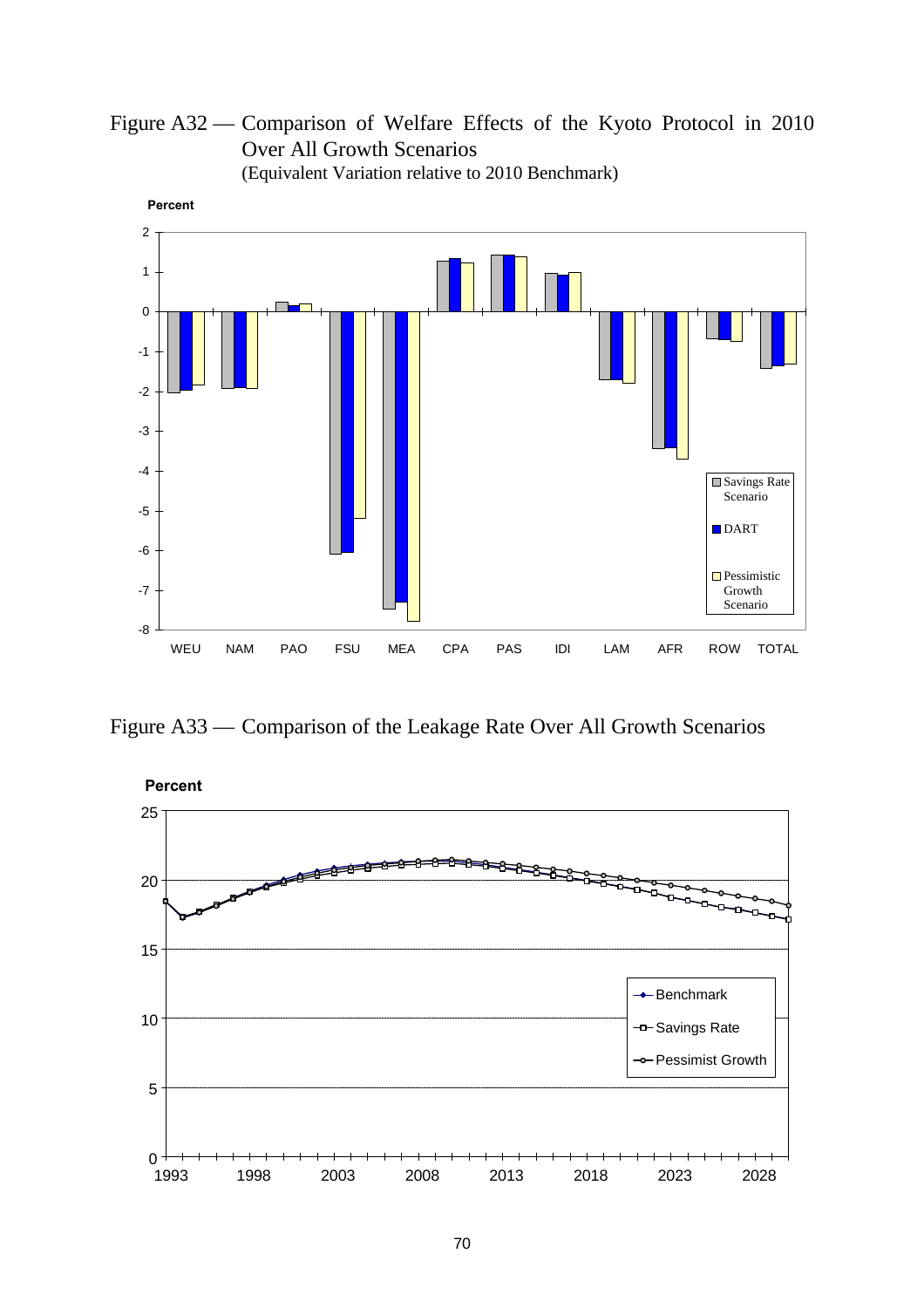Figure A32 — Comparison of Welfare Effects of the Kyoto Protocol in 2010 Over All Growth Scenarios
(Equivalent Variation relative to 2010 Benchmark)

Percent

2
1
0
-1
-2
-3
-4
-5
-6
-7
-8

WEU NAM PAO FSU MEA CPA PAS IDI LAM AFR ROW TOTAL

Savings Rate Scenario
DART
Pessimistic Growth Scenario

Figure A33 — Comparison of the Leakage Rate Over All Growth Scenarios

Percent

25
20
15
10
5
0

1993 1998 2003 2008 2013 2018 2023 2028

Benchmark
Savings Rate
Pessimist Growth